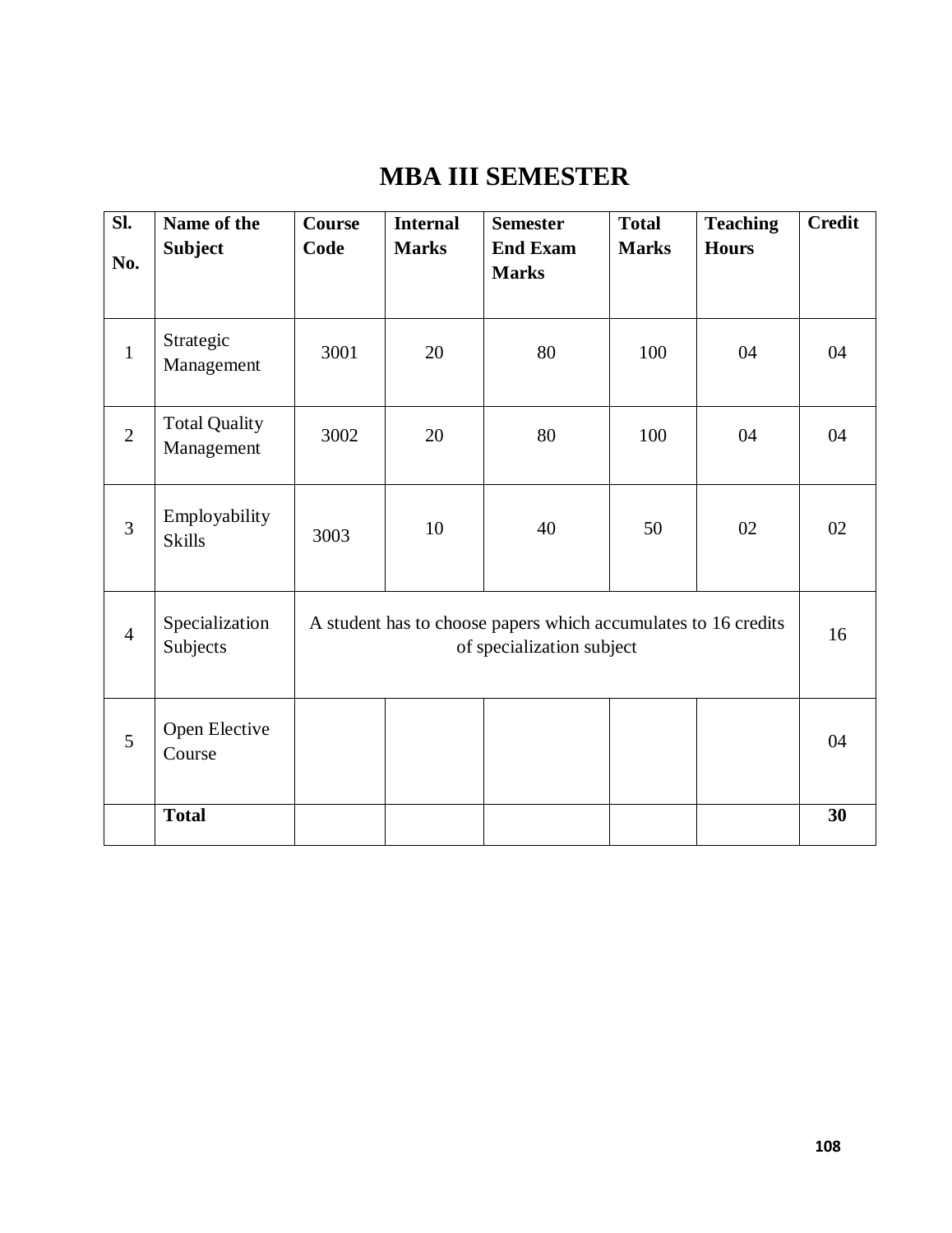# MBA III SEMESTER

| Sl. No. | Name of the Subject | Course Code | Internal Marks | Semester End Exam Marks | Total Marks | Teaching Hours | Credit |
|---|---|---|---|---|---|---|---|
| 1 | Strategic Management | 3001 | 20 | 80 | 100 | 04 | 04 |
| 2 | Total Quality Management | 3002 | 20 | 80 | 100 | 04 | 04 |
| 3 | Employability Skills | 3003 | 10 | 40 | 50 | 02 | 02 |
| 4 | Specialization Subjects | A student has to choose papers which accumulates to 16 credits of specialization subject | | | | | 16 |
| 5 | Open Elective Course | | | | | | 04 |
| | **Total** | | | | | | **30** |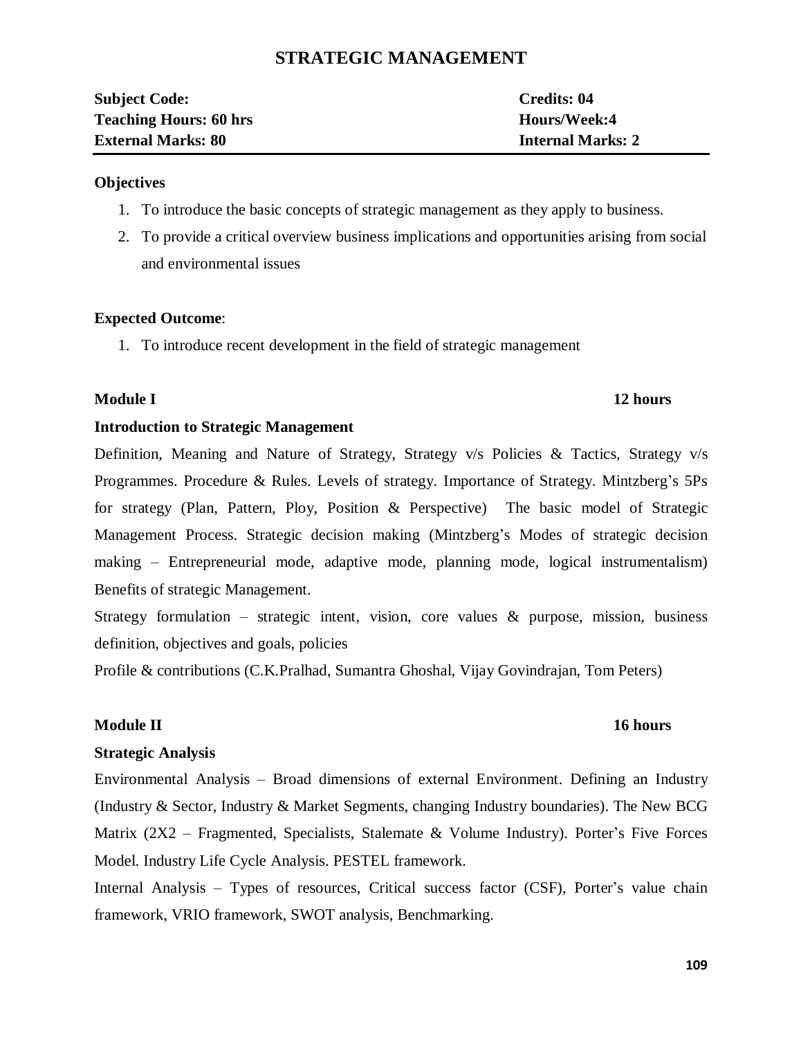# STRATEGIC MANAGEMENT

| **Subject Code:** | **Credits: 04** |
|---|---|
| **Teaching Hours: 60 hrs** | **Hours/Week:4** |
| **External Marks: 80** | **Internal Marks: 2** |

**Objectives**

1. To introduce the basic concepts of strategic management as they apply to business.
2. To provide a critical overview business implications and opportunities arising from social and environmental issues

**Expected Outcome**:

1. To introduce recent development in the field of strategic management

**Module I** **12 hours**

**Introduction to Strategic Management**

Definition, Meaning and Nature of Strategy, Strategy v/s Policies & Tactics, Strategy v/s Programmes. Procedure & Rules. Levels of strategy. Importance of Strategy. Mintzberg's 5Ps for strategy (Plan, Pattern, Ploy, Position & Perspective) The basic model of Strategic Management Process. Strategic decision making (Mintzberg's Modes of strategic decision making – Entrepreneurial mode, adaptive mode, planning mode, logical instrumentalism) Benefits of strategic Management.

Strategy formulation – strategic intent, vision, core values & purpose, mission, business definition, objectives and goals, policies

Profile & contributions (C.K.Pralhad, Sumantra Ghoshal, Vijay Govindrajan, Tom Peters)

**Module II** **16 hours**

**Strategic Analysis**

Environmental Analysis – Broad dimensions of external Environment. Defining an Industry (Industry & Sector, Industry & Market Segments, changing Industry boundaries). The New BCG Matrix (2X2 – Fragmented, Specialists, Stalemate & Volume Industry). Porter's Five Forces Model. Industry Life Cycle Analysis. PESTEL framework.

Internal Analysis – Types of resources, Critical success factor (CSF), Porter's value chain framework, VRIO framework, SWOT analysis, Benchmarking.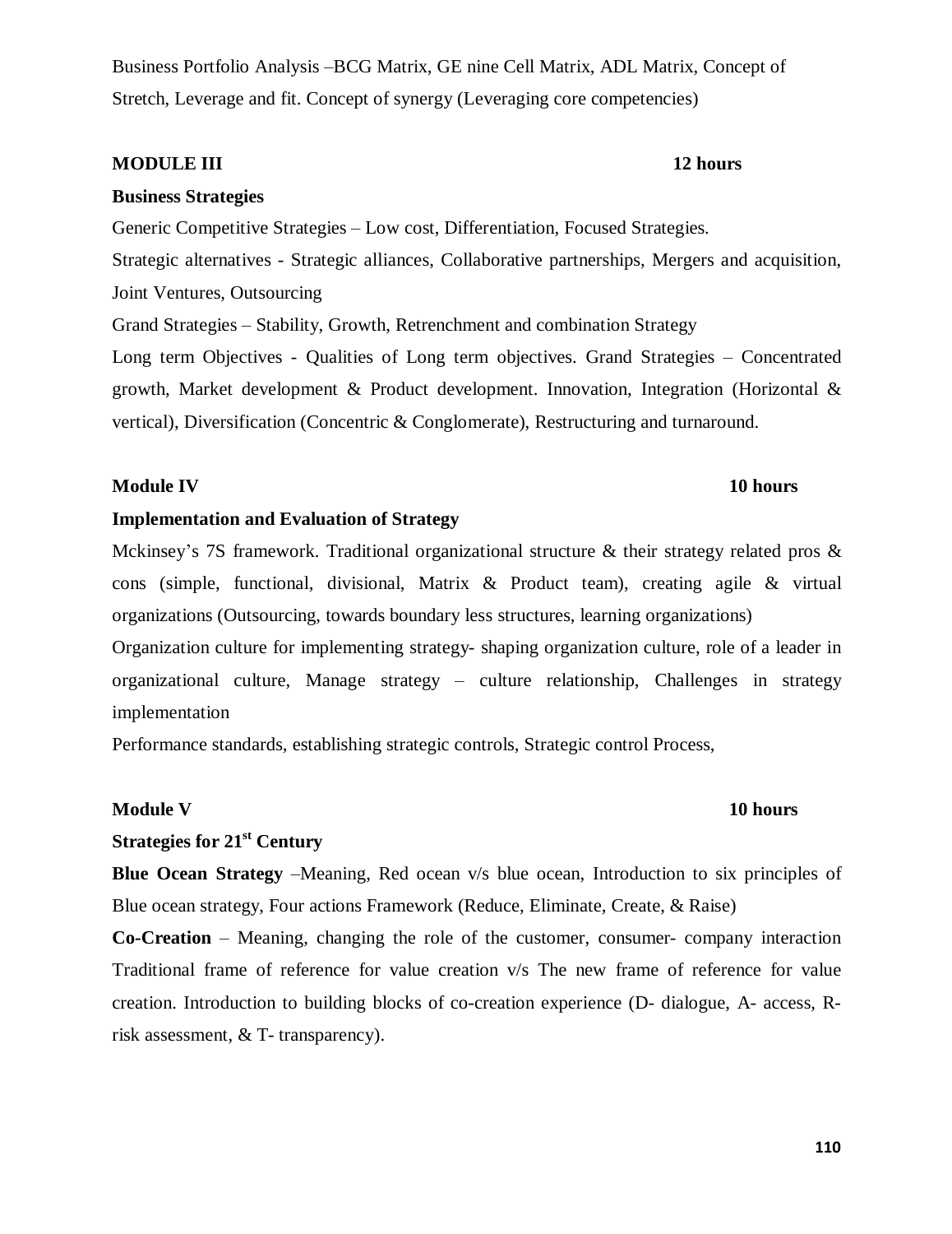Business Portfolio Analysis –BCG Matrix, GE nine Cell Matrix, ADL Matrix, Concept of Stretch, Leverage and fit. Concept of synergy (Leveraging core competencies)

**MODULE III** **12 hours**

**Business Strategies**

Generic Competitive Strategies – Low cost, Differentiation, Focused Strategies.

Strategic alternatives - Strategic alliances, Collaborative partnerships, Mergers and acquisition, Joint Ventures, Outsourcing

Grand Strategies – Stability, Growth, Retrenchment and combination Strategy

Long term Objectives - Qualities of Long term objectives. Grand Strategies – Concentrated growth, Market development & Product development. Innovation, Integration (Horizontal & vertical), Diversification (Concentric & Conglomerate), Restructuring and turnaround.

**Module IV** **10 hours**

**Implementation and Evaluation of Strategy**

Mckinsey's 7S framework. Traditional organizational structure & their strategy related pros & cons (simple, functional, divisional, Matrix & Product team), creating agile & virtual organizations (Outsourcing, towards boundary less structures, learning organizations)

Organization culture for implementing strategy- shaping organization culture, role of a leader in organizational culture, Manage strategy – culture relationship, Challenges in strategy implementation

Performance standards, establishing strategic controls, Strategic control Process,

**Module V** **10 hours**

**Strategies for 21st Century**

**Blue Ocean Strategy** –Meaning, Red ocean v/s blue ocean, Introduction to six principles of Blue ocean strategy, Four actions Framework (Reduce, Eliminate, Create, & Raise)

**Co-Creation** – Meaning, changing the role of the customer, consumer- company interaction Traditional frame of reference for value creation v/s The new frame of reference for value creation. Introduction to building blocks of co-creation experience (D- dialogue, A- access, R- risk assessment, & T- transparency).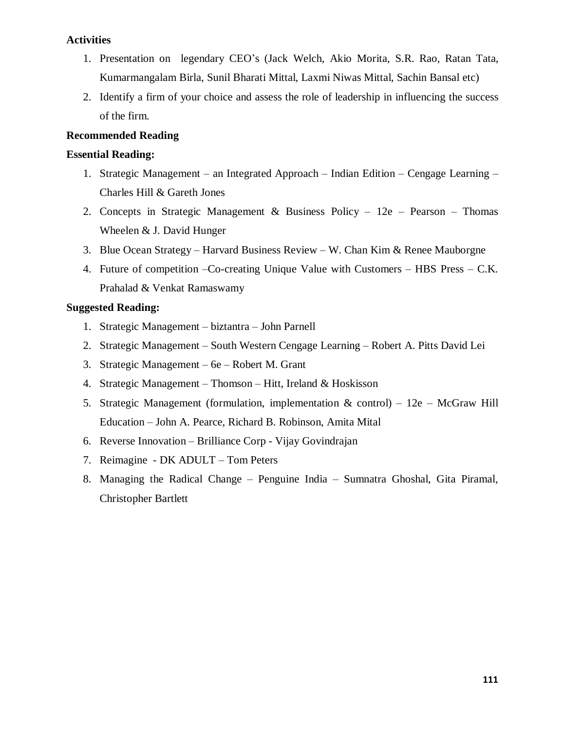**Activities**

1. Presentation on legendary CEO's (Jack Welch, Akio Morita, S.R. Rao, Ratan Tata, Kumarmangalam Birla, Sunil Bharati Mittal, Laxmi Niwas Mittal, Sachin Bansal etc)
2. Identify a firm of your choice and assess the role of leadership in influencing the success of the firm.

**Recommended Reading**

**Essential Reading:**

1. Strategic Management – an Integrated Approach – Indian Edition – Cengage Learning – Charles Hill & Gareth Jones
2. Concepts in Strategic Management & Business Policy – 12e – Pearson – Thomas Wheelen & J. David Hunger
3. Blue Ocean Strategy – Harvard Business Review – W. Chan Kim & Renee Mauborgne
4. Future of competition –Co-creating Unique Value with Customers – HBS Press – C.K. Prahalad & Venkat Ramaswamy

**Suggested Reading:**

1. Strategic Management – biztantra – John Parnell
2. Strategic Management – South Western Cengage Learning – Robert A. Pitts David Lei
3. Strategic Management – 6e – Robert M. Grant
4. Strategic Management – Thomson – Hitt, Ireland & Hoskisson
5. Strategic Management (formulation, implementation & control) – 12e – McGraw Hill Education – John A. Pearce, Richard B. Robinson, Amita Mital
6. Reverse Innovation – Brilliance Corp - Vijay Govindrajan
7. Reimagine - DK ADULT – Tom Peters
8. Managing the Radical Change – Penguine India – Sumnatra Ghoshal, Gita Piramal, Christopher Bartlett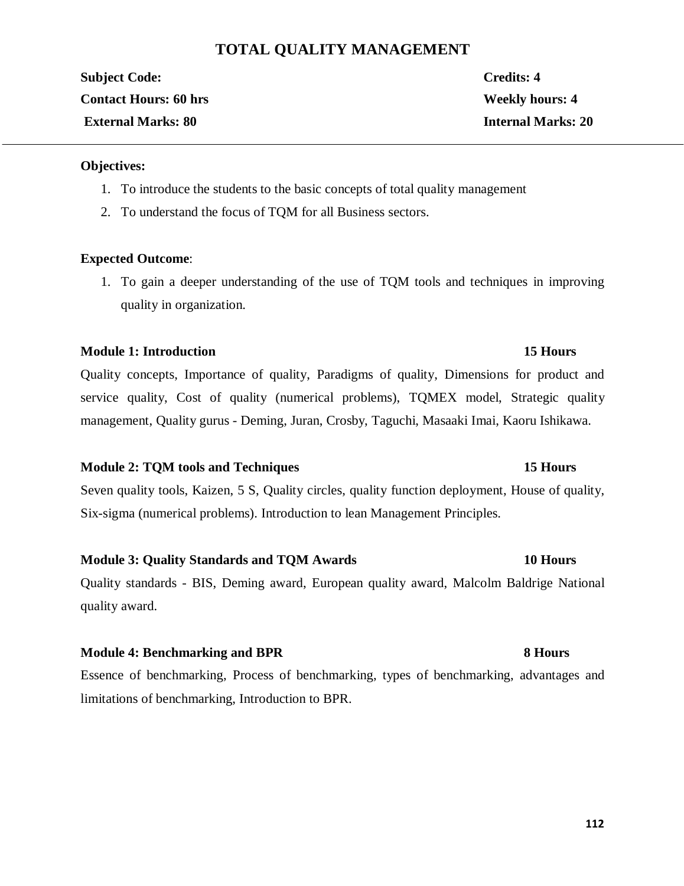# TOTAL QUALITY MANAGEMENT

**Subject Code:** **Credits: 4**

**Contact Hours: 60 hrs** **Weekly hours: 4**

**External Marks: 80** **Internal Marks: 20**

---

**Objectives:**

1. To introduce the students to the basic concepts of total quality management
2. To understand the focus of TQM for all Business sectors.

**Expected Outcome**:

1. To gain a deeper understanding of the use of TQM tools and techniques in improving quality in organization.

**Module 1: Introduction** **15 Hours**

Quality concepts, Importance of quality, Paradigms of quality, Dimensions for product and service quality, Cost of quality (numerical problems), TQMEX model, Strategic quality management, Quality gurus - Deming, Juran, Crosby, Taguchi, Masaaki Imai, Kaoru Ishikawa.

**Module 2: TQM tools and Techniques** **15 Hours**

Seven quality tools, Kaizen, 5 S, Quality circles, quality function deployment, House of quality, Six-sigma (numerical problems). Introduction to lean Management Principles.

**Module 3: Quality Standards and TQM Awards** **10 Hours**

Quality standards - BIS, Deming award, European quality award, Malcolm Baldrige National quality award.

**Module 4: Benchmarking and BPR** **8 Hours**

Essence of benchmarking, Process of benchmarking, types of benchmarking, advantages and limitations of benchmarking, Introduction to BPR.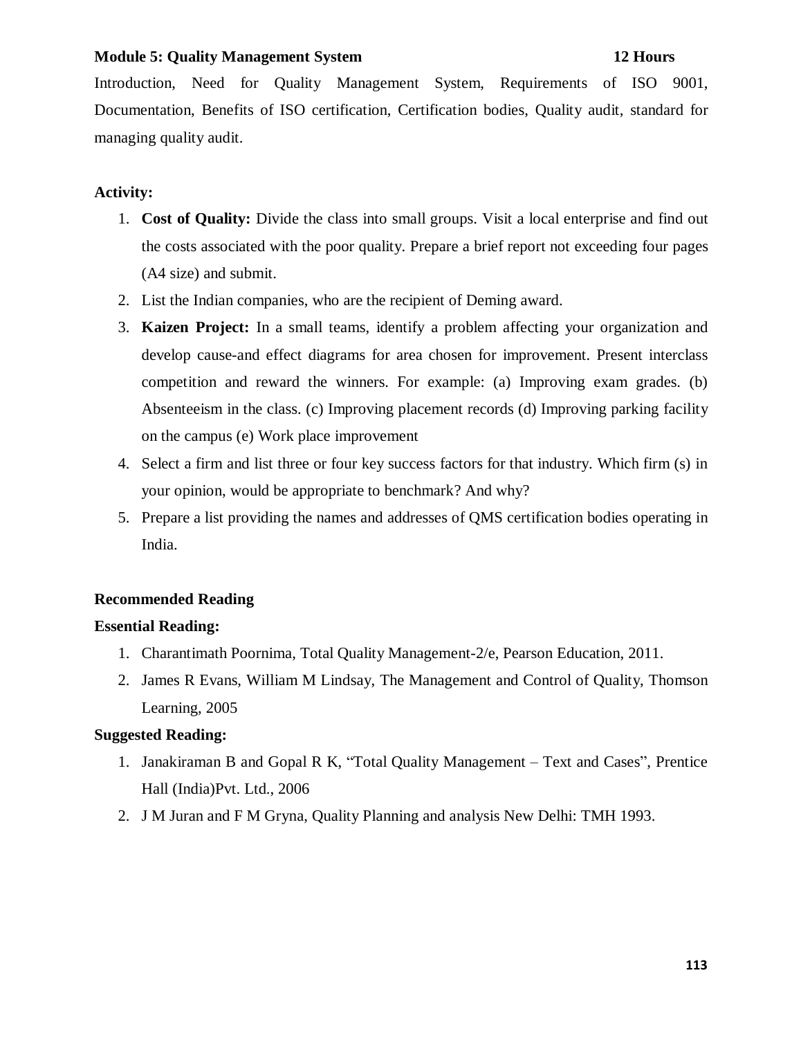**Module 5: Quality Management System** **12 Hours**

Introduction, Need for Quality Management System, Requirements of ISO 9001, Documentation, Benefits of ISO certification, Certification bodies, Quality audit, standard for managing quality audit.

**Activity:**

1. **Cost of Quality:** Divide the class into small groups. Visit a local enterprise and find out the costs associated with the poor quality. Prepare a brief report not exceeding four pages (A4 size) and submit.
2. List the Indian companies, who are the recipient of Deming award.
3. **Kaizen Project:** In a small teams, identify a problem affecting your organization and develop cause-and effect diagrams for area chosen for improvement. Present interclass competition and reward the winners. For example: (a) Improving exam grades. (b) Absenteeism in the class. (c) Improving placement records (d) Improving parking facility on the campus (e) Work place improvement
4. Select a firm and list three or four key success factors for that industry. Which firm (s) in your opinion, would be appropriate to benchmark? And why?
5. Prepare a list providing the names and addresses of QMS certification bodies operating in India.

**Recommended Reading**

**Essential Reading:**

1. Charantimath Poornima, Total Quality Management-2/e, Pearson Education, 2011.
2. James R Evans, William M Lindsay, The Management and Control of Quality, Thomson Learning, 2005

**Suggested Reading:**

1. Janakiraman B and Gopal R K, “Total Quality Management – Text and Cases”, Prentice Hall (India)Pvt. Ltd., 2006
2. J M Juran and F M Gryna, Quality Planning and analysis New Delhi: TMH 1993.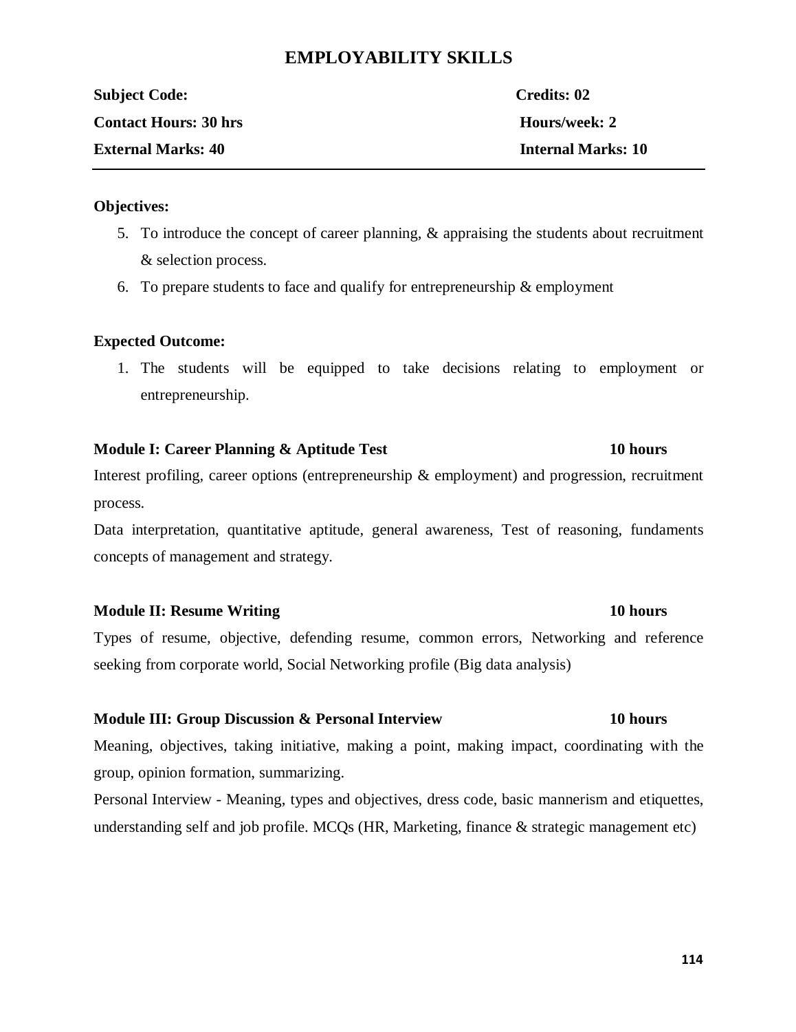# EMPLOYABILITY SKILLS

**Subject Code:** **Credits: 02**

**Contact Hours: 30 hrs** **Hours/week: 2**

**External Marks: 40** **Internal Marks: 10**

---

**Objectives:**

5. To introduce the concept of career planning, & appraising the students about recruitment & selection process.
6. To prepare students to face and qualify for entrepreneurship & employment

**Expected Outcome:**

1. The students will be equipped to take decisions relating to employment or entrepreneurship.

**Module I: Career Planning & Aptitude Test** **10 hours**

Interest profiling, career options (entrepreneurship & employment) and progression, recruitment process.

Data interpretation, quantitative aptitude, general awareness, Test of reasoning, fundaments concepts of management and strategy.

**Module II: Resume Writing** **10 hours**

Types of resume, objective, defending resume, common errors, Networking and reference seeking from corporate world, Social Networking profile (Big data analysis)

**Module III: Group Discussion & Personal Interview** **10 hours**

Meaning, objectives, taking initiative, making a point, making impact, coordinating with the group, opinion formation, summarizing.

Personal Interview - Meaning, types and objectives, dress code, basic mannerism and etiquettes, understanding self and job profile. MCQs (HR, Marketing, finance & strategic management etc)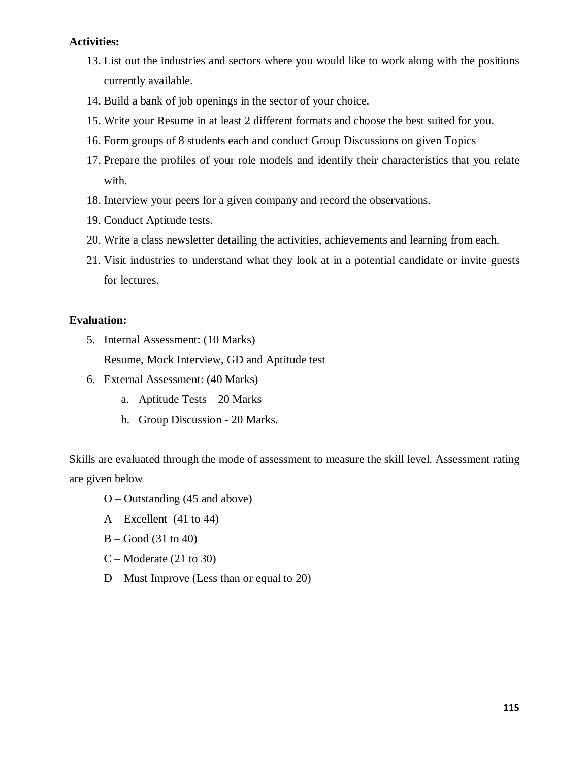**Activities:**

13. List out the industries and sectors where you would like to work along with the positions currently available.
14. Build a bank of job openings in the sector of your choice.
15. Write your Resume in at least 2 different formats and choose the best suited for you.
16. Form groups of 8 students each and conduct Group Discussions on given Topics
17. Prepare the profiles of your role models and identify their characteristics that you relate with.
18. Interview your peers for a given company and record the observations.
19. Conduct Aptitude tests.
20. Write a class newsletter detailing the activities, achievements and learning from each.
21. Visit industries to understand what they look at in a potential candidate or invite guests for lectures.

**Evaluation:**

5. Internal Assessment: (10 Marks)
   Resume, Mock Interview, GD and Aptitude test
6. External Assessment: (40 Marks)
   a. Aptitude Tests – 20 Marks
   b. Group Discussion - 20 Marks.

Skills are evaluated through the mode of assessment to measure the skill level. Assessment rating are given below

O – Outstanding (45 and above)

A – Excellent (41 to 44)

B – Good (31 to 40)

C – Moderate (21 to 30)

D – Must Improve (Less than or equal to 20)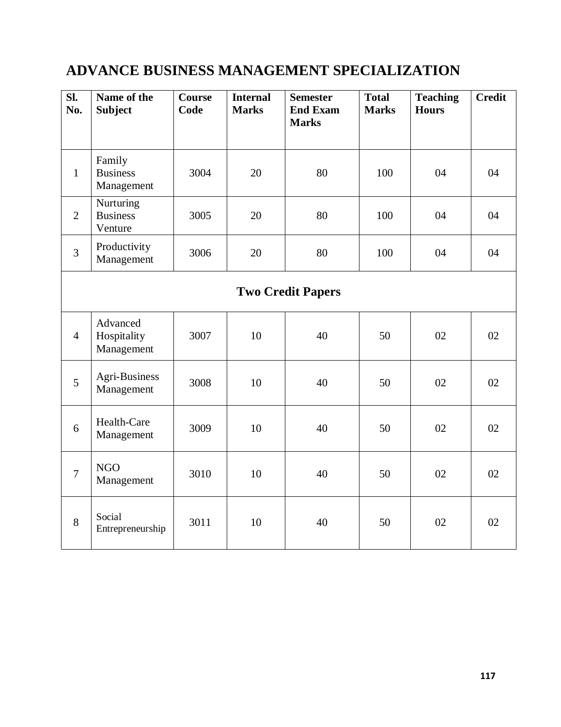# ADVANCE BUSINESS MANAGEMENT SPECIALIZATION

| Sl. No. | Name of the Subject | Course Code | Internal Marks | Semester End Exam Marks | Total Marks | Teaching Hours | Credit |
|---|---|---|---|---|---|---|---|
| 1 | Family Business Management | 3004 | 20 | 80 | 100 | 04 | 04 |
| 2 | Nurturing Business Venture | 3005 | 20 | 80 | 100 | 04 | 04 |
| 3 | Productivity Management | 3006 | 20 | 80 | 100 | 04 | 04 |
| **Two Credit Papers** | | | | | | | |
| 4 | Advanced Hospitality Management | 3007 | 10 | 40 | 50 | 02 | 02 |
| 5 | Agri-Business Management | 3008 | 10 | 40 | 50 | 02 | 02 |
| 6 | Health-Care Management | 3009 | 10 | 40 | 50 | 02 | 02 |
| 7 | NGO Management | 3010 | 10 | 40 | 50 | 02 | 02 |
| 8 | Social Entrepreneurship | 3011 | 10 | 40 | 50 | 02 | 02 |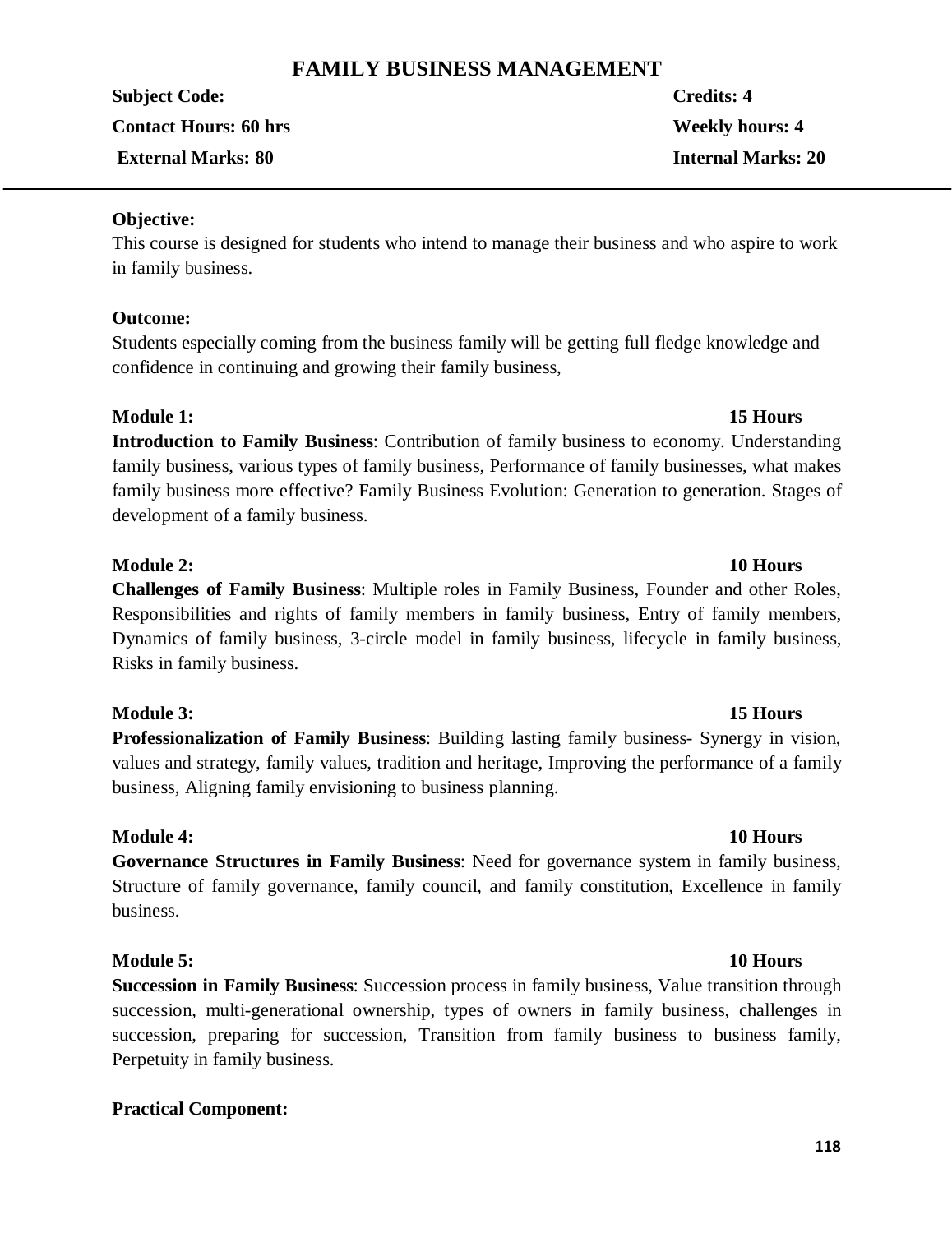# FAMILY BUSINESS MANAGEMENT

**Subject Code:** **Credits: 4**

**Contact Hours: 60 hrs** **Weekly hours: 4**

**External Marks: 80** **Internal Marks: 20**

---

**Objective:**

This course is designed for students who intend to manage their business and who aspire to work in family business.

**Outcome:**

Students especially coming from the business family will be getting full fledge knowledge and confidence in continuing and growing their family business,

**Module 1:** **15 Hours**

**Introduction to Family Business**: Contribution of family business to economy. Understanding family business, various types of family business, Performance of family businesses, what makes family business more effective? Family Business Evolution: Generation to generation. Stages of development of a family business.

**Module 2:** **10 Hours**

**Challenges of Family Business**: Multiple roles in Family Business, Founder and other Roles, Responsibilities and rights of family members in family business, Entry of family members, Dynamics of family business, 3-circle model in family business, lifecycle in family business, Risks in family business.

**Module 3:** **15 Hours**

**Professionalization of Family Business**: Building lasting family business- Synergy in vision, values and strategy, family values, tradition and heritage, Improving the performance of a family business, Aligning family envisioning to business planning.

**Module 4:** **10 Hours**

**Governance Structures in Family Business**: Need for governance system in family business, Structure of family governance, family council, and family constitution, Excellence in family business.

**Module 5:** **10 Hours**

**Succession in Family Business**: Succession process in family business, Value transition through succession, multi-generational ownership, types of owners in family business, challenges in succession, preparing for succession, Transition from family business to business family, Perpetuity in family business.

**Practical Component:**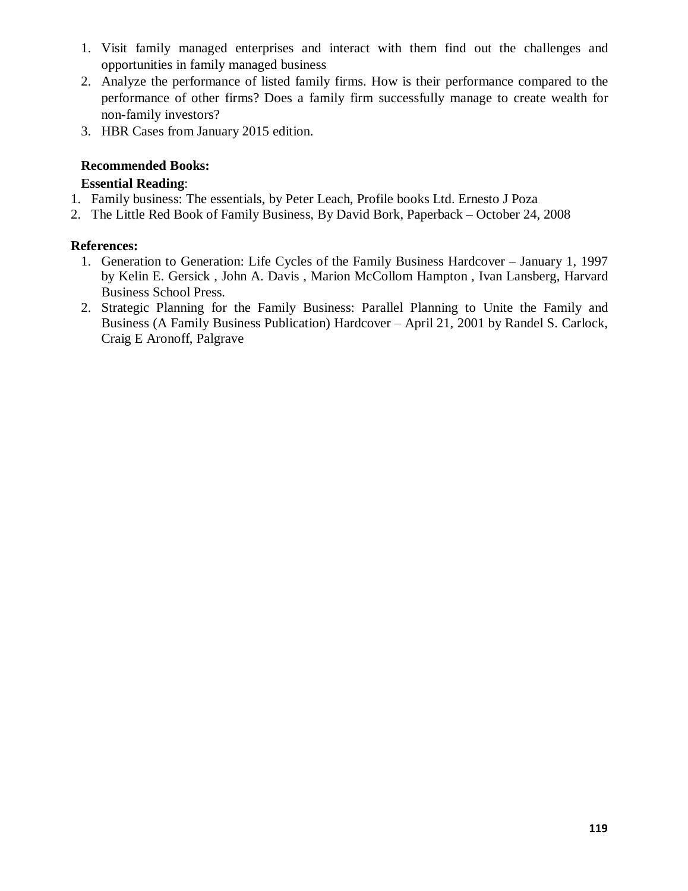1. Visit family managed enterprises and interact with them find out the challenges and opportunities in family managed business
2. Analyze the performance of listed family firms. How is their performance compared to the performance of other firms? Does a family firm successfully manage to create wealth for non-family investors?
3. HBR Cases from January 2015 edition.

**Recommended Books:**

**Essential Reading**:

1. Family business: The essentials, by Peter Leach, Profile books Ltd. Ernesto J Poza
2. The Little Red Book of Family Business, By David Bork, Paperback – October 24, 2008

**References:**

1. Generation to Generation: Life Cycles of the Family Business Hardcover – January 1, 1997 by Kelin E. Gersick , John A. Davis , Marion McCollom Hampton , Ivan Lansberg, Harvard Business School Press.
2. Strategic Planning for the Family Business: Parallel Planning to Unite the Family and Business (A Family Business Publication) Hardcover – April 21, 2001 by Randel S. Carlock, Craig E Aronoff, Palgrave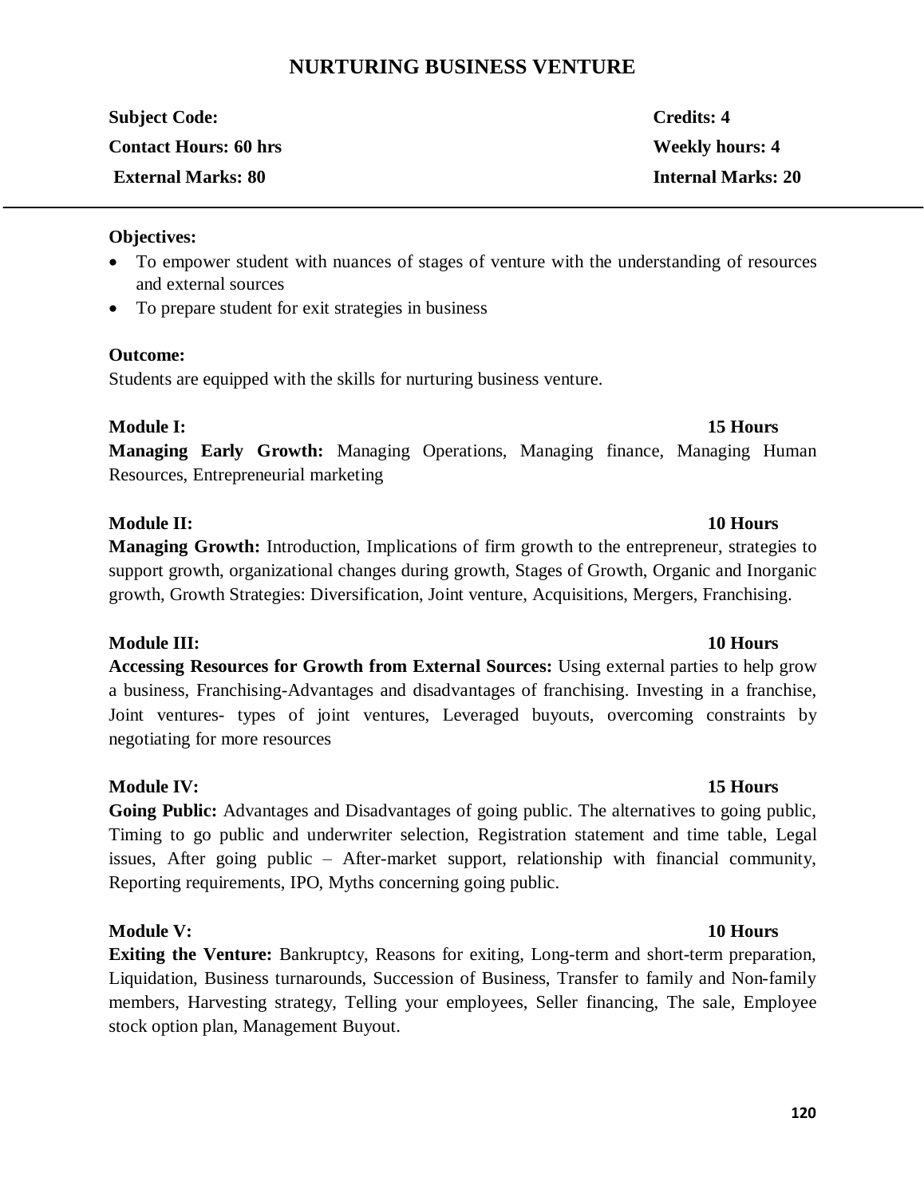# NURTURING BUSINESS VENTURE

**Subject Code:** **Credits: 4**

**Contact Hours: 60 hrs** **Weekly hours: 4**

**External Marks: 80** **Internal Marks: 20**

---

**Objectives:**

- To empower student with nuances of stages of venture with the understanding of resources and external sources
- To prepare student for exit strategies in business

**Outcome:**

Students are equipped with the skills for nurturing business venture.

**Module I:** **15 Hours**

**Managing Early Growth:** Managing Operations, Managing finance, Managing Human Resources, Entrepreneurial marketing

**Module II:** **10 Hours**

**Managing Growth:** Introduction, Implications of firm growth to the entrepreneur, strategies to support growth, organizational changes during growth, Stages of Growth, Organic and Inorganic growth, Growth Strategies: Diversification, Joint venture, Acquisitions, Mergers, Franchising.

**Module III:** **10 Hours**

**Accessing Resources for Growth from External Sources:** Using external parties to help grow a business, Franchising-Advantages and disadvantages of franchising. Investing in a franchise, Joint ventures- types of joint ventures, Leveraged buyouts, overcoming constraints by negotiating for more resources

**Module IV:** **15 Hours**

**Going Public:** Advantages and Disadvantages of going public. The alternatives to going public, Timing to go public and underwriter selection, Registration statement and time table, Legal issues, After going public – After-market support, relationship with financial community, Reporting requirements, IPO, Myths concerning going public.

**Module V:** **10 Hours**

**Exiting the Venture:** Bankruptcy, Reasons for exiting, Long-term and short-term preparation, Liquidation, Business turnarounds, Succession of Business, Transfer to family and Non-family members, Harvesting strategy, Telling your employees, Seller financing, The sale, Employee stock option plan, Management Buyout.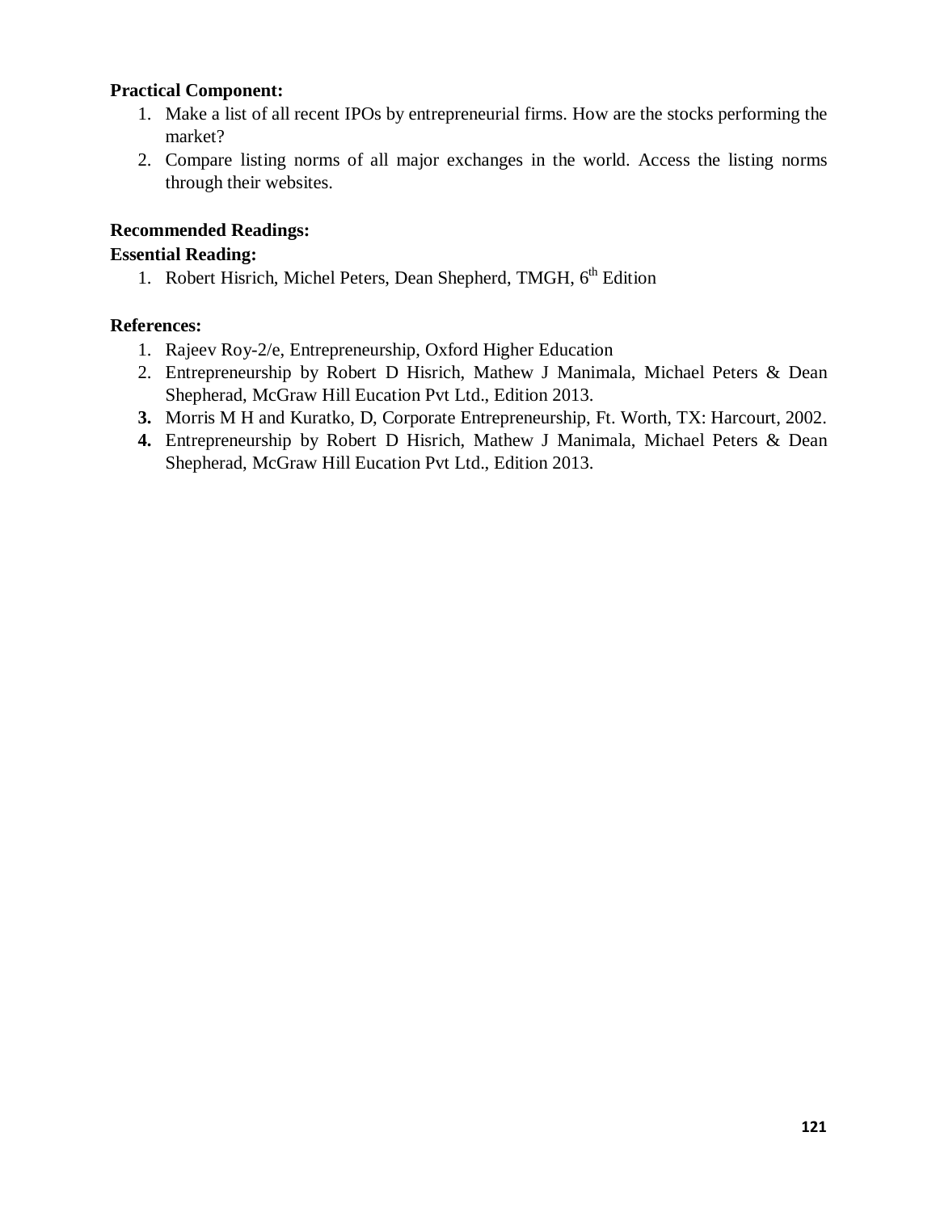**Practical Component:**

1. Make a list of all recent IPOs by entrepreneurial firms. How are the stocks performing the market?
2. Compare listing norms of all major exchanges in the world. Access the listing norms through their websites.

**Recommended Readings:**

**Essential Reading:**

1. Robert Hisrich, Michel Peters, Dean Shepherd, TMGH, 6th Edition

**References:**

1. Rajeev Roy-2/e, Entrepreneurship, Oxford Higher Education
2. Entrepreneurship by Robert D Hisrich, Mathew J Manimala, Michael Peters & Dean Shepherad, McGraw Hill Eucation Pvt Ltd., Edition 2013.
3. Morris M H and Kuratko, D, Corporate Entrepreneurship, Ft. Worth, TX: Harcourt, 2002.
4. Entrepreneurship by Robert D Hisrich, Mathew J Manimala, Michael Peters & Dean Shepherad, McGraw Hill Eucation Pvt Ltd., Edition 2013.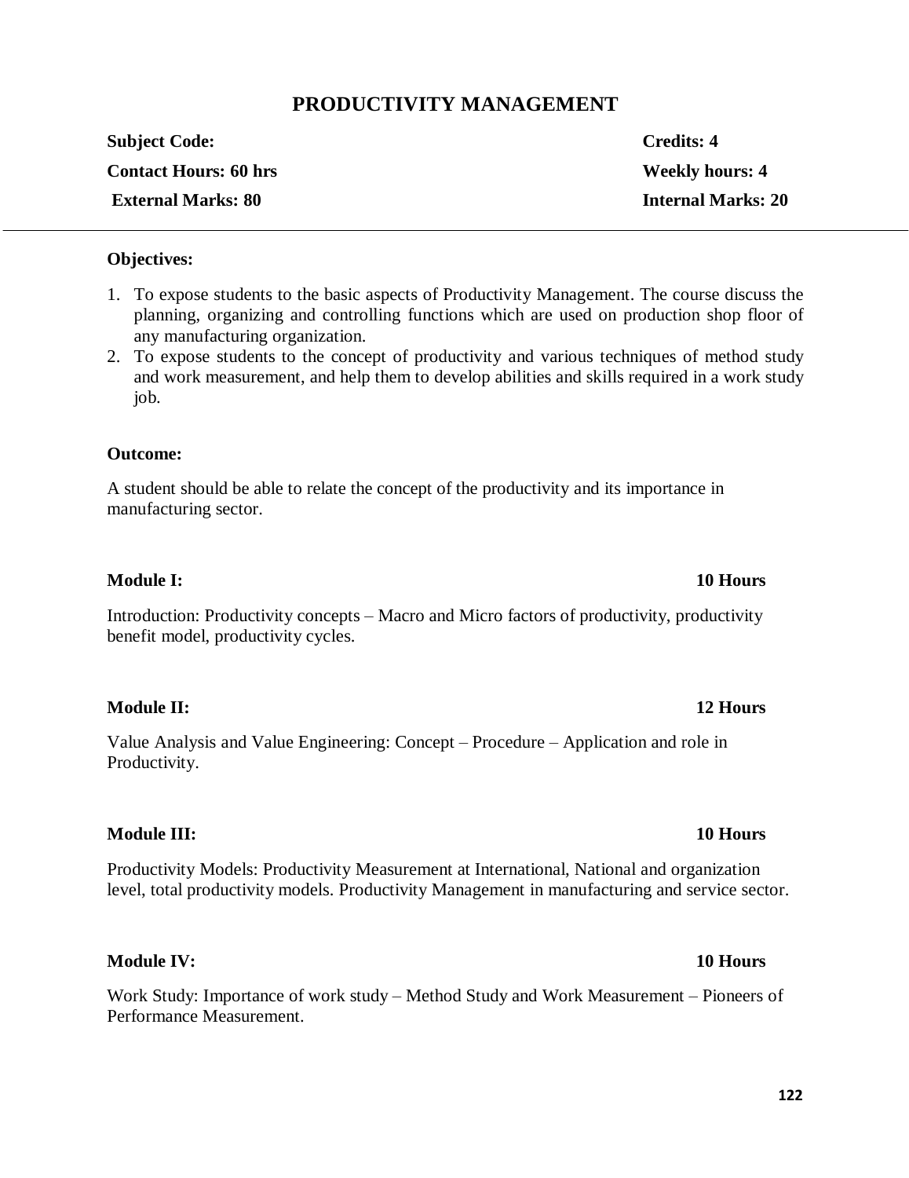# PRODUCTIVITY MANAGEMENT

| | |
|---|---|
| **Subject Code:** | **Credits: 4** |
| **Contact Hours: 60 hrs** | **Weekly hours: 4** |
| **External Marks: 80** | **Internal Marks: 20** |

---

**Objectives:**

1. To expose students to the basic aspects of Productivity Management. The course discuss the planning, organizing and controlling functions which are used on production shop floor of any manufacturing organization.
2. To expose students to the concept of productivity and various techniques of method study and work measurement, and help them to develop abilities and skills required in a work study job.

**Outcome:**

A student should be able to relate the concept of the productivity and its importance in manufacturing sector.

**Module I:** **10 Hours**

Introduction: Productivity concepts – Macro and Micro factors of productivity, productivity benefit model, productivity cycles.

**Module II:** **12 Hours**

Value Analysis and Value Engineering: Concept – Procedure – Application and role in Productivity.

**Module III:** **10 Hours**

Productivity Models: Productivity Measurement at International, National and organization level, total productivity models. Productivity Management in manufacturing and service sector.

**Module IV:** **10 Hours**

Work Study: Importance of work study – Method Study and Work Measurement – Pioneers of Performance Measurement.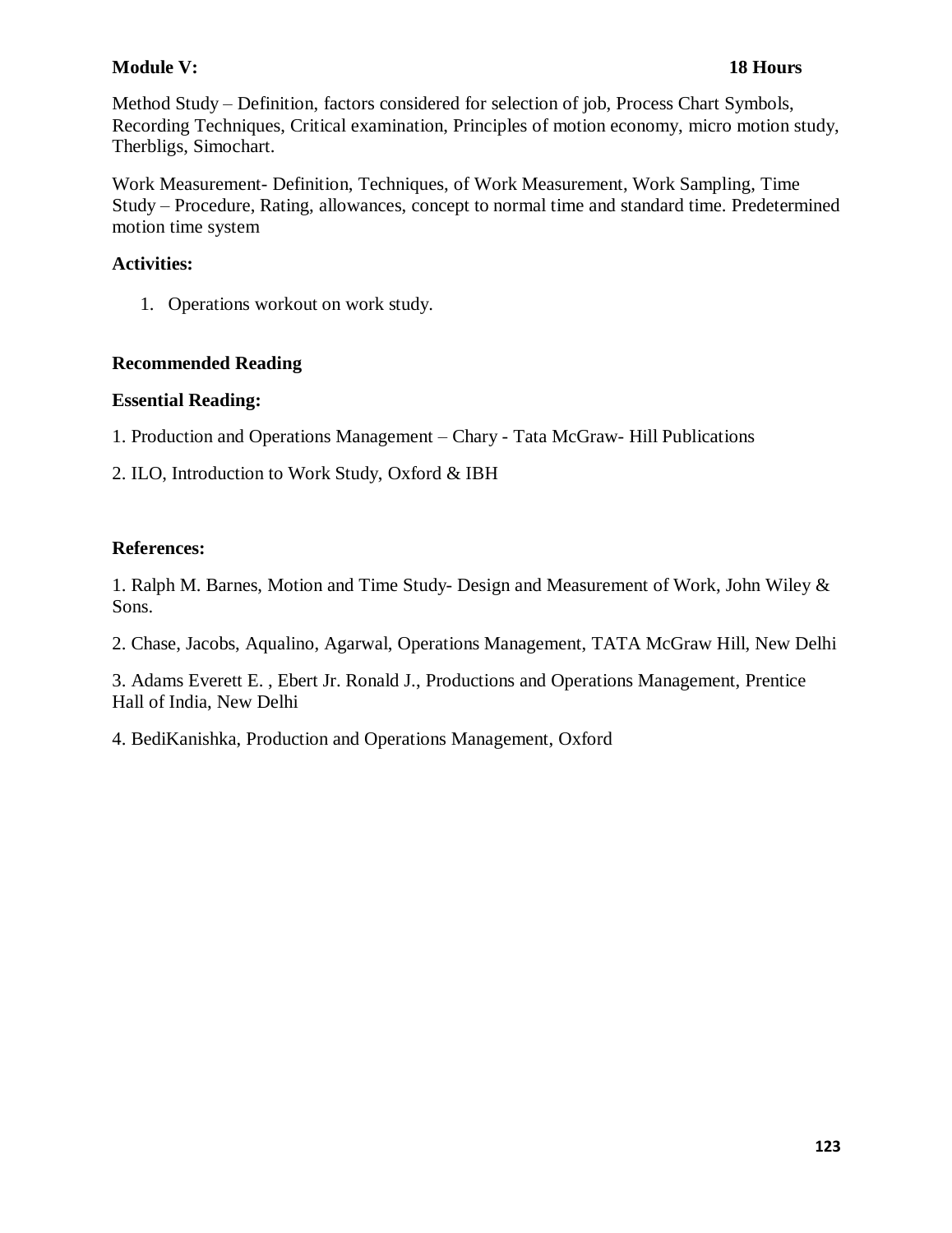**Module V: 18 Hours**

Method Study – Definition, factors considered for selection of job, Process Chart Symbols, Recording Techniques, Critical examination, Principles of motion economy, micro motion study, Therbligs, Simochart.

Work Measurement- Definition, Techniques, of Work Measurement, Work Sampling, Time Study – Procedure, Rating, allowances, concept to normal time and standard time. Predetermined motion time system

**Activities:**

1. Operations workout on work study.

**Recommended Reading**

**Essential Reading:**

1. Production and Operations Management – Chary - Tata McGraw- Hill Publications

2. ILO, Introduction to Work Study, Oxford & IBH

**References:**

1. Ralph M. Barnes, Motion and Time Study- Design and Measurement of Work, John Wiley & Sons.

2. Chase, Jacobs, Aqualino, Agarwal, Operations Management, TATA McGraw Hill, New Delhi

3. Adams Everett E. , Ebert Jr. Ronald J., Productions and Operations Management, Prentice Hall of India, New Delhi

4. BediKanishka, Production and Operations Management, Oxford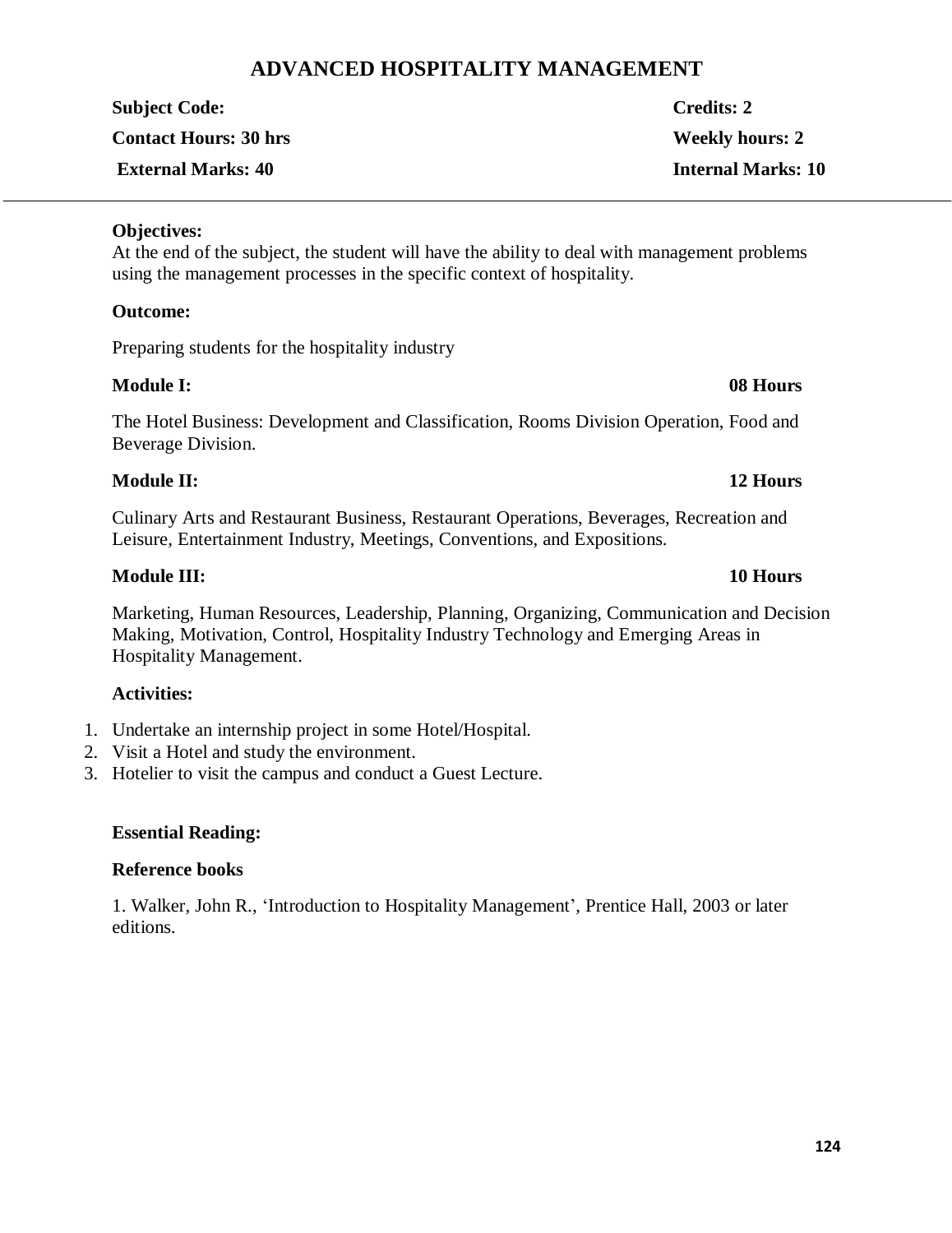# ADVANCED HOSPITALITY MANAGEMENT

| | |
|---|---|
| **Subject Code:** | **Credits: 2** |
| **Contact Hours: 30 hrs** | **Weekly hours: 2** |
| **External Marks: 40** | **Internal Marks: 10** |

---

**Objectives:**

At the end of the subject, the student will have the ability to deal with management problems using the management processes in the specific context of hospitality.

**Outcome:**

Preparing students for the hospitality industry

**Module I:** **08 Hours**

The Hotel Business: Development and Classification, Rooms Division Operation, Food and Beverage Division.

**Module II:** **12 Hours**

Culinary Arts and Restaurant Business, Restaurant Operations, Beverages, Recreation and Leisure, Entertainment Industry, Meetings, Conventions, and Expositions.

**Module III:** **10 Hours**

Marketing, Human Resources, Leadership, Planning, Organizing, Communication and Decision Making, Motivation, Control, Hospitality Industry Technology and Emerging Areas in Hospitality Management.

**Activities:**

1. Undertake an internship project in some Hotel/Hospital.
2. Visit a Hotel and study the environment.
3. Hotelier to visit the campus and conduct a Guest Lecture.

**Essential Reading:**

**Reference books**

1. Walker, John R., 'Introduction to Hospitality Management', Prentice Hall, 2003 or later editions.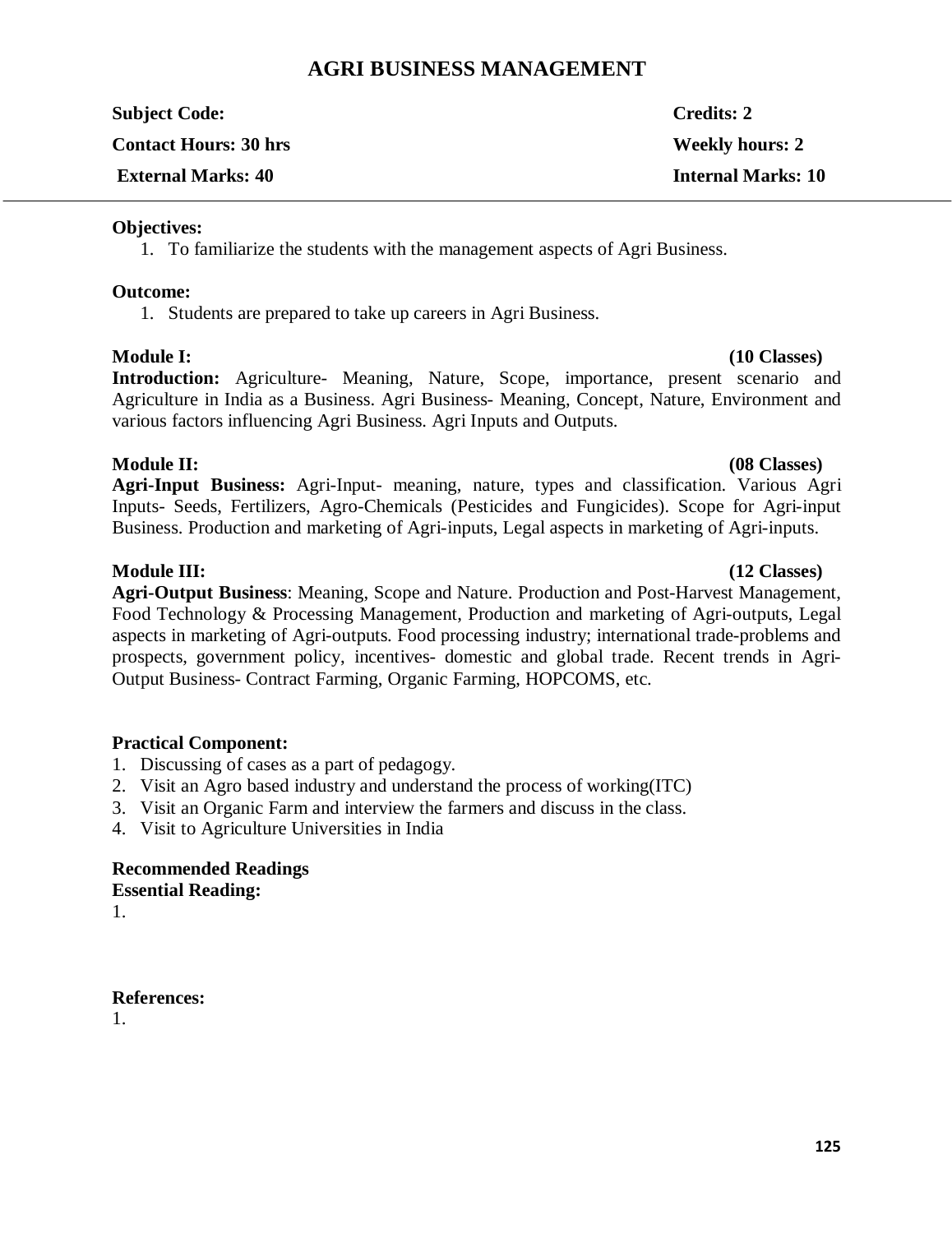# AGRI BUSINESS MANAGEMENT

| | |
|---|---|
| **Subject Code:** | **Credits: 2** |
| **Contact Hours: 30 hrs** | **Weekly hours: 2** |
| **External Marks: 40** | **Internal Marks: 10** |

---

**Objectives:**

1. To familiarize the students with the management aspects of Agri Business.

**Outcome:**

1. Students are prepared to take up careers in Agri Business.

**Module I:** **(10 Classes)**

**Introduction:** Agriculture- Meaning, Nature, Scope, importance, present scenario and Agriculture in India as a Business. Agri Business- Meaning, Concept, Nature, Environment and various factors influencing Agri Business. Agri Inputs and Outputs.

**Module II:** **(08 Classes)**

**Agri-Input Business:** Agri-Input- meaning, nature, types and classification. Various Agri Inputs- Seeds, Fertilizers, Agro-Chemicals (Pesticides and Fungicides). Scope for Agri-input Business. Production and marketing of Agri-inputs, Legal aspects in marketing of Agri-inputs.

**Module III:** **(12 Classes)**

**Agri-Output Business**: Meaning, Scope and Nature. Production and Post-Harvest Management, Food Technology & Processing Management, Production and marketing of Agri-outputs, Legal aspects in marketing of Agri-outputs. Food processing industry; international trade-problems and prospects, government policy, incentives- domestic and global trade. Recent trends in Agri-Output Business- Contract Farming, Organic Farming, HOPCOMS, etc.

**Practical Component:**

1. Discussing of cases as a part of pedagogy.
2. Visit an Agro based industry and understand the process of working(ITC)
3. Visit an Organic Farm and interview the farmers and discuss in the class.
4. Visit to Agriculture Universities in India

**Recommended Readings**

**Essential Reading:**

1.

**References:**

1.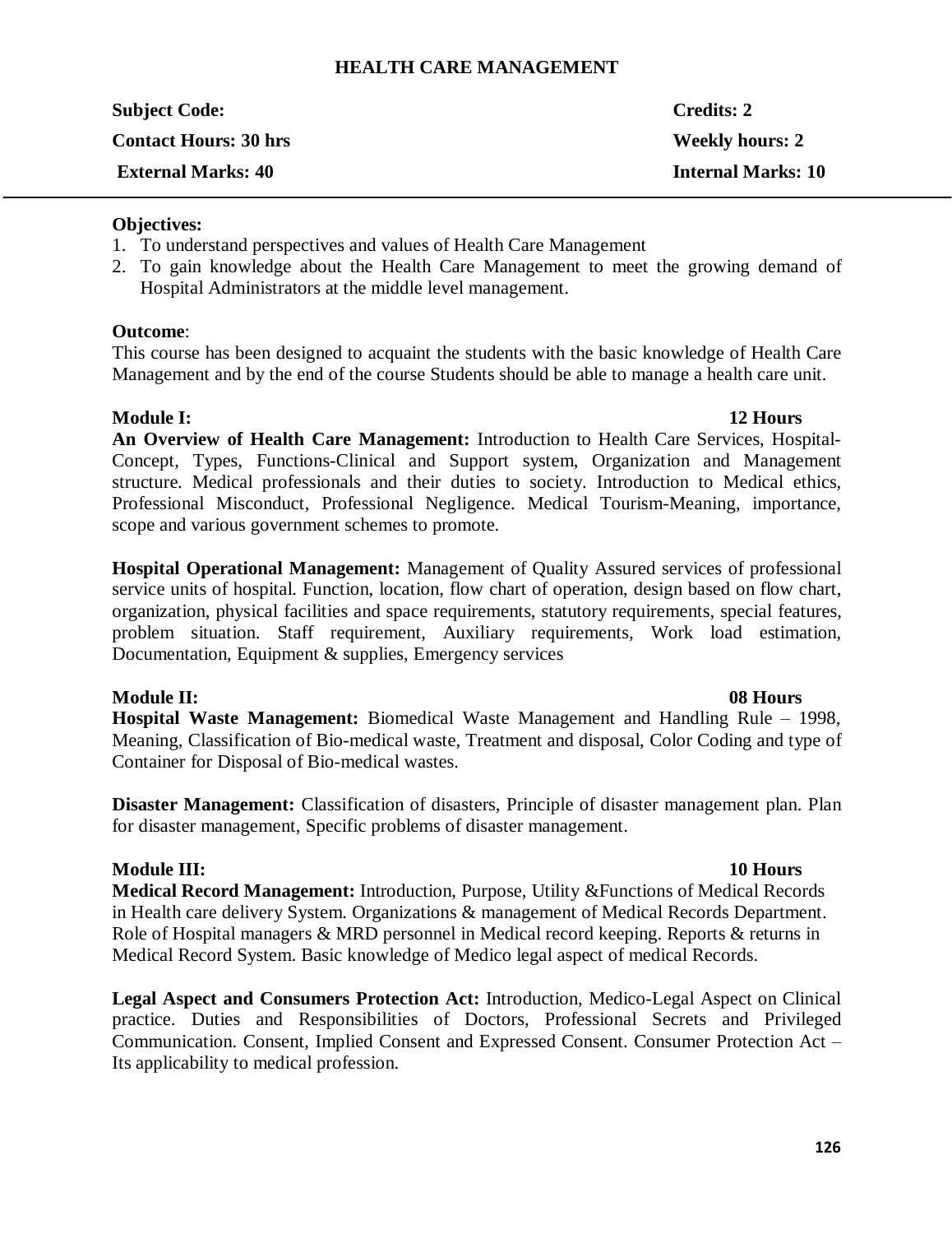# HEALTH CARE MANAGEMENT

**Subject Code:** **Credits: 2**

**Contact Hours: 30 hrs** **Weekly hours: 2**

**External Marks: 40** **Internal Marks: 10**

---

**Objectives:**

1. To understand perspectives and values of Health Care Management
2. To gain knowledge about the Health Care Management to meet the growing demand of Hospital Administrators at the middle level management.

**Outcome**:

This course has been designed to acquaint the students with the basic knowledge of Health Care Management and by the end of the course Students should be able to manage a health care unit.

**Module I:** **12 Hours**

**An Overview of Health Care Management:** Introduction to Health Care Services, Hospital-Concept, Types, Functions-Clinical and Support system, Organization and Management structure. Medical professionals and their duties to society. Introduction to Medical ethics, Professional Misconduct, Professional Negligence. Medical Tourism-Meaning, importance, scope and various government schemes to promote.

**Hospital Operational Management:** Management of Quality Assured services of professional service units of hospital. Function, location, flow chart of operation, design based on flow chart, organization, physical facilities and space requirements, statutory requirements, special features, problem situation. Staff requirement, Auxiliary requirements, Work load estimation, Documentation, Equipment & supplies, Emergency services

**Module II:** **08 Hours**

**Hospital Waste Management:** Biomedical Waste Management and Handling Rule – 1998, Meaning, Classification of Bio-medical waste, Treatment and disposal, Color Coding and type of Container for Disposal of Bio-medical wastes.

**Disaster Management:** Classification of disasters, Principle of disaster management plan. Plan for disaster management, Specific problems of disaster management.

**Module III:** **10 Hours**

**Medical Record Management:** Introduction, Purpose, Utility &Functions of Medical Records in Health care delivery System. Organizations & management of Medical Records Department. Role of Hospital managers & MRD personnel in Medical record keeping. Reports & returns in Medical Record System. Basic knowledge of Medico legal aspect of medical Records.

**Legal Aspect and Consumers Protection Act:** Introduction, Medico-Legal Aspect on Clinical practice. Duties and Responsibilities of Doctors, Professional Secrets and Privileged Communication. Consent, Implied Consent and Expressed Consent. Consumer Protection Act – Its applicability to medical profession.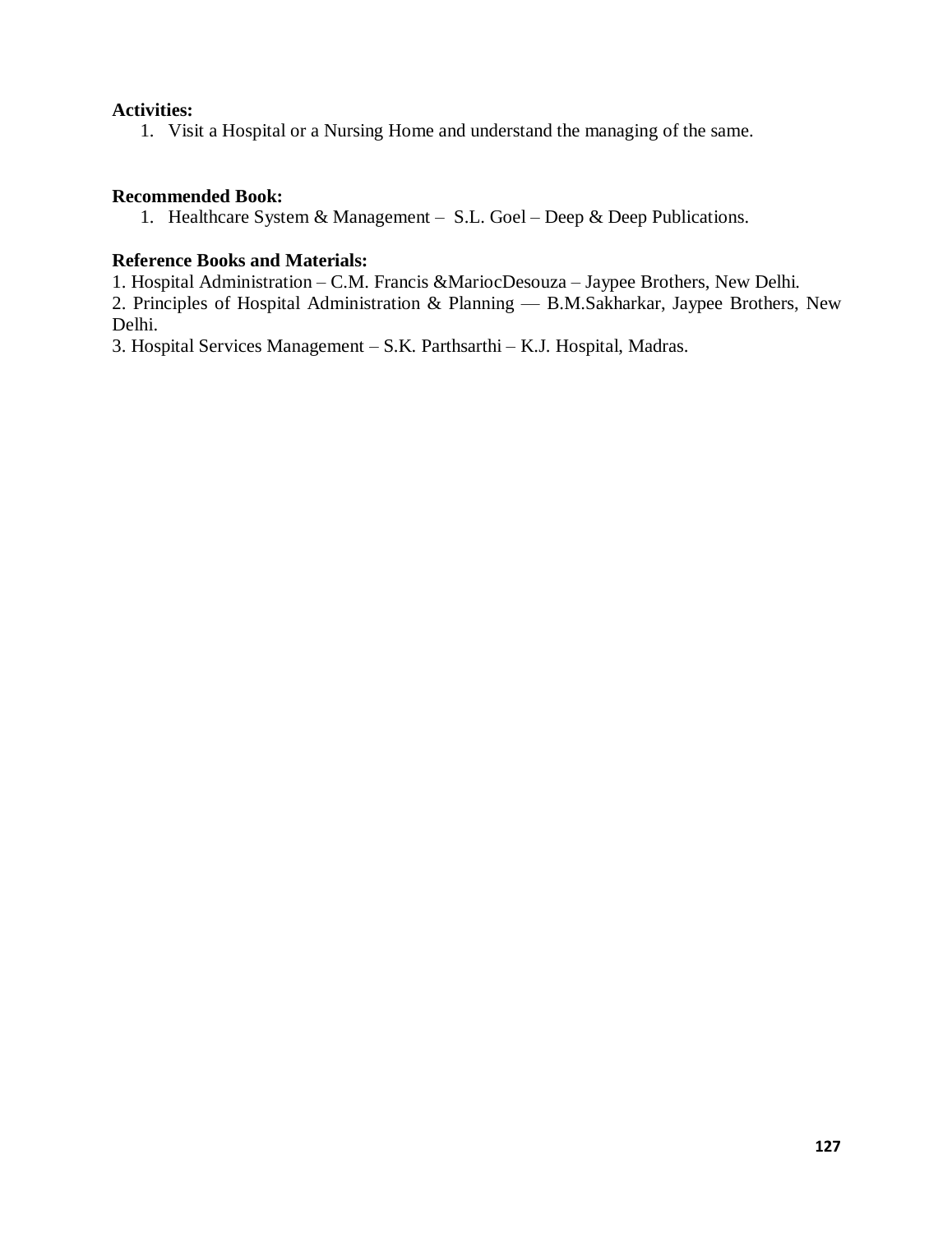**Activities:**

1. Visit a Hospital or a Nursing Home and understand the managing of the same.

**Recommended Book:**

1. Healthcare System & Management – S.L. Goel – Deep & Deep Publications.

**Reference Books and Materials:**

1. Hospital Administration – C.M. Francis &MariocDesouza – Jaypee Brothers, New Delhi.
2. Principles of Hospital Administration & Planning — B.M.Sakharkar, Jaypee Brothers, New Delhi.
3. Hospital Services Management – S.K. Parthsarthi – K.J. Hospital, Madras.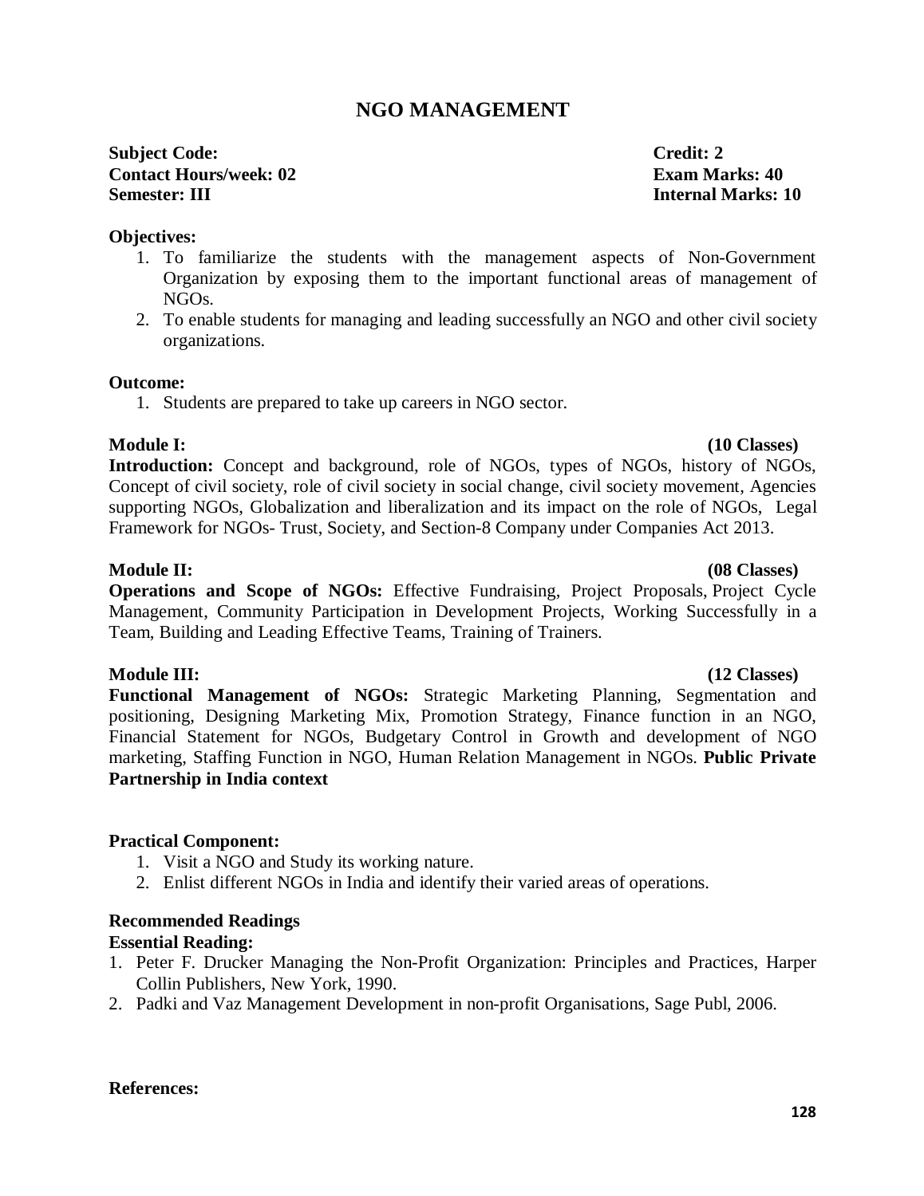# NGO MANAGEMENT

**Subject Code:** **Credit: 2**
**Contact Hours/week: 02** **Exam Marks: 40**
**Semester: III** **Internal Marks: 10**

**Objectives:**

1. To familiarize the students with the management aspects of Non-Government Organization by exposing them to the important functional areas of management of NGOs.
2. To enable students for managing and leading successfully an NGO and other civil society organizations.

**Outcome:**

1. Students are prepared to take up careers in NGO sector.

**Module I:** **(10 Classes)**
**Introduction:** Concept and background, role of NGOs, types of NGOs, history of NGOs, Concept of civil society, role of civil society in social change, civil society movement, Agencies supporting NGOs, Globalization and liberalization and its impact on the role of NGOs, Legal Framework for NGOs- Trust, Society, and Section-8 Company under Companies Act 2013.

**Module II:** **(08 Classes)**
**Operations and Scope of NGOs:** Effective Fundraising, Project Proposals, Project Cycle Management, Community Participation in Development Projects, Working Successfully in a Team, Building and Leading Effective Teams, Training of Trainers.

**Module III:** **(12 Classes)**
**Functional Management of NGOs:** Strategic Marketing Planning, Segmentation and positioning, Designing Marketing Mix, Promotion Strategy, Finance function in an NGO, Financial Statement for NGOs, Budgetary Control in Growth and development of NGO marketing, Staffing Function in NGO, Human Relation Management in NGOs. **Public Private Partnership in India context**

**Practical Component:**

1. Visit a NGO and Study its working nature.
2. Enlist different NGOs in India and identify their varied areas of operations.

**Recommended Readings**

**Essential Reading:**

1. Peter F. Drucker Managing the Non-Profit Organization: Principles and Practices, Harper Collin Publishers, New York, 1990.
2. Padki and Vaz Management Development in non-profit Organisations, Sage Publ, 2006.

**References:**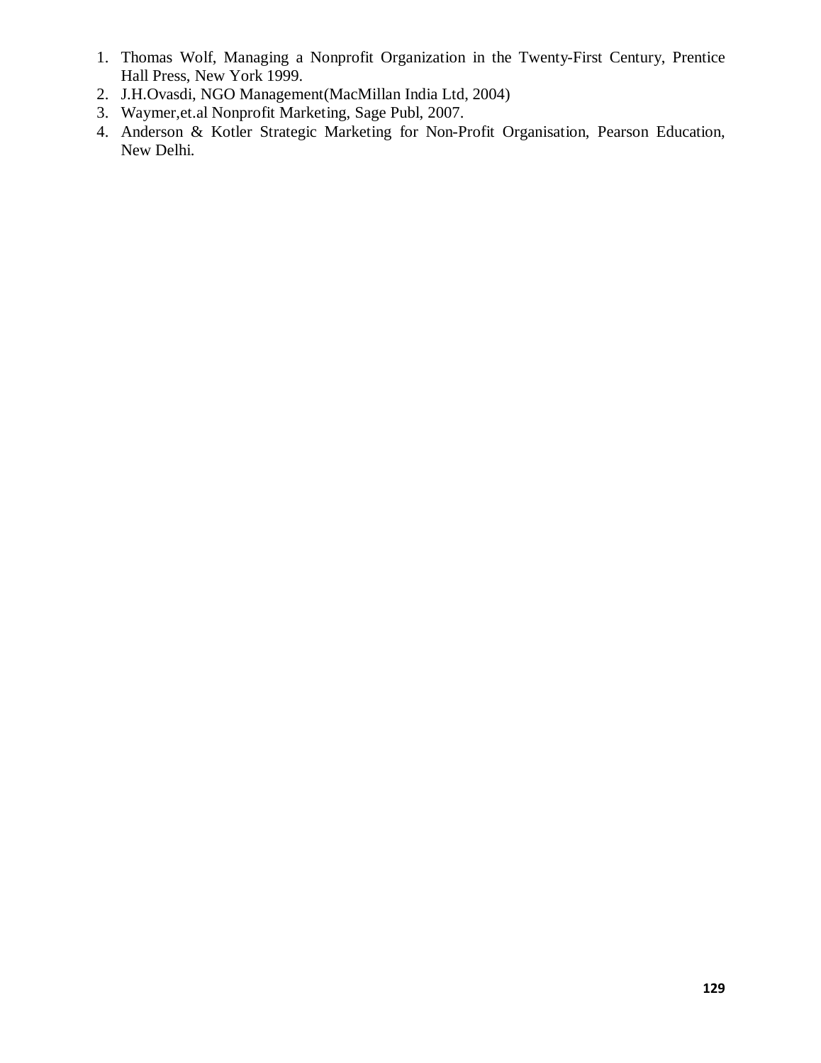1. Thomas Wolf, Managing a Nonprofit Organization in the Twenty-First Century, Prentice Hall Press, New York 1999.
2. J.H.Ovasdi, NGO Management(MacMillan India Ltd, 2004)
3. Waymer,et.al Nonprofit Marketing, Sage Publ, 2007.
4. Anderson & Kotler Strategic Marketing for Non-Profit Organisation, Pearson Education, New Delhi.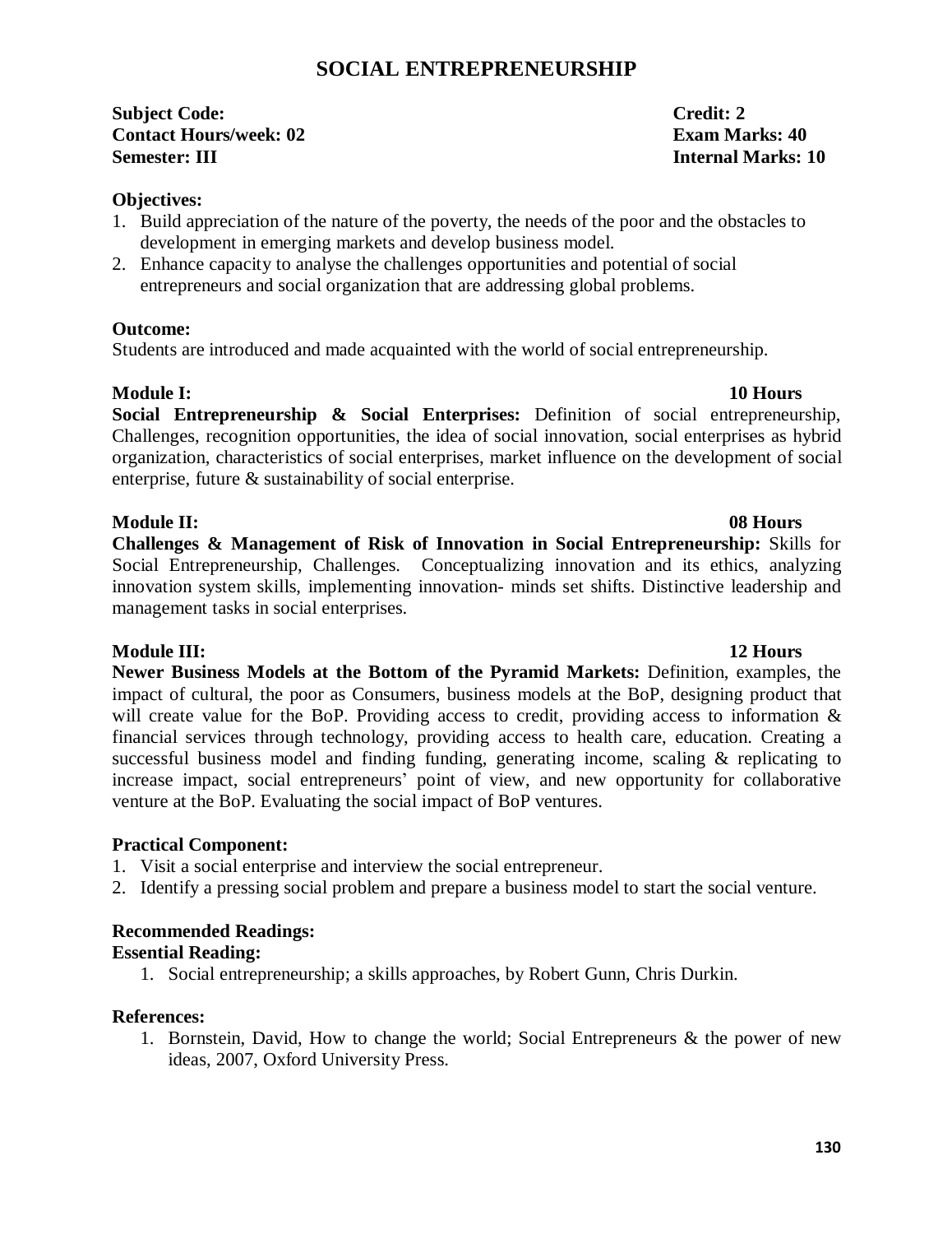# SOCIAL ENTREPRENEURSHIP

**Subject Code:** **Credit: 2**
**Contact Hours/week: 02** **Exam Marks: 40**
**Semester: III** **Internal Marks: 10**

**Objectives:**

1. Build appreciation of the nature of the poverty, the needs of the poor and the obstacles to development in emerging markets and develop business model.
2. Enhance capacity to analyse the challenges opportunities and potential of social entrepreneurs and social organization that are addressing global problems.

**Outcome:**

Students are introduced and made acquainted with the world of social entrepreneurship.

**Module I:** **10 Hours**

**Social Entrepreneurship & Social Enterprises:** Definition of social entrepreneurship, Challenges, recognition opportunities, the idea of social innovation, social enterprises as hybrid organization, characteristics of social enterprises, market influence on the development of social enterprise, future & sustainability of social enterprise.

**Module II:** **08 Hours**

**Challenges & Management of Risk of Innovation in Social Entrepreneurship:** Skills for Social Entrepreneurship, Challenges. Conceptualizing innovation and its ethics, analyzing innovation system skills, implementing innovation- minds set shifts. Distinctive leadership and management tasks in social enterprises.

**Module III:** **12 Hours**

**Newer Business Models at the Bottom of the Pyramid Markets:** Definition, examples, the impact of cultural, the poor as Consumers, business models at the BoP, designing product that will create value for the BoP. Providing access to credit, providing access to information & financial services through technology, providing access to health care, education. Creating a successful business model and finding funding, generating income, scaling & replicating to increase impact, social entrepreneurs' point of view, and new opportunity for collaborative venture at the BoP. Evaluating the social impact of BoP ventures.

**Practical Component:**

1. Visit a social enterprise and interview the social entrepreneur.
2. Identify a pressing social problem and prepare a business model to start the social venture.

**Recommended Readings:**

**Essential Reading:**

1. Social entrepreneurship; a skills approaches, by Robert Gunn, Chris Durkin.

**References:**

1. Bornstein, David, How to change the world; Social Entrepreneurs & the power of new ideas, 2007, Oxford University Press.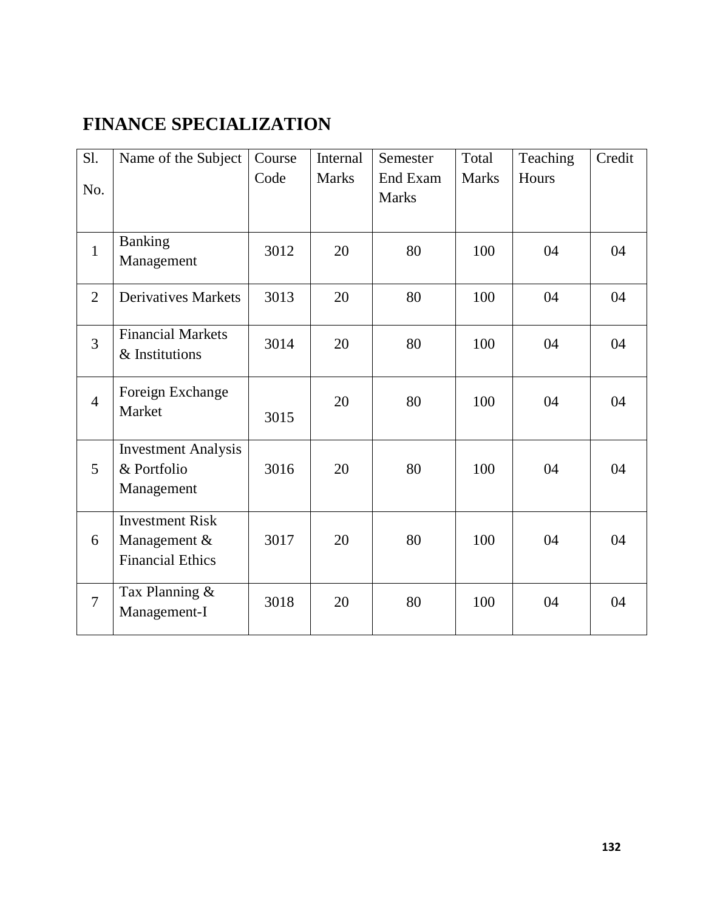# FINANCE SPECIALIZATION

| Sl. No. | Name of the Subject | Course Code | Internal Marks | Semester End Exam Marks | Total Marks | Teaching Hours | Credit |
|---|---|---|---|---|---|---|---|
| 1 | Banking Management | 3012 | 20 | 80 | 100 | 04 | 04 |
| 2 | Derivatives Markets | 3013 | 20 | 80 | 100 | 04 | 04 |
| 3 | Financial Markets & Institutions | 3014 | 20 | 80 | 100 | 04 | 04 |
| 4 | Foreign Exchange Market | 3015 | 20 | 80 | 100 | 04 | 04 |
| 5 | Investment Analysis & Portfolio Management | 3016 | 20 | 80 | 100 | 04 | 04 |
| 6 | Investment Risk Management & Financial Ethics | 3017 | 20 | 80 | 100 | 04 | 04 |
| 7 | Tax Planning & Management-I | 3018 | 20 | 80 | 100 | 04 | 04 |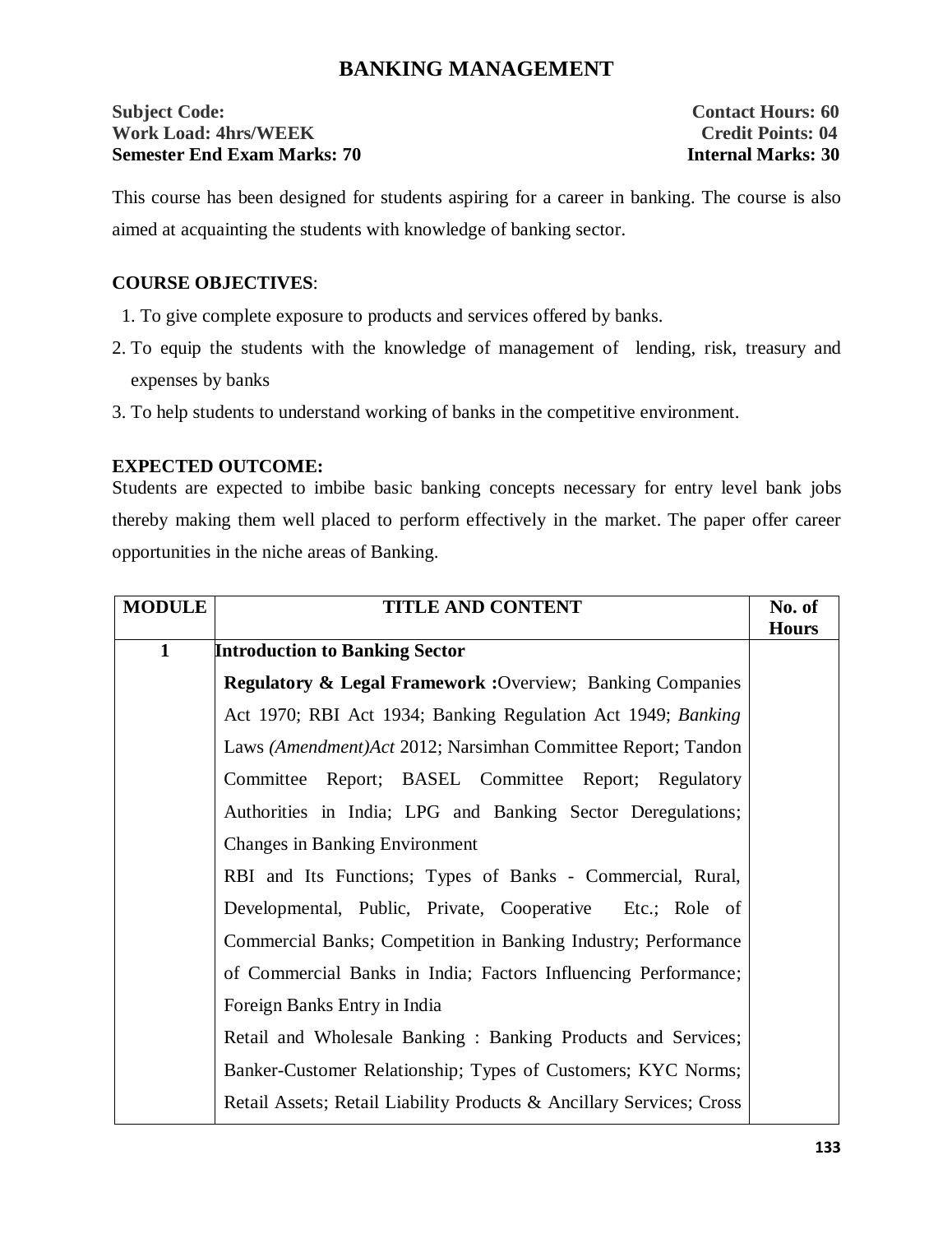# BANKING MANAGEMENT

**Subject Code:** **Contact Hours: 60**
**Work Load: 4hrs/WEEK** **Credit Points: 04**
**Semester End Exam Marks: 70** **Internal Marks: 30**

This course has been designed for students aspiring for a career in banking. The course is also aimed at acquainting the students with knowledge of banking sector.

**COURSE OBJECTIVES**:

1. To give complete exposure to products and services offered by banks.
2. To equip the students with the knowledge of management of lending, risk, treasury and expenses by banks
3. To help students to understand working of banks in the competitive environment.

**EXPECTED OUTCOME:**

Students are expected to imbibe basic banking concepts necessary for entry level bank jobs thereby making them well placed to perform effectively in the market. The paper offer career opportunities in the niche areas of Banking.

| MODULE | TITLE AND CONTENT | No. of Hours |
|---|---|---|
| 1 | **Introduction to Banking Sector** | |
| | **Regulatory & Legal Framework :**Overview; Banking Companies Act 1970; RBI Act 1934; Banking Regulation Act 1949; *Banking* Laws *(Amendment)Act* 2012; Narsimhan Committee Report; Tandon Committee Report; BASEL Committee Report; Regulatory Authorities in India; LPG and Banking Sector Deregulations; Changes in Banking Environment | |
| | RBI and Its Functions; Types of Banks - Commercial, Rural, Developmental, Public, Private, Cooperative Etc.; Role of Commercial Banks; Competition in Banking Industry; Performance of Commercial Banks in India; Factors Influencing Performance; Foreign Banks Entry in India | |
| | Retail and Wholesale Banking : Banking Products and Services; Banker-Customer Relationship; Types of Customers; KYC Norms; Retail Assets; Retail Liability Products & Ancillary Services; Cross | |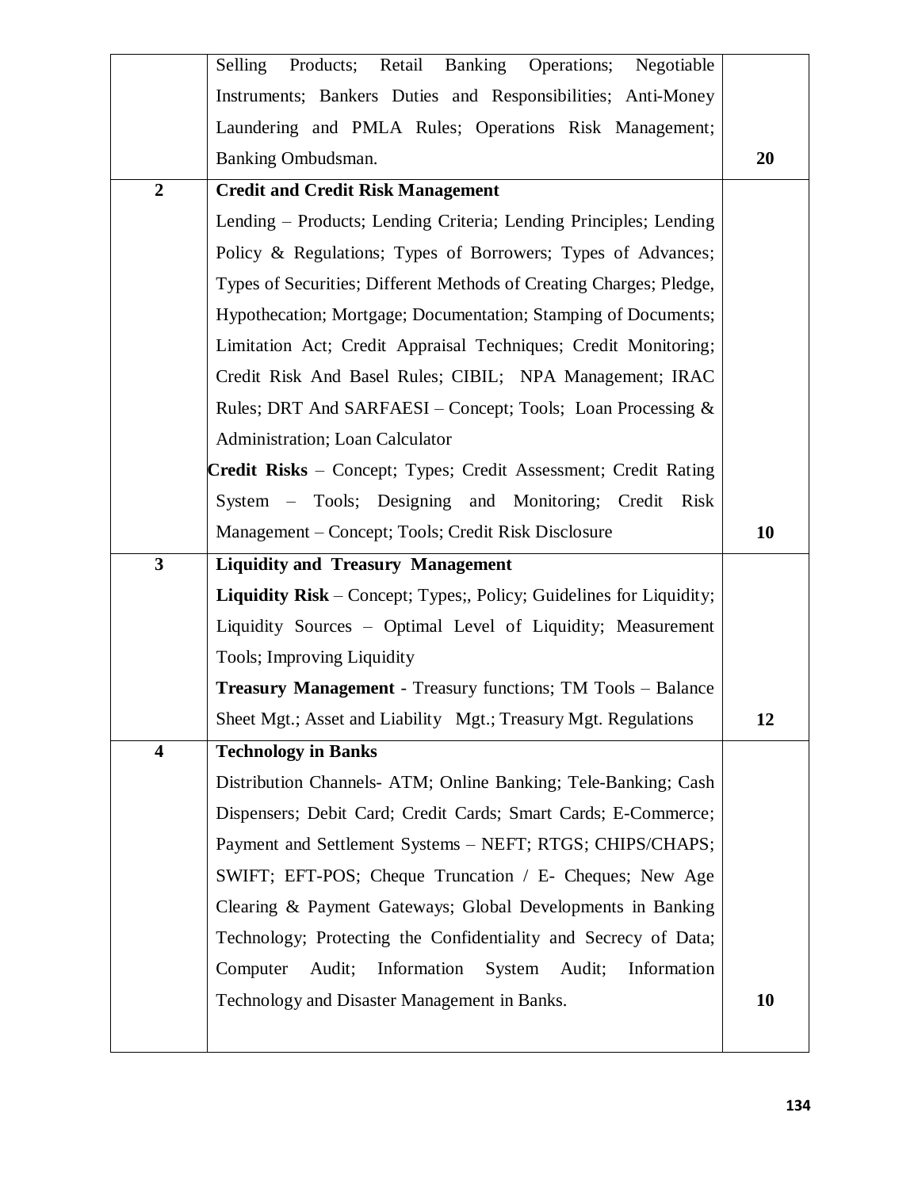| | | |
|---|---|---|
| | Selling Products; Retail Banking Operations; Negotiable Instruments; Bankers Duties and Responsibilities; Anti-Money Laundering and PMLA Rules; Operations Risk Management; Banking Ombudsman. | **20** |
| **2** | **Credit and Credit Risk Management**<br>Lending – Products; Lending Criteria; Lending Principles; Lending Policy & Regulations; Types of Borrowers; Types of Advances; Types of Securities; Different Methods of Creating Charges; Pledge, Hypothecation; Mortgage; Documentation; Stamping of Documents; Limitation Act; Credit Appraisal Techniques; Credit Monitoring; Credit Risk And Basel Rules; CIBIL; NPA Management; IRAC Rules; DRT And SARFAESI – Concept; Tools; Loan Processing & Administration; Loan Calculator<br>**Credit Risks** – Concept; Types; Credit Assessment; Credit Rating System – Tools; Designing and Monitoring; Credit Risk Management – Concept; Tools; Credit Risk Disclosure | **10** |
| **3** | **Liquidity and Treasury Management**<br>**Liquidity Risk** – Concept; Types;, Policy; Guidelines for Liquidity; Liquidity Sources – Optimal Level of Liquidity; Measurement Tools; Improving Liquidity<br>**Treasury Management** - Treasury functions; TM Tools – Balance Sheet Mgt.; Asset and Liability Mgt.; Treasury Mgt. Regulations | **12** |
| **4** | **Technology in Banks**<br>Distribution Channels- ATM; Online Banking; Tele-Banking; Cash Dispensers; Debit Card; Credit Cards; Smart Cards; E-Commerce; Payment and Settlement Systems – NEFT; RTGS; CHIPS/CHAPS; SWIFT; EFT-POS; Cheque Truncation / E- Cheques; New Age Clearing & Payment Gateways; Global Developments in Banking Technology; Protecting the Confidentiality and Secrecy of Data; Computer Audit; Information System Audit; Information Technology and Disaster Management in Banks. | **10** |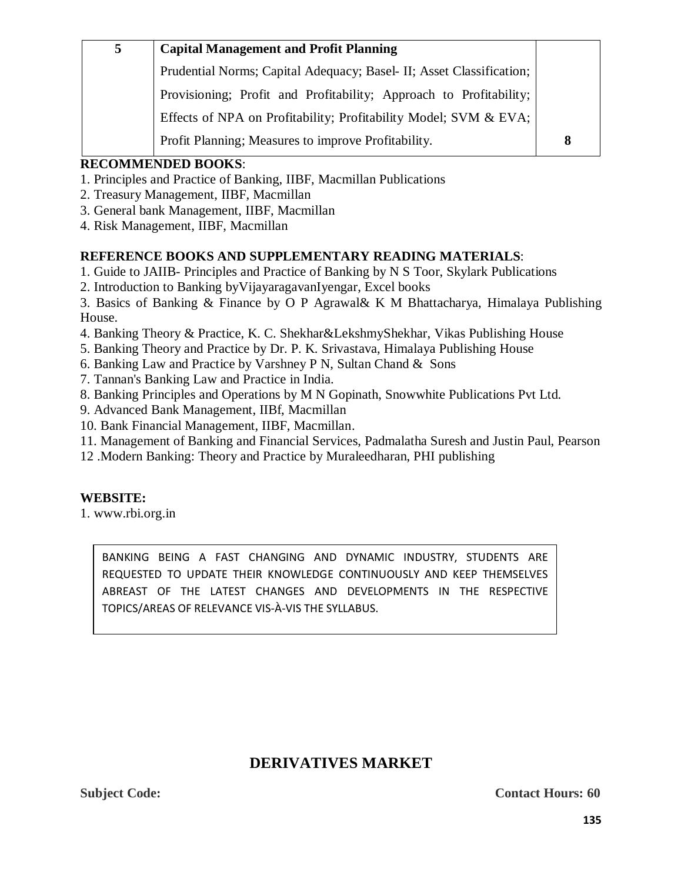| 5 | **Capital Management and Profit Planning**<br>Prudential Norms; Capital Adequacy; Basel- II; Asset Classification; Provisioning; Profit and Profitability; Approach to Profitability; Effects of NPA on Profitability; Profitability Model; SVM & EVA; Profit Planning; Measures to improve Profitability. | **8** |
|---|---|---|

**RECOMMENDED BOOKS**:

1. Principles and Practice of Banking, IIBF, Macmillan Publications
2. Treasury Management, IIBF, Macmillan
3. General bank Management, IIBF, Macmillan
4. Risk Management, IIBF, Macmillan

**REFERENCE BOOKS AND SUPPLEMENTARY READING MATERIALS**:

1. Guide to JAIIB- Principles and Practice of Banking by N S Toor, Skylark Publications
2. Introduction to Banking byVijayaragavanIyengar, Excel books
3. Basics of Banking & Finance by O P Agrawal& K M Bhattacharya, Himalaya Publishing House.
4. Banking Theory & Practice, K. C. Shekhar&LekshmyShekhar, Vikas Publishing House
5. Banking Theory and Practice by Dr. P. K. Srivastava, Himalaya Publishing House
6. Banking Law and Practice by Varshney P N, Sultan Chand & Sons
7. Tannan's Banking Law and Practice in India.
8. Banking Principles and Operations by M N Gopinath, Snowwhite Publications Pvt Ltd.
9. Advanced Bank Management, IIBf, Macmillan
10. Bank Financial Management, IIBF, Macmillan.
11. Management of Banking and Financial Services, Padmalatha Suresh and Justin Paul, Pearson
12. Modern Banking: Theory and Practice by Muraleedharan, PHI publishing

**WEBSITE:**

1. www.rbi.org.in

> BANKING BEING A FAST CHANGING AND DYNAMIC INDUSTRY, STUDENTS ARE REQUESTED TO UPDATE THEIR KNOWLEDGE CONTINUOUSLY AND KEEP THEMSELVES ABREAST OF THE LATEST CHANGES AND DEVELOPMENTS IN THE RESPECTIVE TOPICS/AREAS OF RELEVANCE VIS-À-VIS THE SYLLABUS.

## DERIVATIVES MARKET

**Subject Code:** **Contact Hours: 60**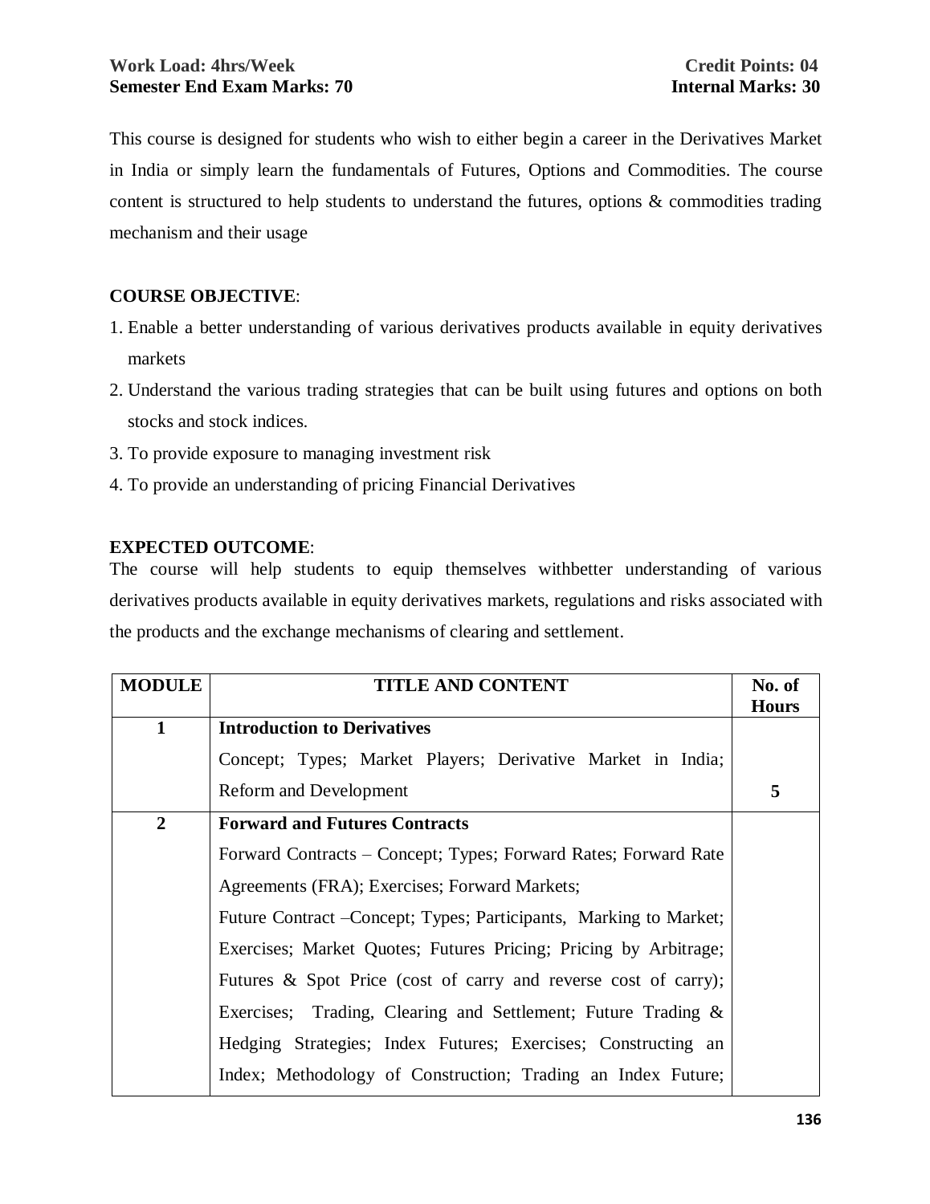**Work Load: 4hrs/Week** **Credit Points: 04**
**Semester End Exam Marks: 70** **Internal Marks: 30**

This course is designed for students who wish to either begin a career in the Derivatives Market in India or simply learn the fundamentals of Futures, Options and Commodities. The course content is structured to help students to understand the futures, options & commodities trading mechanism and their usage

**COURSE OBJECTIVE**:

1. Enable a better understanding of various derivatives products available in equity derivatives markets
2. Understand the various trading strategies that can be built using futures and options on both stocks and stock indices.
3. To provide exposure to managing investment risk
4. To provide an understanding of pricing Financial Derivatives

**EXPECTED OUTCOME**:

The course will help students to equip themselves withbetter understanding of various derivatives products available in equity derivatives markets, regulations and risks associated with the products and the exchange mechanisms of clearing and settlement.

| MODULE | TITLE AND CONTENT | No. of Hours |
|---|---|---|
| **1** | **Introduction to Derivatives**<br>Concept; Types; Market Players; Derivative Market in India; Reform and Development | **5** |
| **2** | **Forward and Futures Contracts**<br>Forward Contracts – Concept; Types; Forward Rates; Forward Rate Agreements (FRA); Exercises; Forward Markets;<br>Future Contract –Concept; Types; Participants, Marking to Market; Exercises; Market Quotes; Futures Pricing; Pricing by Arbitrage; Futures & Spot Price (cost of carry and reverse cost of carry); Exercises; Trading, Clearing and Settlement; Future Trading & Hedging Strategies; Index Futures; Exercises; Constructing an Index; Methodology of Construction; Trading an Index Future; | |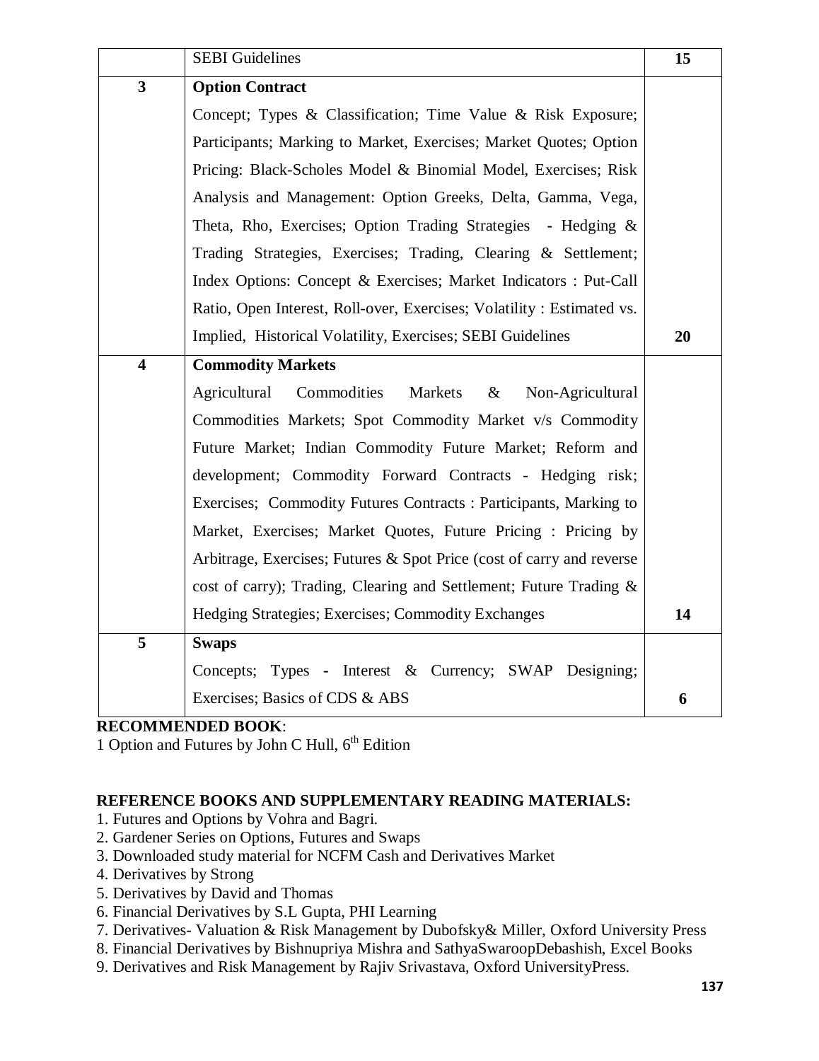| | | |
|---|---|---|
| | SEBI Guidelines | 15 |
| **3** | **Option Contract**<br>Concept; Types & Classification; Time Value & Risk Exposure; Participants; Marking to Market, Exercises; Market Quotes; Option Pricing: Black-Scholes Model & Binomial Model, Exercises; Risk Analysis and Management: Option Greeks, Delta, Gamma, Vega, Theta, Rho, Exercises; Option Trading Strategies - Hedging & Trading Strategies, Exercises; Trading, Clearing & Settlement; Index Options: Concept & Exercises; Market Indicators : Put-Call Ratio, Open Interest, Roll-over, Exercises; Volatility : Estimated vs. Implied, Historical Volatility, Exercises; SEBI Guidelines | **20** |
| **4** | **Commodity Markets**<br>Agricultural Commodities Markets & Non-Agricultural Commodities Markets; Spot Commodity Market v/s Commodity Future Market; Indian Commodity Future Market; Reform and development; Commodity Forward Contracts - Hedging risk; Exercises; Commodity Futures Contracts : Participants, Marking to Market, Exercises; Market Quotes, Future Pricing : Pricing by Arbitrage, Exercises; Futures & Spot Price (cost of carry and reverse cost of carry); Trading, Clearing and Settlement; Future Trading & Hedging Strategies; Exercises; Commodity Exchanges | **14** |
| **5** | **Swaps**<br>Concepts; Types - Interest & Currency; SWAP Designing; Exercises; Basics of CDS & ABS | **6** |

**RECOMMENDED BOOK**:

1 Option and Futures by John C Hull, 6th Edition

**REFERENCE BOOKS AND SUPPLEMENTARY READING MATERIALS:**

1. Futures and Options by Vohra and Bagri.
2. Gardener Series on Options, Futures and Swaps
3. Downloaded study material for NCFM Cash and Derivatives Market
4. Derivatives by Strong
5. Derivatives by David and Thomas
6. Financial Derivatives by S.L Gupta, PHI Learning
7. Derivatives- Valuation & Risk Management by Dubofsky& Miller, Oxford University Press
8. Financial Derivatives by Bishnupriya Mishra and SathyaSwaroopDebashish, Excel Books
9. Derivatives and Risk Management by Rajiv Srivastava, Oxford UniversityPress.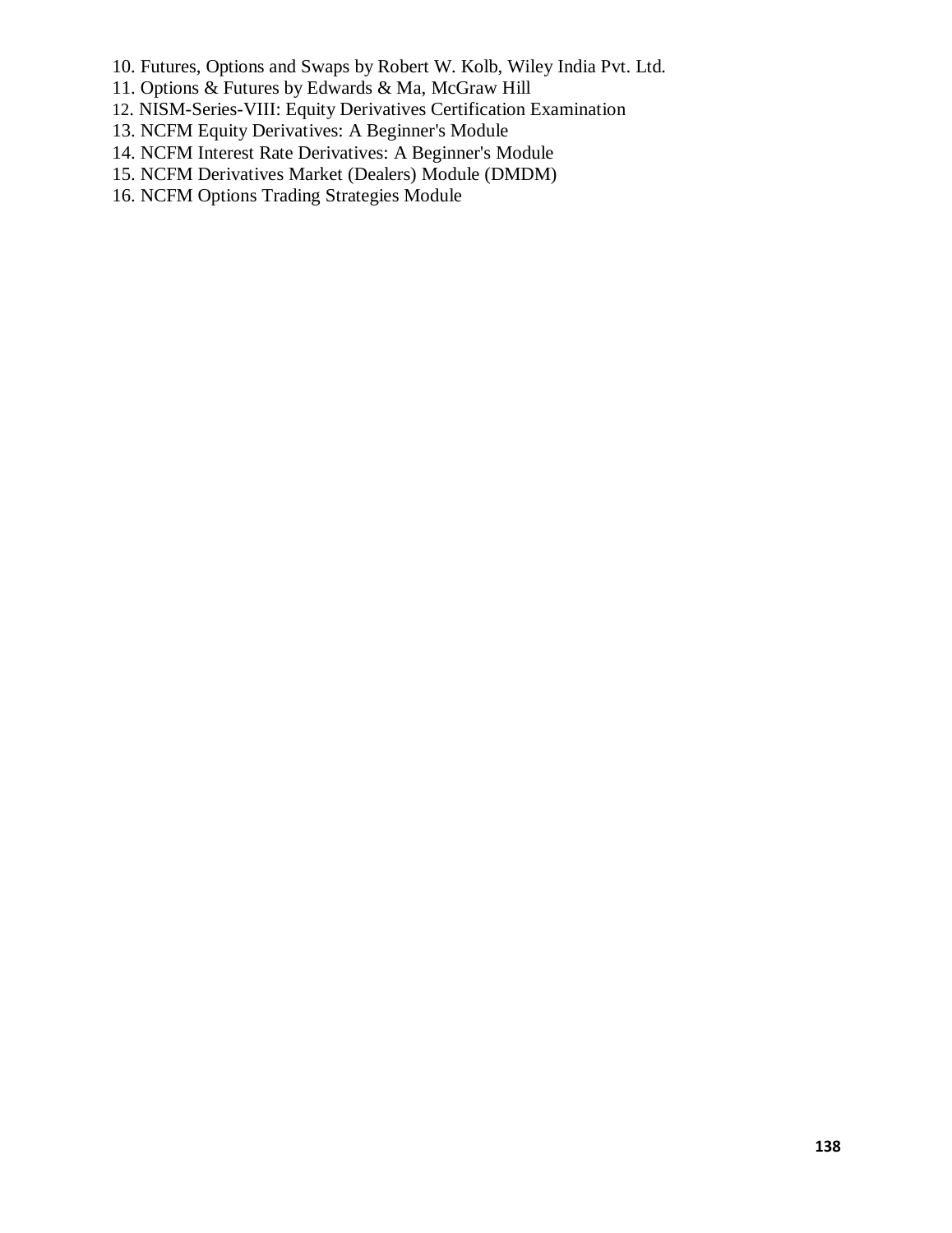10. Futures, Options and Swaps by Robert W. Kolb, Wiley India Pvt. Ltd.
11. Options & Futures by Edwards & Ma, McGraw Hill
12. NISM-Series-VIII: Equity Derivatives Certification Examination
13. NCFM Equity Derivatives: A Beginner's Module
14. NCFM Interest Rate Derivatives: A Beginner's Module
15. NCFM Derivatives Market (Dealers) Module (DMDM)
16. NCFM Options Trading Strategies Module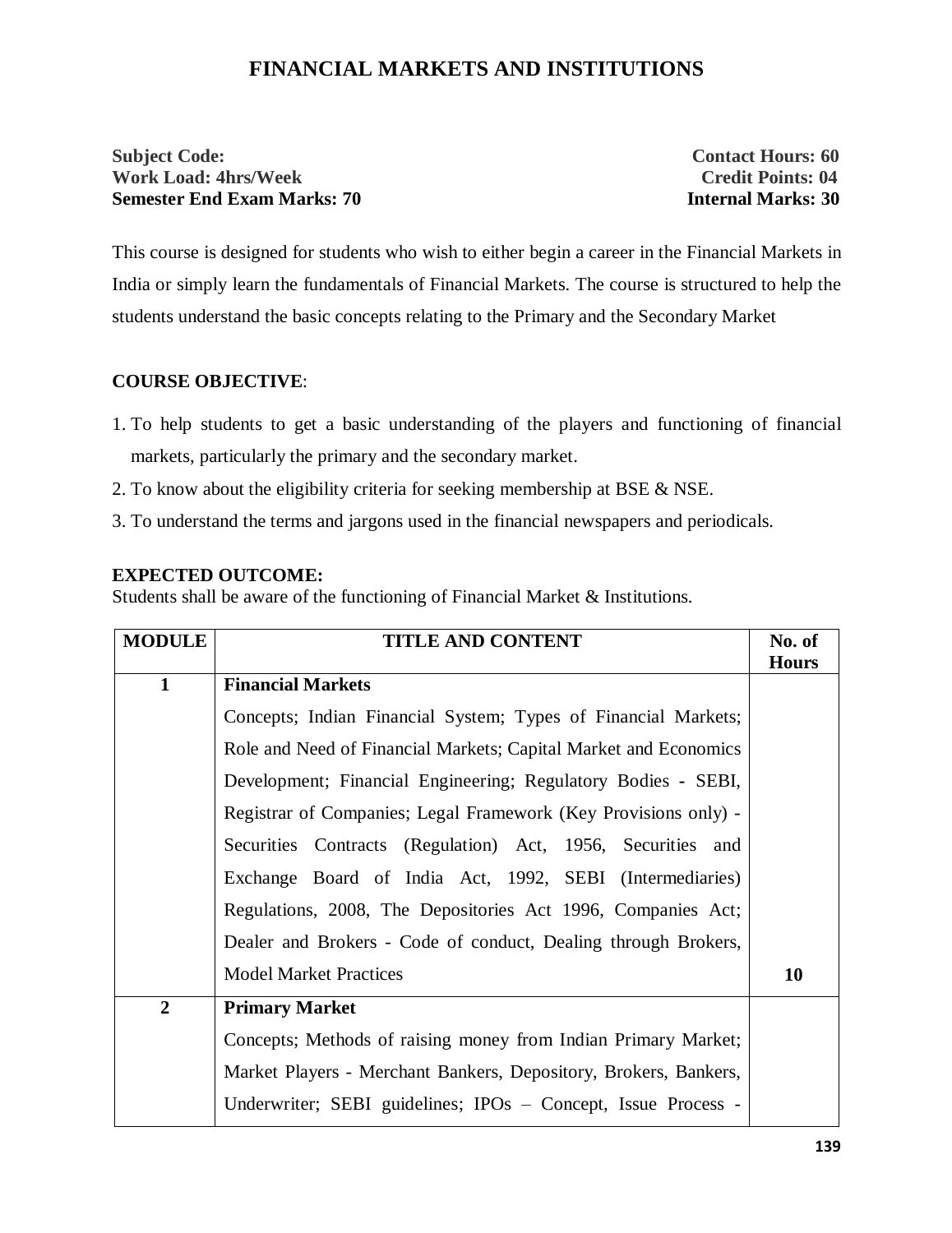# FINANCIAL MARKETS AND INSTITUTIONS

**Subject Code:** **Contact Hours: 60**
**Work Load: 4hrs/Week** **Credit Points: 04**
**Semester End Exam Marks: 70** **Internal Marks: 30**

This course is designed for students who wish to either begin a career in the Financial Markets in India or simply learn the fundamentals of Financial Markets. The course is structured to help the students understand the basic concepts relating to the Primary and the Secondary Market

**COURSE OBJECTIVE**:

1. To help students to get a basic understanding of the players and functioning of financial markets, particularly the primary and the secondary market.
2. To know about the eligibility criteria for seeking membership at BSE & NSE.
3. To understand the terms and jargons used in the financial newspapers and periodicals.

**EXPECTED OUTCOME:**
Students shall be aware of the functioning of Financial Market & Institutions.

| MODULE | TITLE AND CONTENT | No. of Hours |
|---|---|---|
| 1 | **Financial Markets**<br>Concepts; Indian Financial System; Types of Financial Markets; Role and Need of Financial Markets; Capital Market and Economics Development; Financial Engineering; Regulatory Bodies - SEBI, Registrar of Companies; Legal Framework (Key Provisions only) - Securities Contracts (Regulation) Act, 1956, Securities and Exchange Board of India Act, 1992, SEBI (Intermediaries) Regulations, 2008, The Depositories Act 1996, Companies Act; Dealer and Brokers - Code of conduct, Dealing through Brokers, Model Market Practices | 10 |
| 2 | **Primary Market**<br>Concepts; Methods of raising money from Indian Primary Market; Market Players - Merchant Bankers, Depository, Brokers, Bankers, Underwriter; SEBI guidelines; IPOs – Concept, Issue Process - | |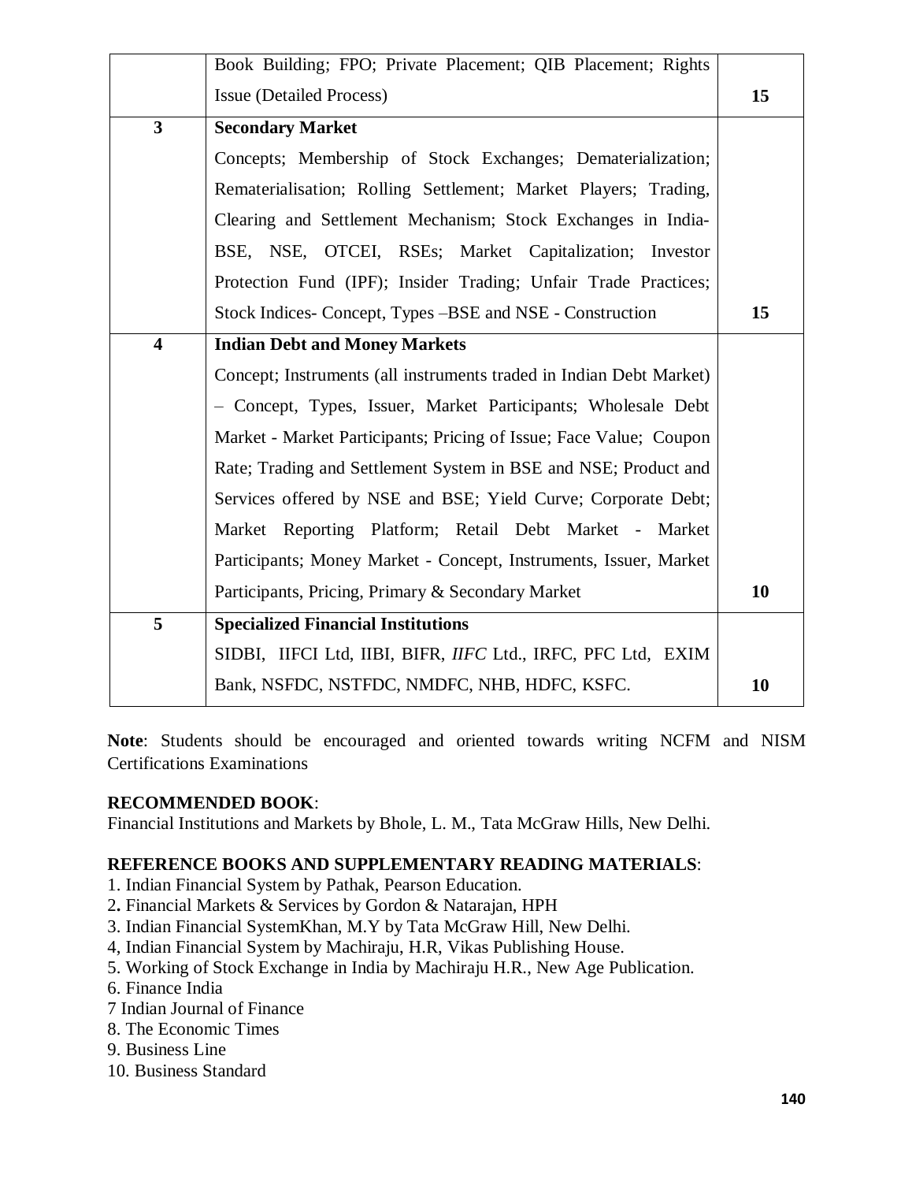| | | |
|---|---|---|
| | Book Building; FPO; Private Placement; QIB Placement; Rights Issue (Detailed Process) | 15 |
| 3 | **Secondary Market**<br>Concepts; Membership of Stock Exchanges; Dematerialization; Rematerialisation; Rolling Settlement; Market Players; Trading, Clearing and Settlement Mechanism; Stock Exchanges in India-BSE, NSE, OTCEI, RSEs; Market Capitalization; Investor Protection Fund (IPF); Insider Trading; Unfair Trade Practices; Stock Indices- Concept, Types –BSE and NSE - Construction | 15 |
| 4 | **Indian Debt and Money Markets**<br>Concept; Instruments (all instruments traded in Indian Debt Market) – Concept, Types, Issuer, Market Participants; Wholesale Debt Market - Market Participants; Pricing of Issue; Face Value; Coupon Rate; Trading and Settlement System in BSE and NSE; Product and Services offered by NSE and BSE; Yield Curve; Corporate Debt; Market Reporting Platform; Retail Debt Market - Market Participants; Money Market - Concept, Instruments, Issuer, Market Participants, Pricing, Primary & Secondary Market | 10 |
| 5 | **Specialized Financial Institutions**<br>SIDBI, IIFCI Ltd, IIBI, BIFR, *IIFC* Ltd., IRFC, PFC Ltd, EXIM Bank, NSFDC, NSTFDC, NMDFC, NHB, HDFC, KSFC. | 10 |

**Note**: Students should be encouraged and oriented towards writing NCFM and NISM Certifications Examinations

**RECOMMENDED BOOK**:
Financial Institutions and Markets by Bhole, L. M., Tata McGraw Hills, New Delhi.

**REFERENCE BOOKS AND SUPPLEMENTARY READING MATERIALS**:
1. Indian Financial System by Pathak, Pearson Education.
2. Financial Markets & Services by Gordon & Natarajan, HPH
3. Indian Financial SystemKhan, M.Y by Tata McGraw Hill, New Delhi.
4, Indian Financial System by Machiraju, H.R, Vikas Publishing House.
5. Working of Stock Exchange in India by Machiraju H.R., New Age Publication.
6. Finance India
7 Indian Journal of Finance
8. The Economic Times
9. Business Line
10. Business Standard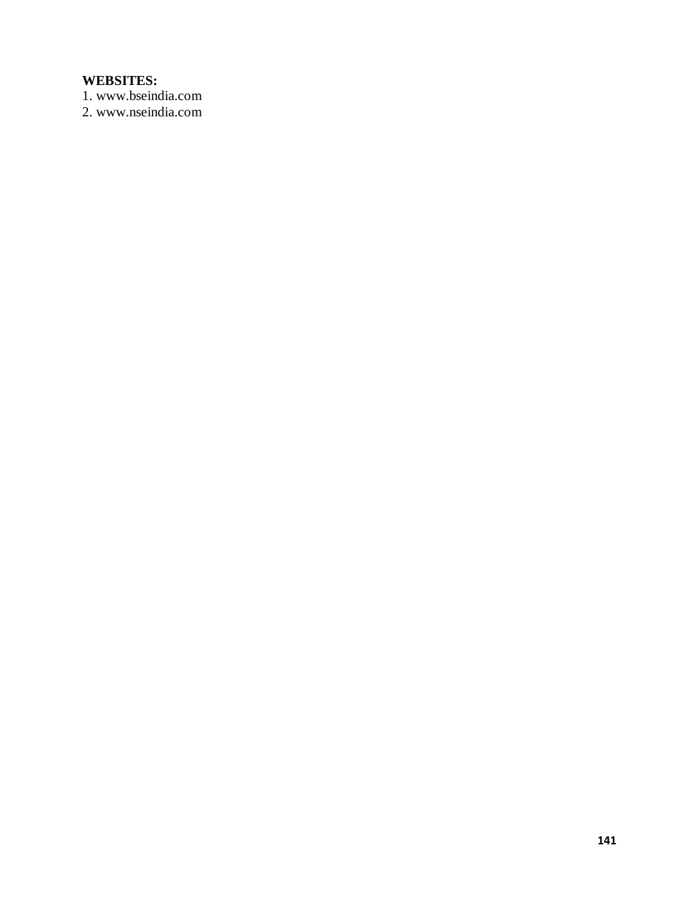**WEBSITES:**

1. www.bseindia.com
2. www.nseindia.com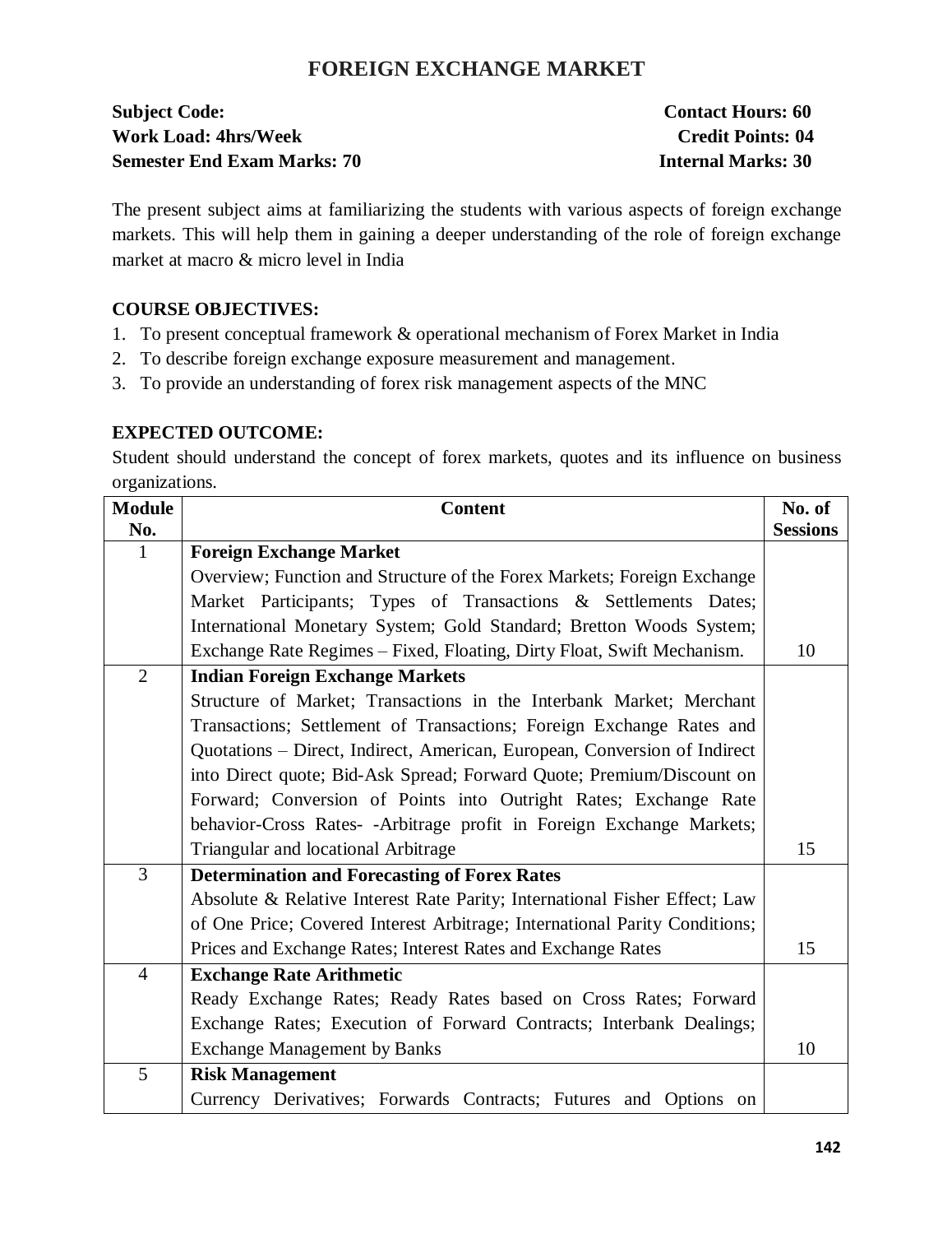# FOREIGN EXCHANGE MARKET

**Subject Code:** **Contact Hours: 60**
**Work Load: 4hrs/Week** **Credit Points: 04**
**Semester End Exam Marks: 70** **Internal Marks: 30**

The present subject aims at familiarizing the students with various aspects of foreign exchange markets. This will help them in gaining a deeper understanding of the role of foreign exchange market at macro & micro level in India

**COURSE OBJECTIVES:**

1. To present conceptual framework & operational mechanism of Forex Market in India
2. To describe foreign exchange exposure measurement and management.
3. To provide an understanding of forex risk management aspects of the MNC

**EXPECTED OUTCOME:**
Student should understand the concept of forex markets, quotes and its influence on business organizations.

| Module No. | Content | No. of Sessions |
|---|---|---|
| 1 | **Foreign Exchange Market** Overview; Function and Structure of the Forex Markets; Foreign Exchange Market Participants; Types of Transactions & Settlements Dates; International Monetary System; Gold Standard; Bretton Woods System; Exchange Rate Regimes – Fixed, Floating, Dirty Float, Swift Mechanism. | 10 |
| 2 | **Indian Foreign Exchange Markets** Structure of Market; Transactions in the Interbank Market; Merchant Transactions; Settlement of Transactions; Foreign Exchange Rates and Quotations – Direct, Indirect, American, European, Conversion of Indirect into Direct quote; Bid-Ask Spread; Forward Quote; Premium/Discount on Forward; Conversion of Points into Outright Rates; Exchange Rate behavior-Cross Rates- -Arbitrage profit in Foreign Exchange Markets; Triangular and locational Arbitrage | 15 |
| 3 | **Determination and Forecasting of Forex Rates** Absolute & Relative Interest Rate Parity; International Fisher Effect; Law of One Price; Covered Interest Arbitrage; International Parity Conditions; Prices and Exchange Rates; Interest Rates and Exchange Rates | 15 |
| 4 | **Exchange Rate Arithmetic** Ready Exchange Rates; Ready Rates based on Cross Rates; Forward Exchange Rates; Execution of Forward Contracts; Interbank Dealings; Exchange Management by Banks | 10 |
| 5 | **Risk Management** Currency Derivatives; Forwards Contracts; Futures and Options on | |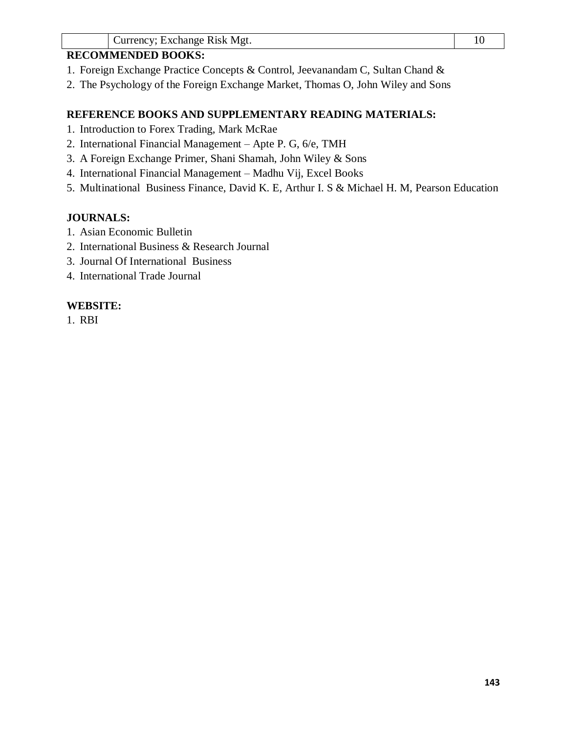|  | Currency; Exchange Risk Mgt. | 10 |
|---|---|---|

**RECOMMENDED BOOKS:**

1. Foreign Exchange Practice Concepts & Control, Jeevanandam C, Sultan Chand &
2. The Psychology of the Foreign Exchange Market, Thomas O, John Wiley and Sons

**REFERENCE BOOKS AND SUPPLEMENTARY READING MATERIALS:**

1. Introduction to Forex Trading, Mark McRae
2. International Financial Management – Apte P. G, 6/e, TMH
3. A Foreign Exchange Primer, Shani Shamah, John Wiley & Sons
4. International Financial Management – Madhu Vij, Excel Books
5. Multinational Business Finance, David K. E, Arthur I. S & Michael H. M, Pearson Education

**JOURNALS:**

1. Asian Economic Bulletin
2. International Business & Research Journal
3. Journal Of International Business
4. International Trade Journal

**WEBSITE:**

1. RBI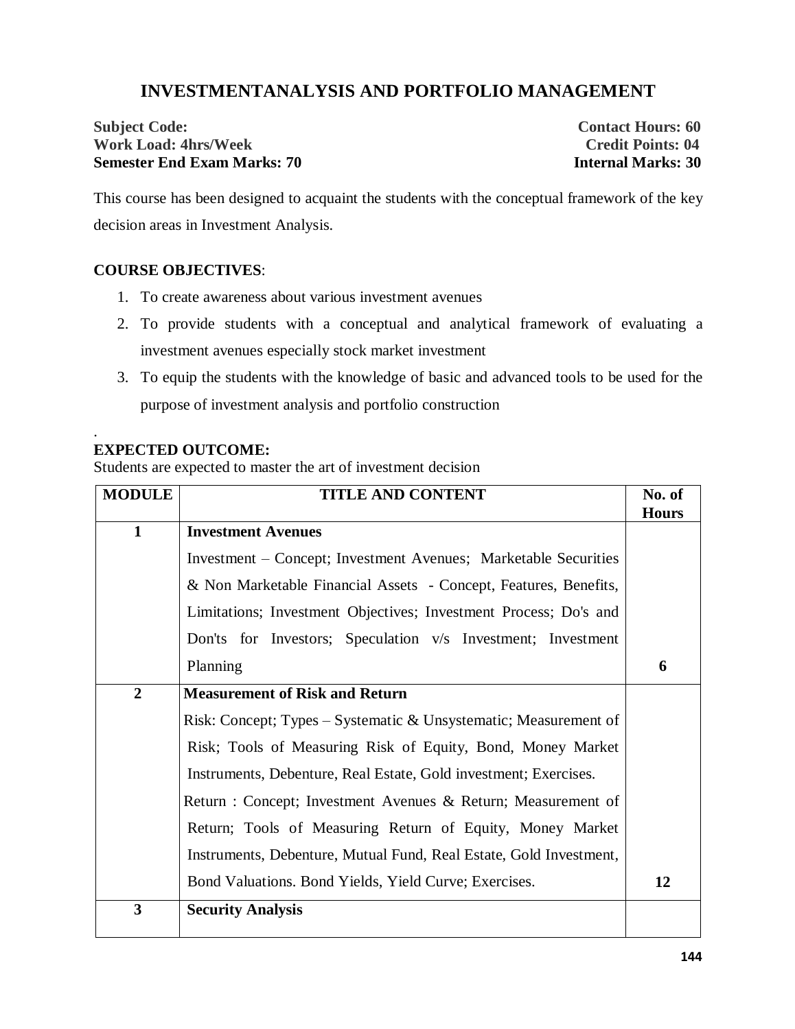# INVESTMENTANALYSIS AND PORTFOLIO MANAGEMENT

**Subject Code:** **Contact Hours: 60**
**Work Load: 4hrs/Week** **Credit Points: 04**
**Semester End Exam Marks: 70** **Internal Marks: 30**

This course has been designed to acquaint the students with the conceptual framework of the key decision areas in Investment Analysis.

**COURSE OBJECTIVES**:

1. To create awareness about various investment avenues
2. To provide students with a conceptual and analytical framework of evaluating a investment avenues especially stock market investment
3. To equip the students with the knowledge of basic and advanced tools to be used for the purpose of investment analysis and portfolio construction

.

**EXPECTED OUTCOME:**

Students are expected to master the art of investment decision

| MODULE | TITLE AND CONTENT | No. of Hours |
|---|---|---|
| **1** | **Investment Avenues**<br>Investment – Concept; Investment Avenues; Marketable Securities & Non Marketable Financial Assets - Concept, Features, Benefits, Limitations; Investment Objectives; Investment Process; Do's and Don'ts for Investors; Speculation v/s Investment; Investment Planning | **6** |
| **2** | **Measurement of Risk and Return**<br>Risk: Concept; Types – Systematic & Unsystematic; Measurement of Risk; Tools of Measuring Risk of Equity, Bond, Money Market Instruments, Debenture, Real Estate, Gold investment; Exercises.<br>Return : Concept; Investment Avenues & Return; Measurement of Return; Tools of Measuring Return of Equity, Money Market Instruments, Debenture, Mutual Fund, Real Estate, Gold Investment, Bond Valuations. Bond Yields, Yield Curve; Exercises. | **12** |
| **3** | **Security Analysis** | |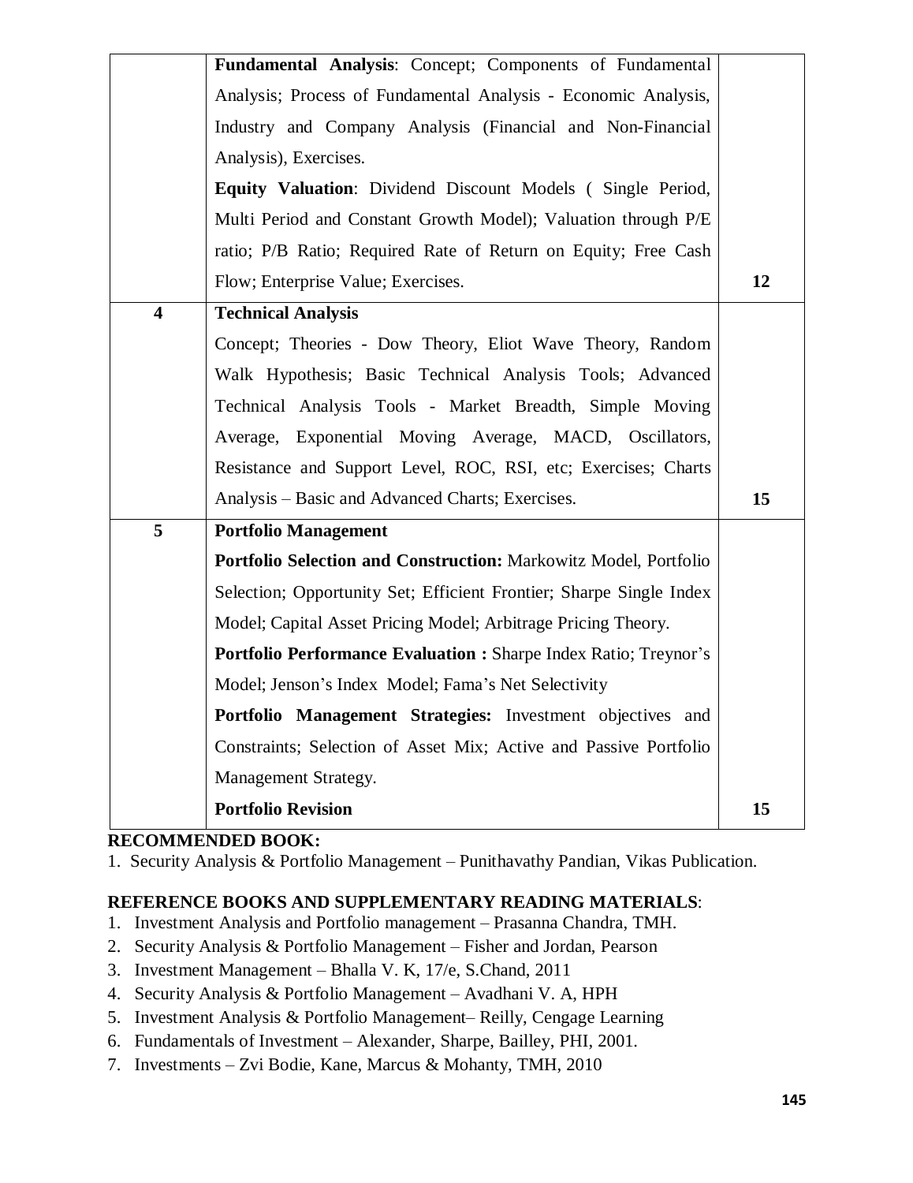| | | |
|---|---|---|
| | **Fundamental Analysis**: Concept; Components of Fundamental Analysis; Process of Fundamental Analysis - Economic Analysis, Industry and Company Analysis (Financial and Non-Financial Analysis), Exercises. **Equity Valuation**: Dividend Discount Models ( Single Period, Multi Period and Constant Growth Model); Valuation through P/E ratio; P/B Ratio; Required Rate of Return on Equity; Free Cash Flow; Enterprise Value; Exercises. | **12** |
| **4** | **Technical Analysis** Concept; Theories - Dow Theory, Eliot Wave Theory, Random Walk Hypothesis; Basic Technical Analysis Tools; Advanced Technical Analysis Tools - Market Breadth, Simple Moving Average, Exponential Moving Average, MACD, Oscillators, Resistance and Support Level, ROC, RSI, etc; Exercises; Charts Analysis – Basic and Advanced Charts; Exercises. | **15** |
| **5** | **Portfolio Management** **Portfolio Selection and Construction:** Markowitz Model, Portfolio Selection; Opportunity Set; Efficient Frontier; Sharpe Single Index Model; Capital Asset Pricing Model; Arbitrage Pricing Theory. **Portfolio Performance Evaluation :** Sharpe Index Ratio; Treynor's Model; Jenson's Index Model; Fama's Net Selectivity **Portfolio Management Strategies:** Investment objectives and Constraints; Selection of Asset Mix; Active and Passive Portfolio Management Strategy. **Portfolio Revision** | **15** |

**RECOMMENDED BOOK:**

1. Security Analysis & Portfolio Management – Punithavathy Pandian, Vikas Publication.

**REFERENCE BOOKS AND SUPPLEMENTARY READING MATERIALS**:

1. Investment Analysis and Portfolio management – Prasanna Chandra, TMH.
2. Security Analysis & Portfolio Management – Fisher and Jordan, Pearson
3. Investment Management – Bhalla V. K, 17/e, S.Chand, 2011
4. Security Analysis & Portfolio Management – Avadhani V. A, HPH
5. Investment Analysis & Portfolio Management– Reilly, Cengage Learning
6. Fundamentals of Investment – Alexander, Sharpe, Bailley, PHI, 2001.
7. Investments – Zvi Bodie, Kane, Marcus & Mohanty, TMH, 2010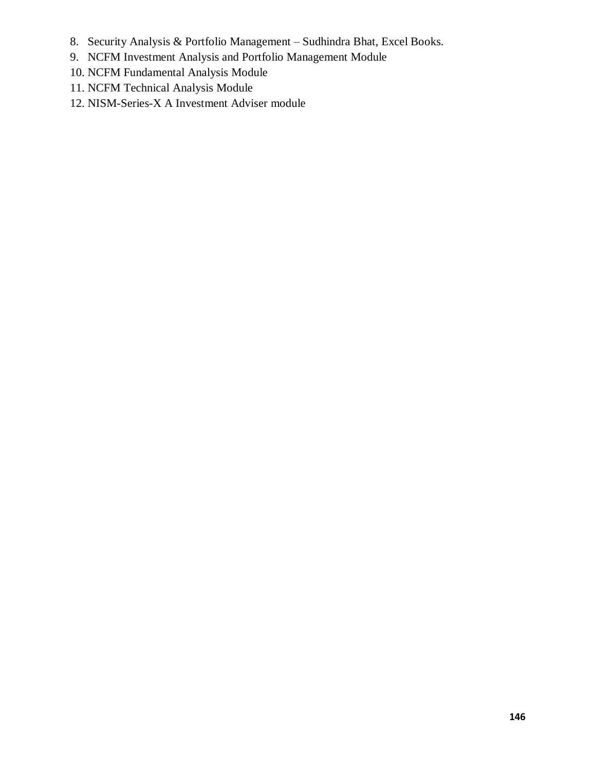8. Security Analysis & Portfolio Management – Sudhindra Bhat, Excel Books.
9. NCFM Investment Analysis and Portfolio Management Module
10. NCFM Fundamental Analysis Module
11. NCFM Technical Analysis Module
12. NISM-Series-X A Investment Adviser module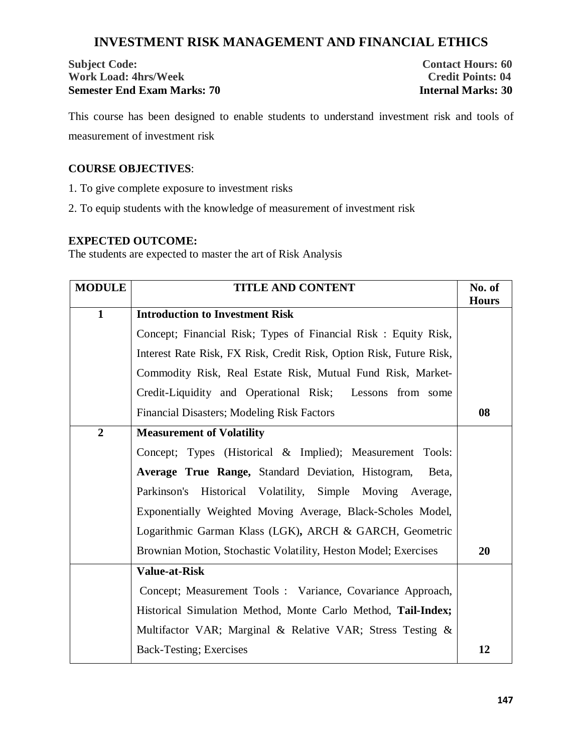# INVESTMENT RISK MANAGEMENT AND FINANCIAL ETHICS

**Subject Code:** **Contact Hours: 60**
**Work Load: 4hrs/Week** **Credit Points: 04**
**Semester End Exam Marks: 70** **Internal Marks: 30**

This course has been designed to enable students to understand investment risk and tools of measurement of investment risk

**COURSE OBJECTIVES**:

1. To give complete exposure to investment risks
2. To equip students with the knowledge of measurement of investment risk

**EXPECTED OUTCOME:**
The students are expected to master the art of Risk Analysis

| MODULE | TITLE AND CONTENT | No. of Hours |
|---|---|---|
| 1 | **Introduction to Investment Risk**<br>Concept; Financial Risk; Types of Financial Risk : Equity Risk, Interest Rate Risk, FX Risk, Credit Risk, Option Risk, Future Risk, Commodity Risk, Real Estate Risk, Mutual Fund Risk, Market-Credit-Liquidity and Operational Risk; Lessons from some Financial Disasters; Modeling Risk Factors | 08 |
| 2 | **Measurement of Volatility**<br>Concept; Types (Historical & Implied); Measurement Tools: **Average True Range,** Standard Deviation, Histogram, Beta, Parkinson's Historical Volatility, Simple Moving Average, Exponentially Weighted Moving Average, Black-Scholes Model, Logarithmic Garman Klass (LGK)**,** ARCH & GARCH, Geometric Brownian Motion, Stochastic Volatility, Heston Model; Exercises | 20 |
| | **Value-at-Risk**<br>Concept; Measurement Tools : Variance, Covariance Approach, Historical Simulation Method, Monte Carlo Method, **Tail-Index;** Multifactor VAR; Marginal & Relative VAR; Stress Testing & Back-Testing; Exercises | 12 |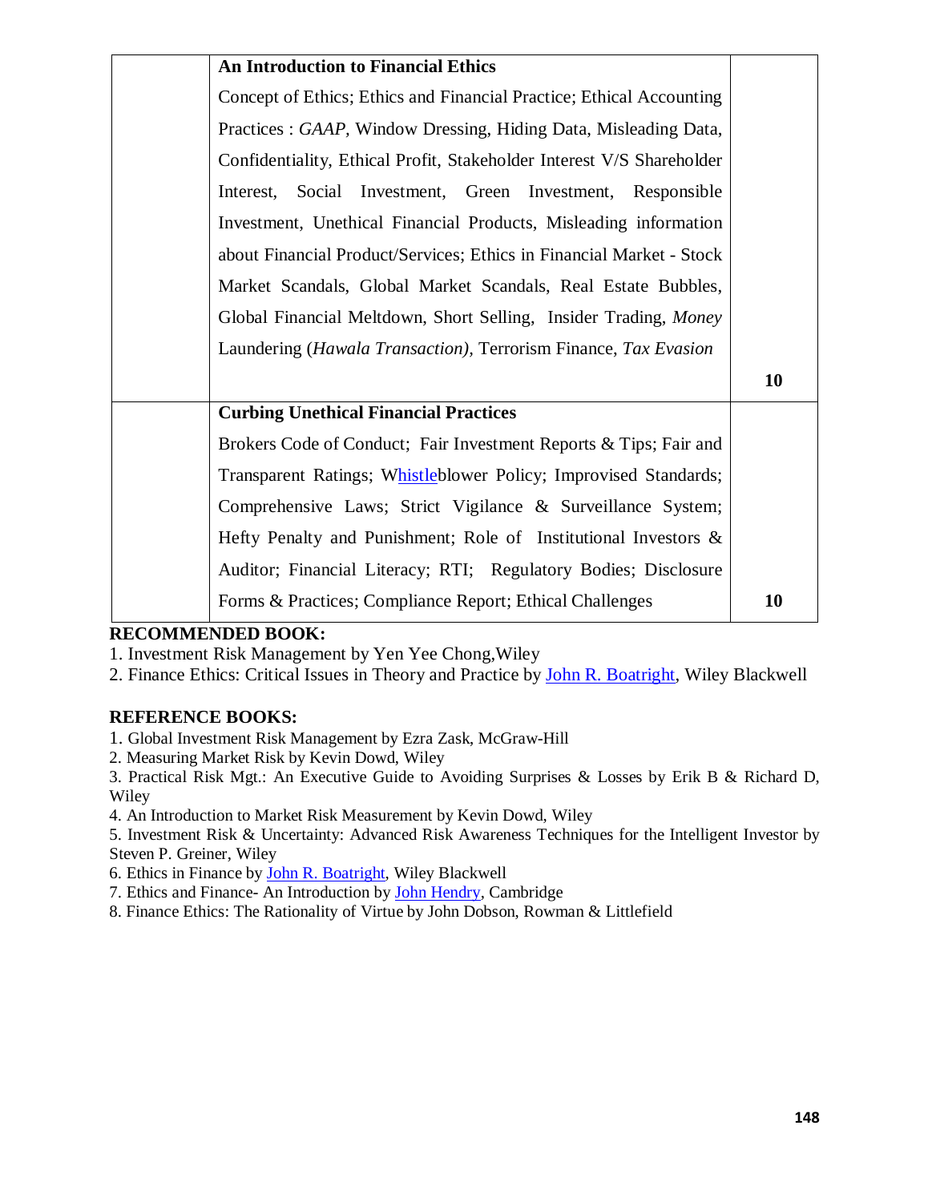| | Content | Hours |
|---|---|---|
| | **An Introduction to Financial Ethics**<br>Concept of Ethics; Ethics and Financial Practice; Ethical Accounting Practices : *GAAP*, Window Dressing, Hiding Data, Misleading Data, Confidentiality, Ethical Profit, Stakeholder Interest V/S Shareholder Interest, Social Investment, Green Investment, Responsible Investment, Unethical Financial Products, Misleading information about Financial Product/Services; Ethics in Financial Market - Stock Market Scandals, Global Market Scandals, Real Estate Bubbles, Global Financial Meltdown, Short Selling, Insider Trading, *Money* Laundering (*Hawala Transaction),* Terrorism Finance, *Tax Evasion* | **10** |
| | **Curbing Unethical Financial Practices**<br>Brokers Code of Conduct; Fair Investment Reports & Tips; Fair and Transparent Ratings; Whistleblower Policy; Improvised Standards; Comprehensive Laws; Strict Vigilance & Surveillance System; Hefty Penalty and Punishment; Role of Institutional Investors & Auditor; Financial Literacy; RTI; Regulatory Bodies; Disclosure Forms & Practices; Compliance Report; Ethical Challenges | **10** |

**RECOMMENDED BOOK:**

1. Investment Risk Management by Yen Yee Chong,Wiley
2. Finance Ethics: Critical Issues in Theory and Practice by John R. Boatright, Wiley Blackwell

**REFERENCE BOOKS:**

1. Global Investment Risk Management by Ezra Zask, McGraw-Hill
2. Measuring Market Risk by Kevin Dowd, Wiley
3. Practical Risk Mgt.: An Executive Guide to Avoiding Surprises & Losses by Erik B & Richard D, Wiley
4. An Introduction to Market Risk Measurement by Kevin Dowd, Wiley
5. Investment Risk & Uncertainty: Advanced Risk Awareness Techniques for the Intelligent Investor by Steven P. Greiner, Wiley
6. Ethics in Finance by John R. Boatright, Wiley Blackwell
7. Ethics and Finance- An Introduction by John Hendry, Cambridge
8. Finance Ethics: The Rationality of Virtue by John Dobson, Rowman & Littlefield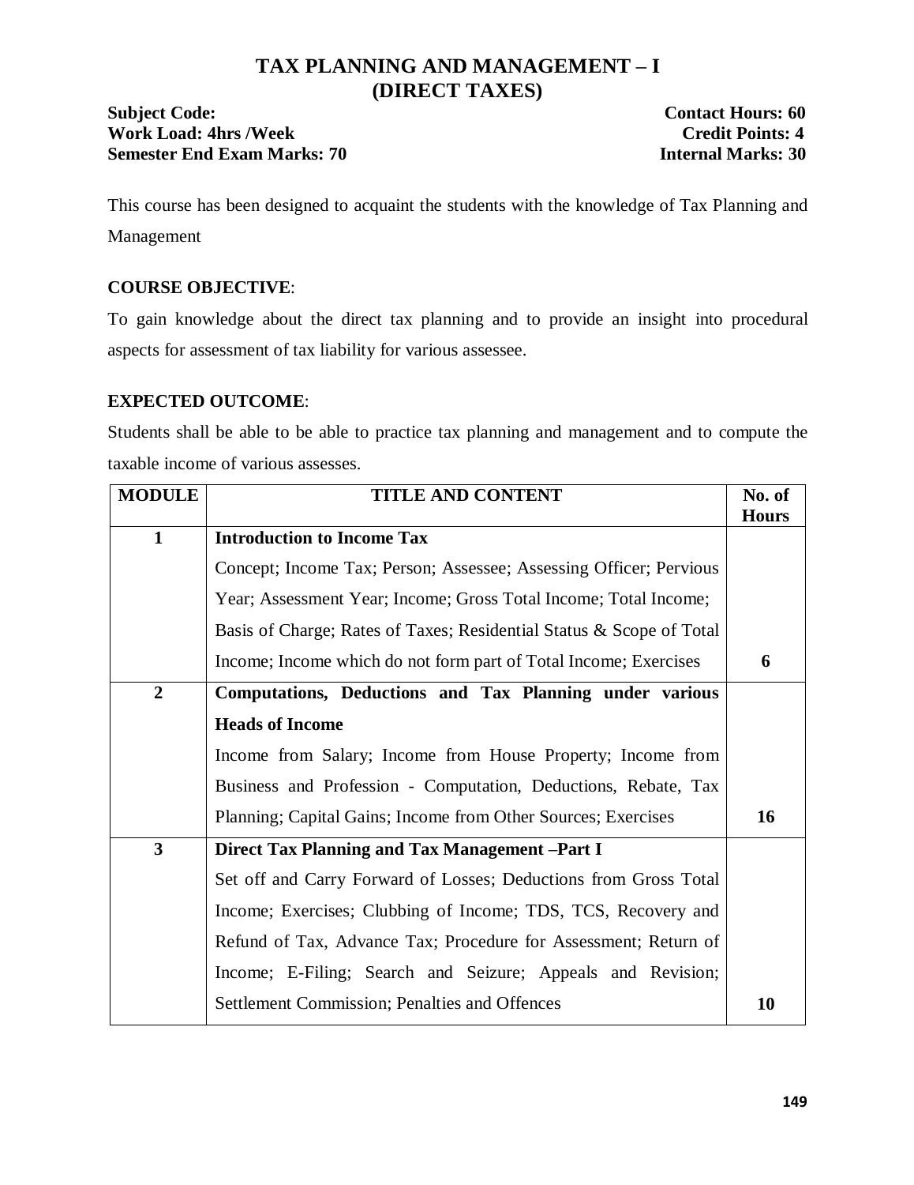# TAX PLANNING AND MANAGEMENT – I (DIRECT TAXES)

**Subject Code:** **Contact Hours: 60**
**Work Load: 4hrs /Week** **Credit Points: 4**
**Semester End Exam Marks: 70** **Internal Marks: 30**

This course has been designed to acquaint the students with the knowledge of Tax Planning and Management

**COURSE OBJECTIVE**:

To gain knowledge about the direct tax planning and to provide an insight into procedural aspects for assessment of tax liability for various assessee.

**EXPECTED OUTCOME**:

Students shall be able to be able to practice tax planning and management and to compute the taxable income of various assesses.

| MODULE | TITLE AND CONTENT | No. of Hours |
|---|---|---|
| **1** | **Introduction to Income Tax**<br>Concept; Income Tax; Person; Assessee; Assessing Officer; Pervious Year; Assessment Year; Income; Gross Total Income; Total Income; Basis of Charge; Rates of Taxes; Residential Status & Scope of Total Income; Income which do not form part of Total Income; Exercises | **6** |
| **2** | **Computations, Deductions and Tax Planning under various Heads of Income**<br>Income from Salary; Income from House Property; Income from Business and Profession - Computation, Deductions, Rebate, Tax Planning; Capital Gains; Income from Other Sources; Exercises | **16** |
| **3** | **Direct Tax Planning and Tax Management –Part I**<br>Set off and Carry Forward of Losses; Deductions from Gross Total Income; Exercises; Clubbing of Income; TDS, TCS, Recovery and Refund of Tax, Advance Tax; Procedure for Assessment; Return of Income; E-Filing; Search and Seizure; Appeals and Revision; Settlement Commission; Penalties and Offences | **10** |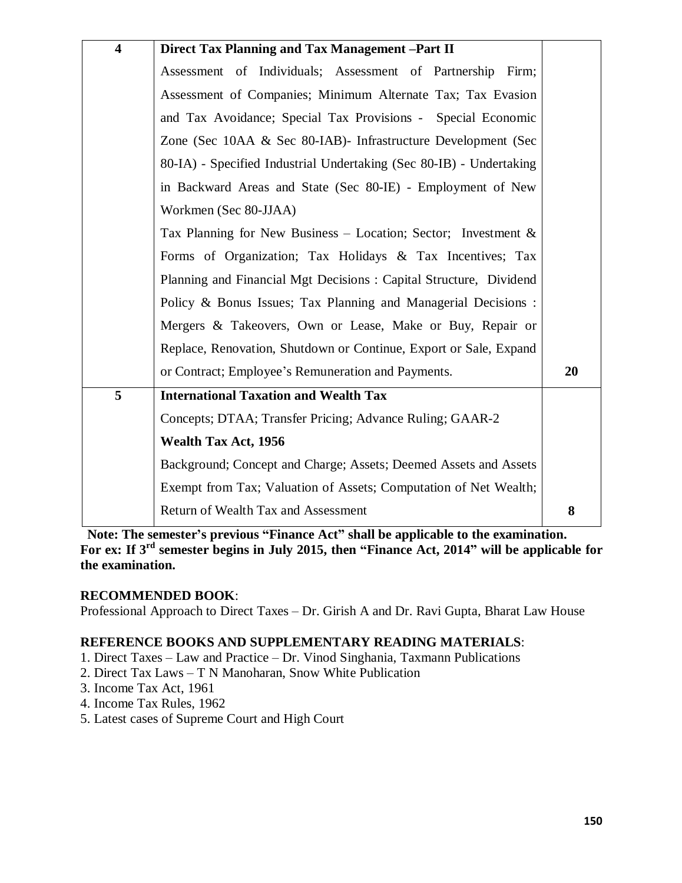| | | |
|---|---|---|
| **4** | **Direct Tax Planning and Tax Management –Part II**<br>Assessment of Individuals; Assessment of Partnership Firm; Assessment of Companies; Minimum Alternate Tax; Tax Evasion and Tax Avoidance; Special Tax Provisions - Special Economic Zone (Sec 10AA & Sec 80-IAB)- Infrastructure Development (Sec 80-IA) - Specified Industrial Undertaking (Sec 80-IB) - Undertaking in Backward Areas and State (Sec 80-IE) - Employment of New Workmen (Sec 80-JJAA)<br>Tax Planning for New Business – Location; Sector; Investment & Forms of Organization; Tax Holidays & Tax Incentives; Tax Planning and Financial Mgt Decisions : Capital Structure, Dividend Policy & Bonus Issues; Tax Planning and Managerial Decisions : Mergers & Takeovers, Own or Lease, Make or Buy, Repair or Replace, Renovation, Shutdown or Continue, Export or Sale, Expand or Contract; Employee's Remuneration and Payments. | **20** |
| **5** | **International Taxation and Wealth Tax**<br>Concepts; DTAA; Transfer Pricing; Advance Ruling; GAAR-2<br>**Wealth Tax Act, 1956**<br>Background; Concept and Charge; Assets; Deemed Assets and Assets Exempt from Tax; Valuation of Assets; Computation of Net Wealth; Return of Wealth Tax and Assessment | **8** |

**Note: The semester's previous "Finance Act" shall be applicable to the examination. For ex: If 3rd semester begins in July 2015, then "Finance Act, 2014" will be applicable for the examination.**

**RECOMMENDED BOOK**:
Professional Approach to Direct Taxes – Dr. Girish A and Dr. Ravi Gupta, Bharat Law House

**REFERENCE BOOKS AND SUPPLEMENTARY READING MATERIALS**:
1. Direct Taxes – Law and Practice – Dr. Vinod Singhania, Taxmann Publications
2. Direct Tax Laws – T N Manoharan, Snow White Publication
3. Income Tax Act, 1961
4. Income Tax Rules, 1962
5. Latest cases of Supreme Court and High Court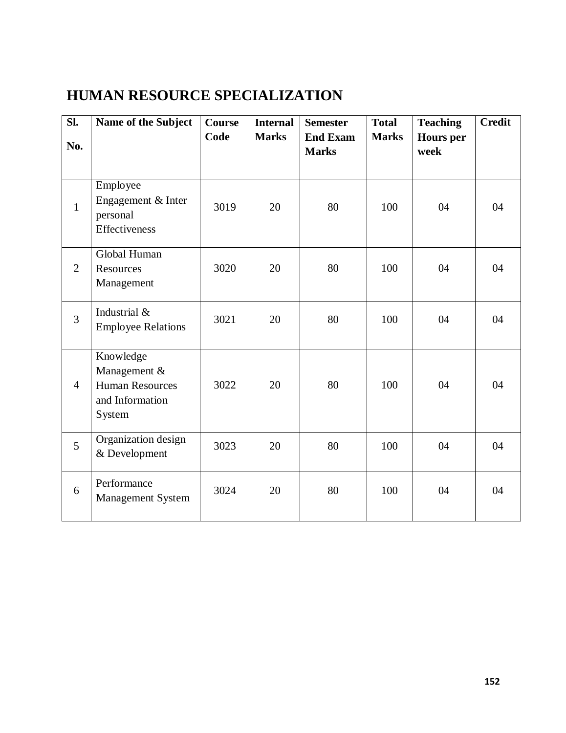# HUMAN RESOURCE SPECIALIZATION

| Sl. No. | Name of the Subject | Course Code | Internal Marks | Semester End Exam Marks | Total Marks | Teaching Hours per week | Credit |
|---|---|---|---|---|---|---|---|
| 1 | Employee Engagement & Inter personal Effectiveness | 3019 | 20 | 80 | 100 | 04 | 04 |
| 2 | Global Human Resources Management | 3020 | 20 | 80 | 100 | 04 | 04 |
| 3 | Industrial & Employee Relations | 3021 | 20 | 80 | 100 | 04 | 04 |
| 4 | Knowledge Management & Human Resources and Information System | 3022 | 20 | 80 | 100 | 04 | 04 |
| 5 | Organization design & Development | 3023 | 20 | 80 | 100 | 04 | 04 |
| 6 | Performance Management System | 3024 | 20 | 80 | 100 | 04 | 04 |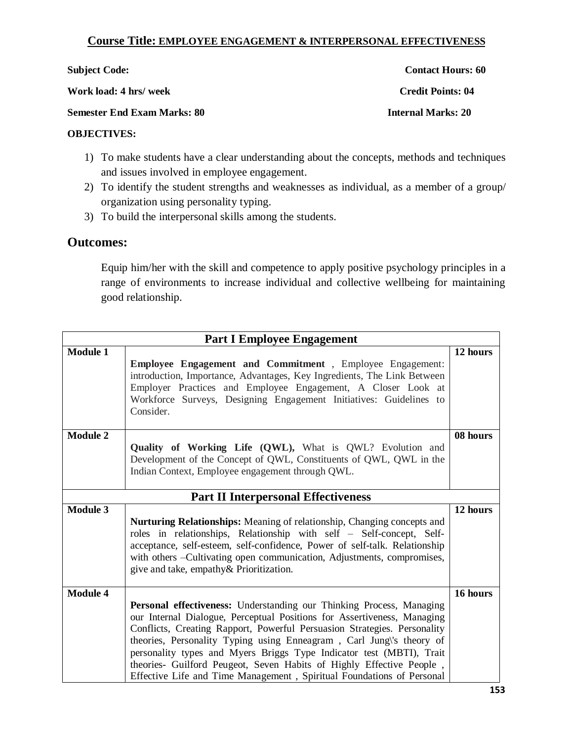## Course Title: EMPLOYEE ENGAGEMENT & INTERPERSONAL EFFECTIVENESS

**Subject Code:** **Contact Hours: 60**

**Work load: 4 hrs/ week** **Credit Points: 04**

**Semester End Exam Marks: 80** **Internal Marks: 20**

**OBJECTIVES:**

1) To make students have a clear understanding about the concepts, methods and techniques and issues involved in employee engagement.
2) To identify the student strengths and weaknesses as individual, as a member of a group/ organization using personality typing.
3) To build the interpersonal skills among the students.

## Outcomes:

Equip him/her with the skill and competence to apply positive psychology principles in a range of environments to increase individual and collective wellbeing for maintaining good relationship.

| **Part I Employee Engagement** | | |
|---|---|---|
| **Module 1** | **Employee Engagement and Commitment** , Employee Engagement: introduction, Importance, Advantages, Key Ingredients, The Link Between Employer Practices and Employee Engagement, A Closer Look at Workforce Surveys, Designing Engagement Initiatives: Guidelines to Consider. | **12 hours** |
| **Module 2** | **Quality of Working Life (QWL),** What is QWL? Evolution and Development of the Concept of QWL, Constituents of QWL, QWL in the Indian Context, Employee engagement through QWL. | **08 hours** |
| **Part II Interpersonal Effectiveness** | | |
| **Module 3** | **Nurturing Relationships:** Meaning of relationship, Changing concepts and roles in relationships, Relationship with self – Self-concept, Self-acceptance, self-esteem, self-confidence, Power of self-talk. Relationship with others –Cultivating open communication, Adjustments, compromises, give and take, empathy& Prioritization. | **12 hours** |
| **Module 4** | **Personal effectiveness:** Understanding our Thinking Process, Managing our Internal Dialogue, Perceptual Positions for Assertiveness, Managing Conflicts, Creating Rapport, Powerful Persuasion Strategies. Personality theories, Personality Typing using Enneagram , Carl Jung\'s theory of personality types and Myers Briggs Type Indicator test (MBTI), Trait theories- Guilford Peugeot, Seven Habits of Highly Effective People , Effective Life and Time Management , Spiritual Foundations of Personal | **16 hours** |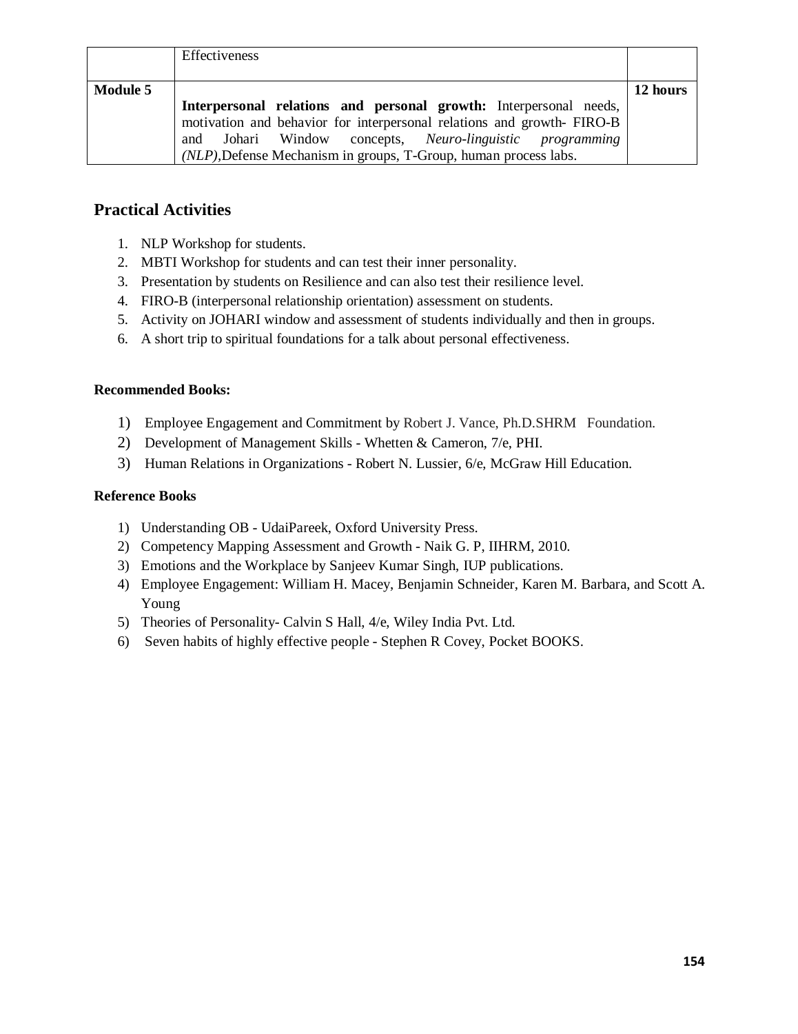| | | |
|---|---|---|
| | Effectiveness | |
| **Module 5** | **Interpersonal relations and personal growth:** Interpersonal needs, motivation and behavior for interpersonal relations and growth- FIRO-B and Johari Window concepts, *Neuro-linguistic programming (NLP)*,Defense Mechanism in groups, T-Group, human process labs. | **12 hours** |

## Practical Activities

1. NLP Workshop for students.
2. MBTI Workshop for students and can test their inner personality.
3. Presentation by students on Resilience and can also test their resilience level.
4. FIRO-B (interpersonal relationship orientation) assessment on students.
5. Activity on JOHARI window and assessment of students individually and then in groups.
6. A short trip to spiritual foundations for a talk about personal effectiveness.

**Recommended Books:**

1) Employee Engagement and Commitment by Robert J. Vance, Ph.D.SHRM Foundation.
2) Development of Management Skills - Whetten & Cameron, 7/e, PHI.
3) Human Relations in Organizations - Robert N. Lussier, 6/e, McGraw Hill Education.

**Reference Books**

1) Understanding OB - UdaiPareek, Oxford University Press.
2) Competency Mapping Assessment and Growth - Naik G. P, IIHRM, 2010.
3) Emotions and the Workplace by Sanjeev Kumar Singh, IUP publications.
4) Employee Engagement: William H. Macey, Benjamin Schneider, Karen M. Barbara, and Scott A. Young
5) Theories of Personality- Calvin S Hall, 4/e, Wiley India Pvt. Ltd.
6) Seven habits of highly effective people - Stephen R Covey, Pocket BOOKS.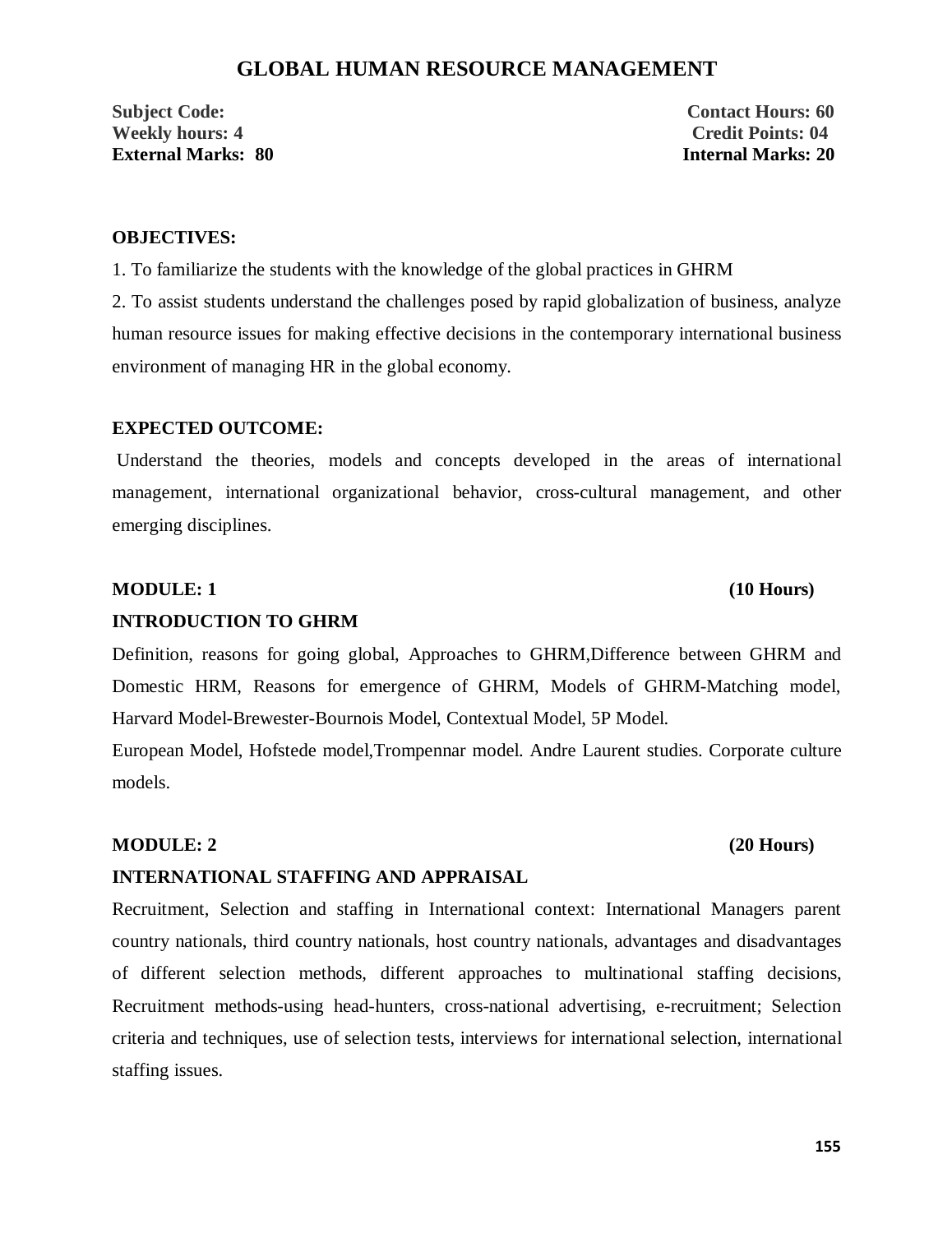# GLOBAL HUMAN RESOURCE MANAGEMENT

**Subject Code:** **Contact Hours: 60**
**Weekly hours: 4** **Credit Points: 04**
**External Marks: 80** **Internal Marks: 20**

**OBJECTIVES:**

1. To familiarize the students with the knowledge of the global practices in GHRM
2. To assist students understand the challenges posed by rapid globalization of business, analyze human resource issues for making effective decisions in the contemporary international business environment of managing HR in the global economy.

**EXPECTED OUTCOME:**

Understand the theories, models and concepts developed in the areas of international management, international organizational behavior, cross-cultural management, and other emerging disciplines.

**MODULE: 1** **(10 Hours)**

**INTRODUCTION TO GHRM**

Definition, reasons for going global, Approaches to GHRM,Difference between GHRM and Domestic HRM, Reasons for emergence of GHRM, Models of GHRM-Matching model, Harvard Model-Brewester-Bournois Model, Contextual Model, 5P Model.

European Model, Hofstede model,Trompennar model. Andre Laurent studies. Corporate culture models.

**MODULE: 2** **(20 Hours)**

**INTERNATIONAL STAFFING AND APPRAISAL**

Recruitment, Selection and staffing in International context: International Managers parent country nationals, third country nationals, host country nationals, advantages and disadvantages of different selection methods, different approaches to multinational staffing decisions, Recruitment methods-using head-hunters, cross-national advertising, e-recruitment; Selection criteria and techniques, use of selection tests, interviews for international selection, international staffing issues.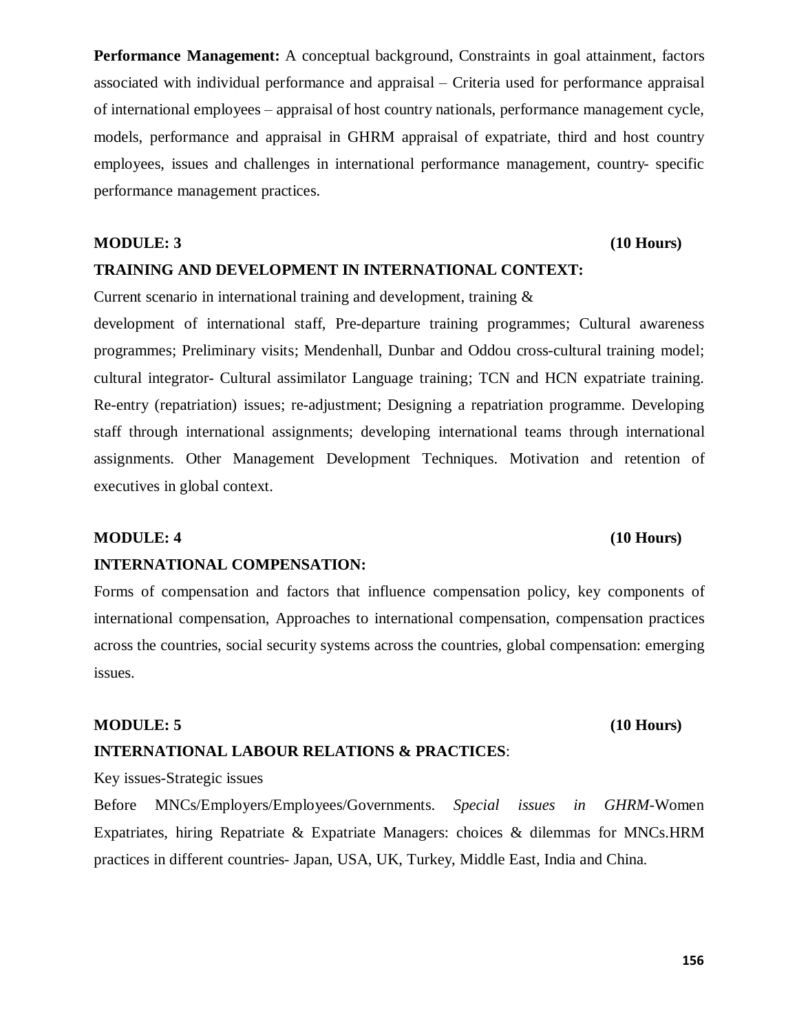**Performance Management:** A conceptual background, Constraints in goal attainment, factors associated with individual performance and appraisal – Criteria used for performance appraisal of international employees – appraisal of host country nationals, performance management cycle, models, performance and appraisal in GHRM appraisal of expatriate, third and host country employees, issues and challenges in international performance management, country- specific performance management practices.

**MODULE: 3** **(10 Hours)**

**TRAINING AND DEVELOPMENT IN INTERNATIONAL CONTEXT:**

Current scenario in international training and development, training & development of international staff, Pre-departure training programmes; Cultural awareness programmes; Preliminary visits; Mendenhall, Dunbar and Oddou cross-cultural training model; cultural integrator- Cultural assimilator Language training; TCN and HCN expatriate training. Re-entry (repatriation) issues; re-adjustment; Designing a repatriation programme. Developing staff through international assignments; developing international teams through international assignments. Other Management Development Techniques. Motivation and retention of executives in global context.

**MODULE: 4** **(10 Hours)**

**INTERNATIONAL COMPENSATION:**

Forms of compensation and factors that influence compensation policy, key components of international compensation, Approaches to international compensation, compensation practices across the countries, social security systems across the countries, global compensation: emerging issues.

**MODULE: 5** **(10 Hours)**

**INTERNATIONAL LABOUR RELATIONS & PRACTICES**:

Key issues-Strategic issues

Before MNCs/Employers/Employees/Governments. *Special issues in GHRM*-Women Expatriates, hiring Repatriate & Expatriate Managers: choices & dilemmas for MNCs.HRM practices in different countries- Japan, USA, UK, Turkey, Middle East, India and China.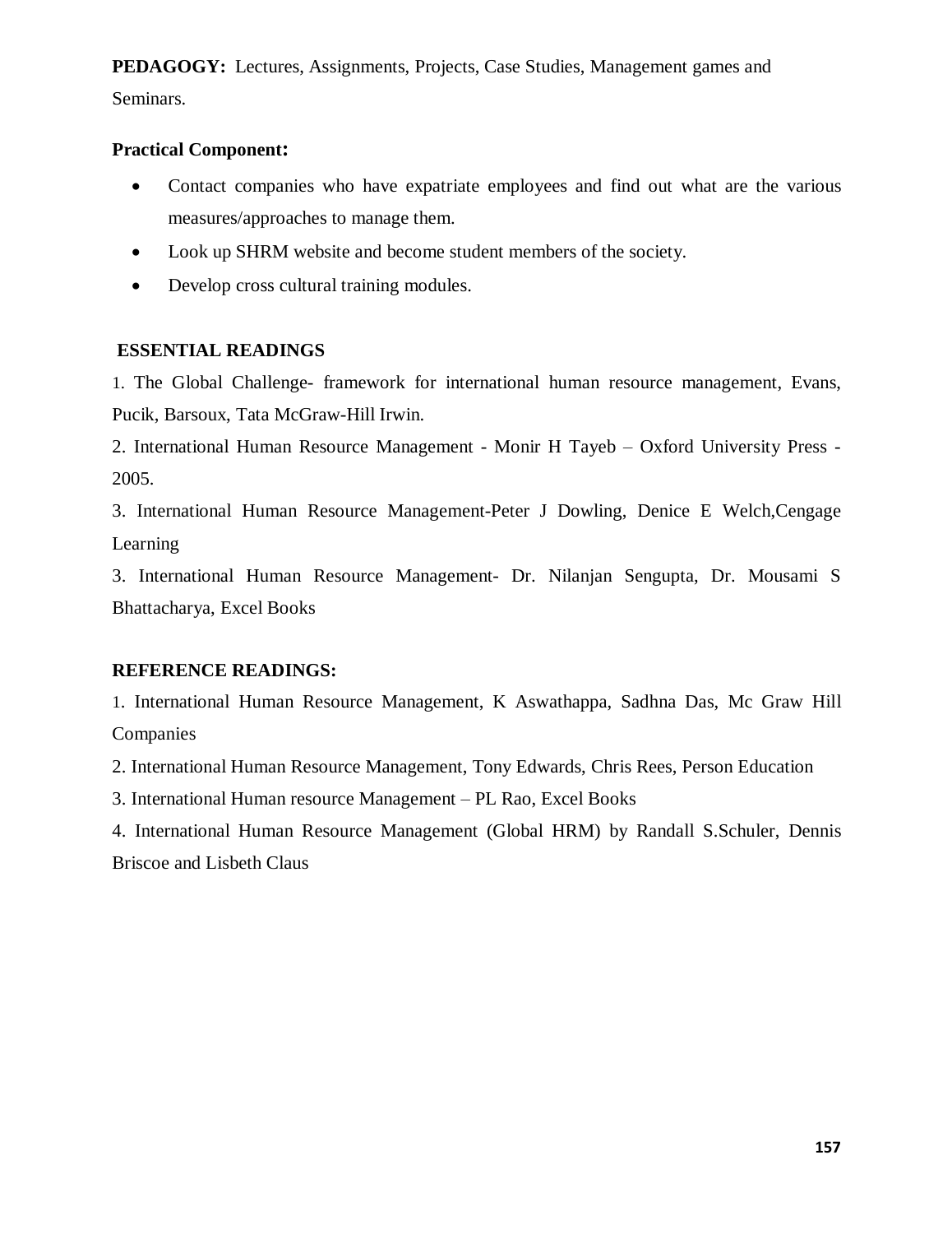**PEDAGOGY:** Lectures, Assignments, Projects, Case Studies, Management games and Seminars.

**Practical Component:**

- Contact companies who have expatriate employees and find out what are the various measures/approaches to manage them.
- Look up SHRM website and become student members of the society.
- Develop cross cultural training modules.

**ESSENTIAL READINGS**

1. The Global Challenge- framework for international human resource management, Evans, Pucik, Barsoux, Tata McGraw-Hill Irwin.
2. International Human Resource Management - Monir H Tayeb – Oxford University Press - 2005.
3. International Human Resource Management-Peter J Dowling, Denice E Welch,Cengage Learning
3. International Human Resource Management- Dr. Nilanjan Sengupta, Dr. Mousami S Bhattacharya, Excel Books

**REFERENCE READINGS:**

1. International Human Resource Management, K Aswathappa, Sadhna Das, Mc Graw Hill Companies
2. International Human Resource Management, Tony Edwards, Chris Rees, Person Education
3. International Human resource Management – PL Rao, Excel Books
4. International Human Resource Management (Global HRM) by Randall S.Schuler, Dennis Briscoe and Lisbeth Claus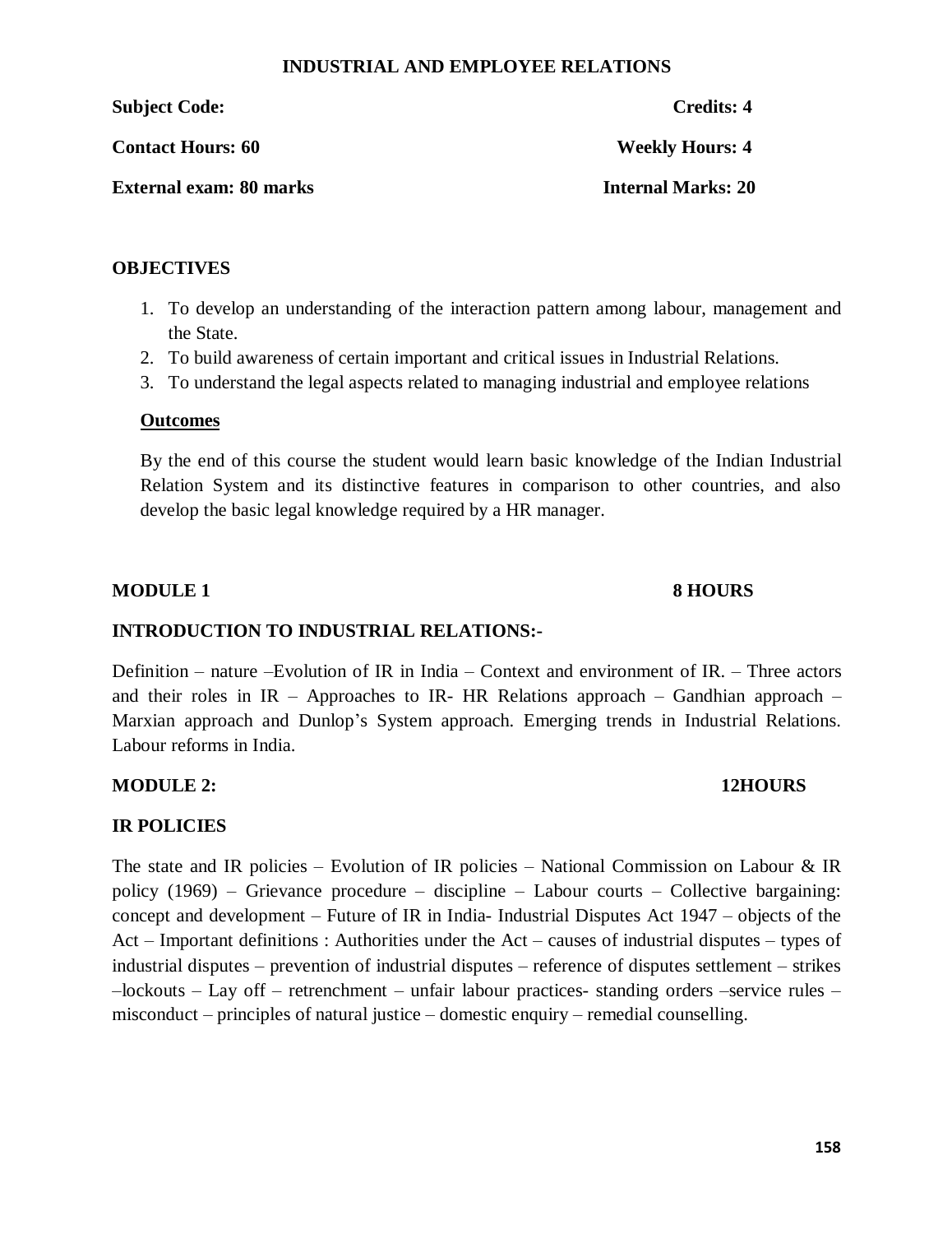# INDUSTRIAL AND EMPLOYEE RELATIONS

**Subject Code:** **Credits: 4**

**Contact Hours: 60** **Weekly Hours: 4**

**External exam: 80 marks** **Internal Marks: 20**

## OBJECTIVES

1. To develop an understanding of the interaction pattern among labour, management and the State.
2. To build awareness of certain important and critical issues in Industrial Relations.
3. To understand the legal aspects related to managing industrial and employee relations

**Outcomes**

By the end of this course the student would learn basic knowledge of the Indian Industrial Relation System and its distinctive features in comparison to other countries, and also develop the basic legal knowledge required by a HR manager.

## MODULE 1 8 HOURS

### INTRODUCTION TO INDUSTRIAL RELATIONS:-

Definition – nature –Evolution of IR in India – Context and environment of IR. – Three actors and their roles in IR – Approaches to IR- HR Relations approach – Gandhian approach – Marxian approach and Dunlop's System approach. Emerging trends in Industrial Relations. Labour reforms in India.

## MODULE 2: 12HOURS

### IR POLICIES

The state and IR policies – Evolution of IR policies – National Commission on Labour & IR policy (1969) – Grievance procedure – discipline – Labour courts – Collective bargaining: concept and development – Future of IR in India- Industrial Disputes Act 1947 – objects of the Act – Important definitions : Authorities under the Act – causes of industrial disputes – types of industrial disputes – prevention of industrial disputes – reference of disputes settlement – strikes –lockouts – Lay off – retrenchment – unfair labour practices- standing orders –service rules – misconduct – principles of natural justice – domestic enquiry – remedial counselling.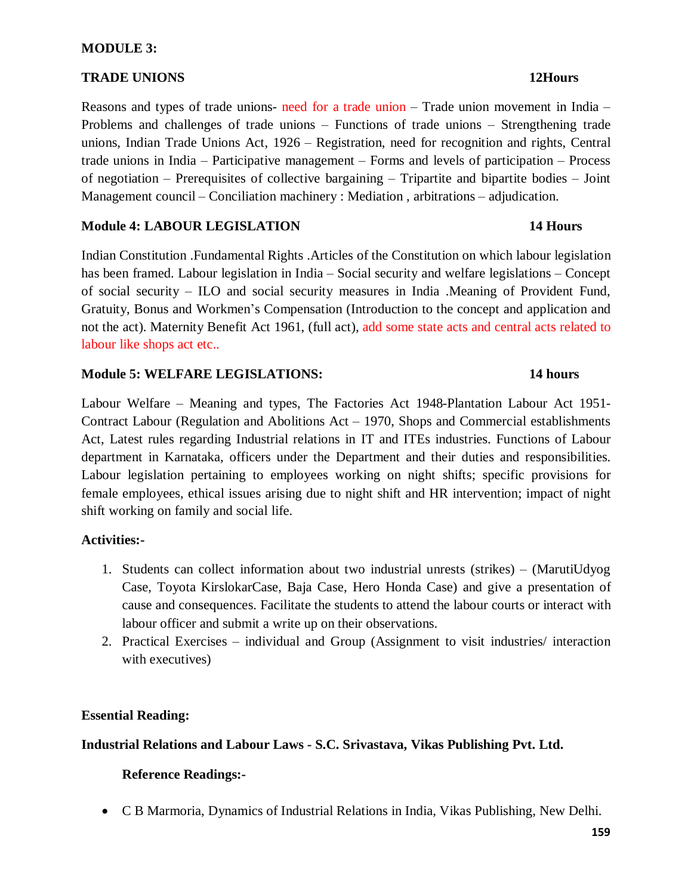**MODULE 3:**

**TRADE UNIONS 12Hours**

Reasons and types of trade unions- need for a trade union – Trade union movement in India – Problems and challenges of trade unions – Functions of trade unions – Strengthening trade unions, Indian Trade Unions Act, 1926 – Registration, need for recognition and rights, Central trade unions in India – Participative management – Forms and levels of participation – Process of negotiation – Prerequisites of collective bargaining – Tripartite and bipartite bodies – Joint Management council – Conciliation machinery : Mediation , arbitrations – adjudication.

**Module 4: LABOUR LEGISLATION 14 Hours**

Indian Constitution .Fundamental Rights .Articles of the Constitution on which labour legislation has been framed. Labour legislation in India – Social security and welfare legislations – Concept of social security – ILO and social security measures in India .Meaning of Provident Fund, Gratuity, Bonus and Workmen's Compensation (Introduction to the concept and application and not the act). Maternity Benefit Act 1961, (full act), add some state acts and central acts related to labour like shops act etc..

**Module 5: WELFARE LEGISLATIONS: 14 hours**

Labour Welfare – Meaning and types, The Factories Act 1948-Plantation Labour Act 1951-Contract Labour (Regulation and Abolitions Act – 1970, Shops and Commercial establishments Act, Latest rules regarding Industrial relations in IT and ITEs industries. Functions of Labour department in Karnataka, officers under the Department and their duties and responsibilities. Labour legislation pertaining to employees working on night shifts; specific provisions for female employees, ethical issues arising due to night shift and HR intervention; impact of night shift working on family and social life.

**Activities:-**

1. Students can collect information about two industrial unrests (strikes) – (MarutiUdyog Case, Toyota KirslokarCase, Baja Case, Hero Honda Case) and give a presentation of cause and consequences. Facilitate the students to attend the labour courts or interact with labour officer and submit a write up on their observations.
2. Practical Exercises – individual and Group (Assignment to visit industries/ interaction with executives)

**Essential Reading:**

**Industrial Relations and Labour Laws - S.C. Srivastava, Vikas Publishing Pvt. Ltd.**

**Reference Readings:-**

- C B Marmoria, Dynamics of Industrial Relations in India, Vikas Publishing, New Delhi.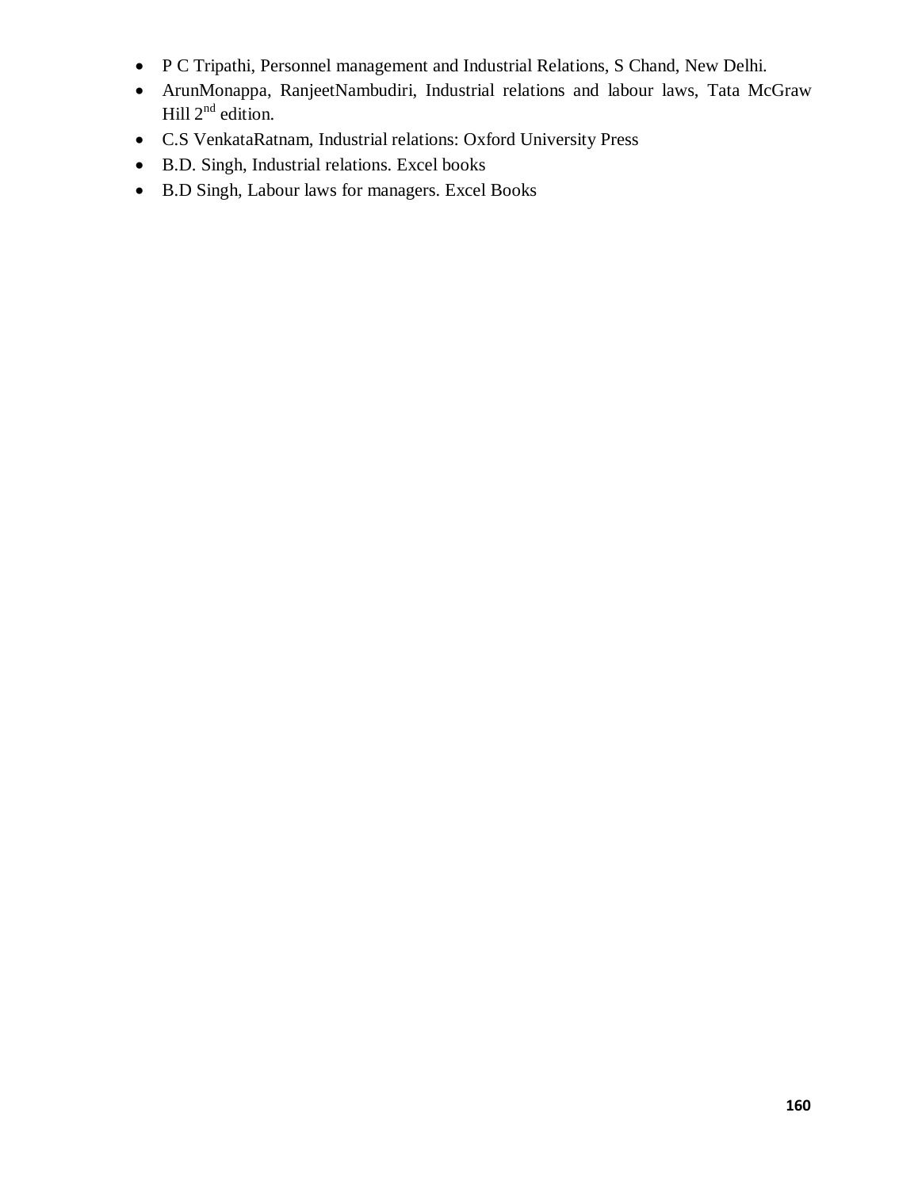- P C Tripathi, Personnel management and Industrial Relations, S Chand, New Delhi.
- ArunMonappa, RanjeetNambudiri, Industrial relations and labour laws, Tata McGraw Hill 2nd edition.
- C.S VenkataRatnam, Industrial relations: Oxford University Press
- B.D. Singh, Industrial relations. Excel books
- B.D Singh, Labour laws for managers. Excel Books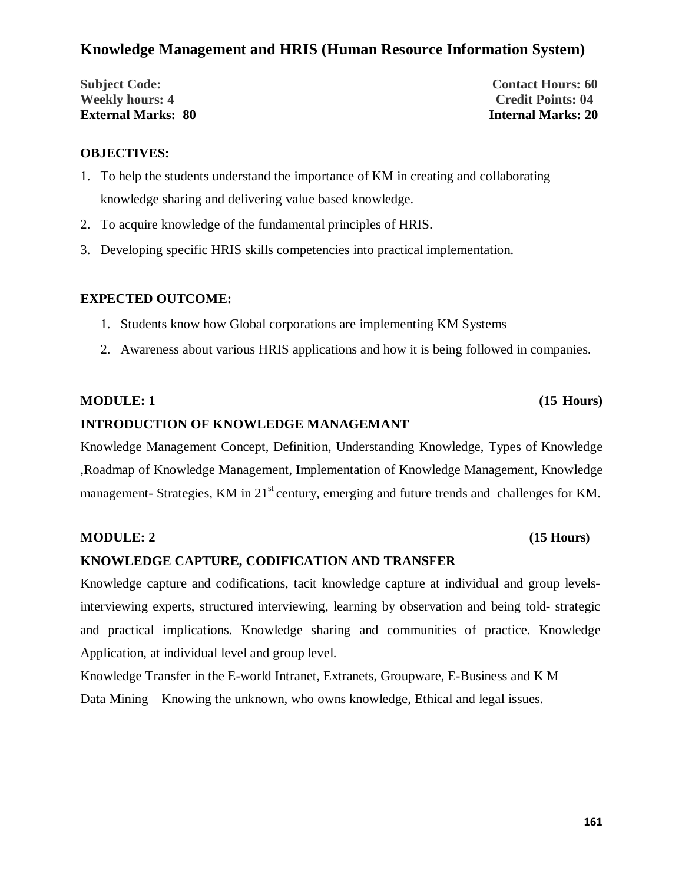# Knowledge Management and HRIS (Human Resource Information System)

**Subject Code:** **Contact Hours: 60**
**Weekly hours: 4** **Credit Points: 04**
**External Marks: 80** **Internal Marks: 20**

**OBJECTIVES:**

1. To help the students understand the importance of KM in creating and collaborating knowledge sharing and delivering value based knowledge.
2. To acquire knowledge of the fundamental principles of HRIS.
3. Developing specific HRIS skills competencies into practical implementation.

**EXPECTED OUTCOME:**

1. Students know how Global corporations are implementing KM Systems
2. Awareness about various HRIS applications and how it is being followed in companies.

**MODULE: 1** **(15 Hours)**

**INTRODUCTION OF KNOWLEDGE MANAGEMANT**

Knowledge Management Concept, Definition, Understanding Knowledge, Types of Knowledge ,Roadmap of Knowledge Management, Implementation of Knowledge Management, Knowledge management- Strategies, KM in $21^{st}$ century, emerging and future trends and challenges for KM.

**MODULE: 2** **(15 Hours)**

**KNOWLEDGE CAPTURE, CODIFICATION AND TRANSFER**

Knowledge capture and codifications, tacit knowledge capture at individual and group levels-interviewing experts, structured interviewing, learning by observation and being told- strategic and practical implications. Knowledge sharing and communities of practice. Knowledge Application, at individual level and group level.

Knowledge Transfer in the E-world Intranet, Extranets, Groupware, E-Business and K M

Data Mining – Knowing the unknown, who owns knowledge, Ethical and legal issues.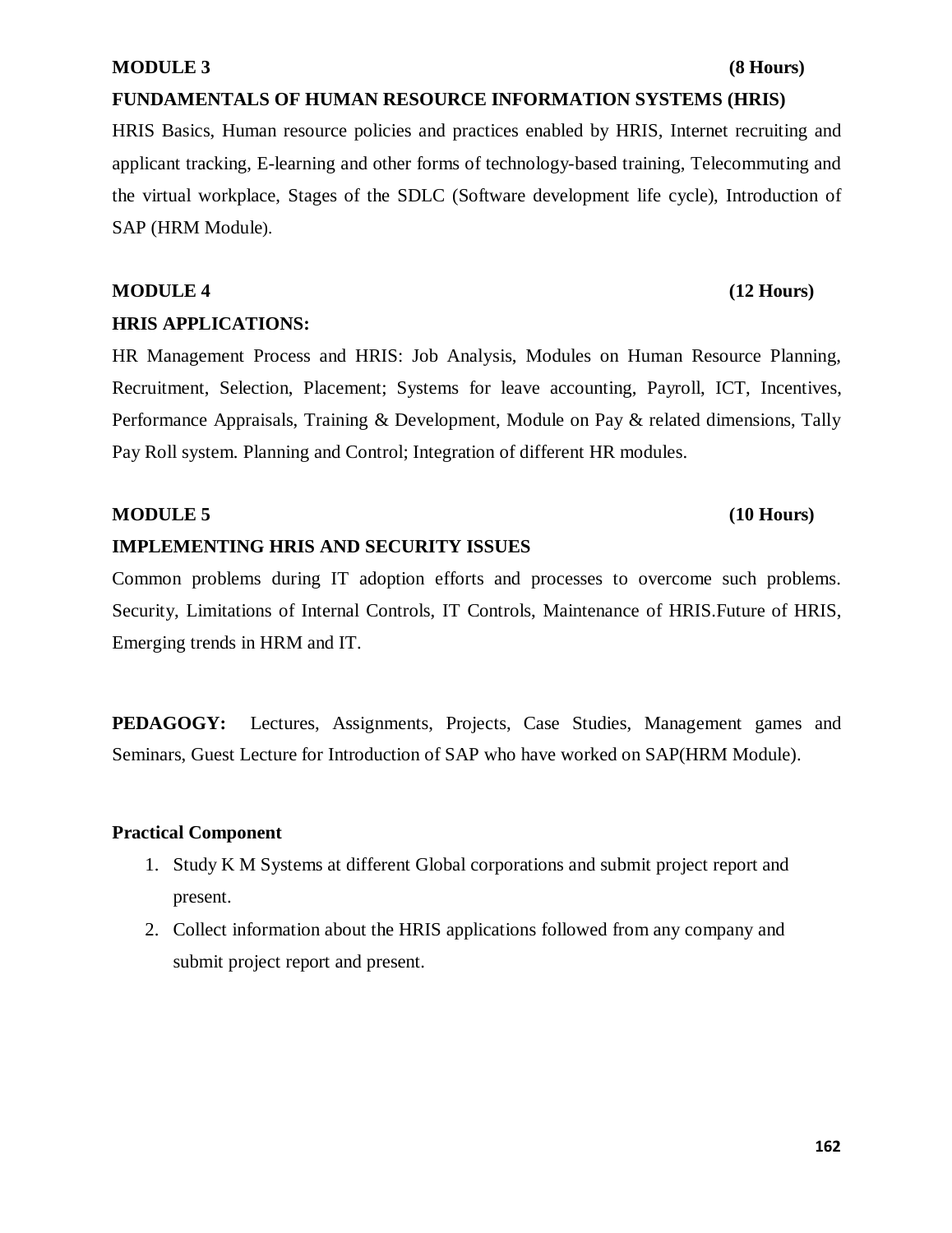**MODULE 3 (8 Hours)**

**FUNDAMENTALS OF HUMAN RESOURCE INFORMATION SYSTEMS (HRIS)**

HRIS Basics, Human resource policies and practices enabled by HRIS, Internet recruiting and applicant tracking, E-learning and other forms of technology-based training, Telecommuting and the virtual workplace, Stages of the SDLC (Software development life cycle), Introduction of SAP (HRM Module).

**MODULE 4 (12 Hours)**

**HRIS APPLICATIONS:**

HR Management Process and HRIS: Job Analysis, Modules on Human Resource Planning, Recruitment, Selection, Placement; Systems for leave accounting, Payroll, ICT, Incentives, Performance Appraisals, Training & Development, Module on Pay & related dimensions, Tally Pay Roll system. Planning and Control; Integration of different HR modules.

**MODULE 5 (10 Hours)**

**IMPLEMENTING HRIS AND SECURITY ISSUES**

Common problems during IT adoption efforts and processes to overcome such problems. Security, Limitations of Internal Controls, IT Controls, Maintenance of HRIS.Future of HRIS, Emerging trends in HRM and IT.

**PEDAGOGY:** Lectures, Assignments, Projects, Case Studies, Management games and Seminars, Guest Lecture for Introduction of SAP who have worked on SAP(HRM Module).

**Practical Component**

1. Study K M Systems at different Global corporations and submit project report and present.
2. Collect information about the HRIS applications followed from any company and submit project report and present.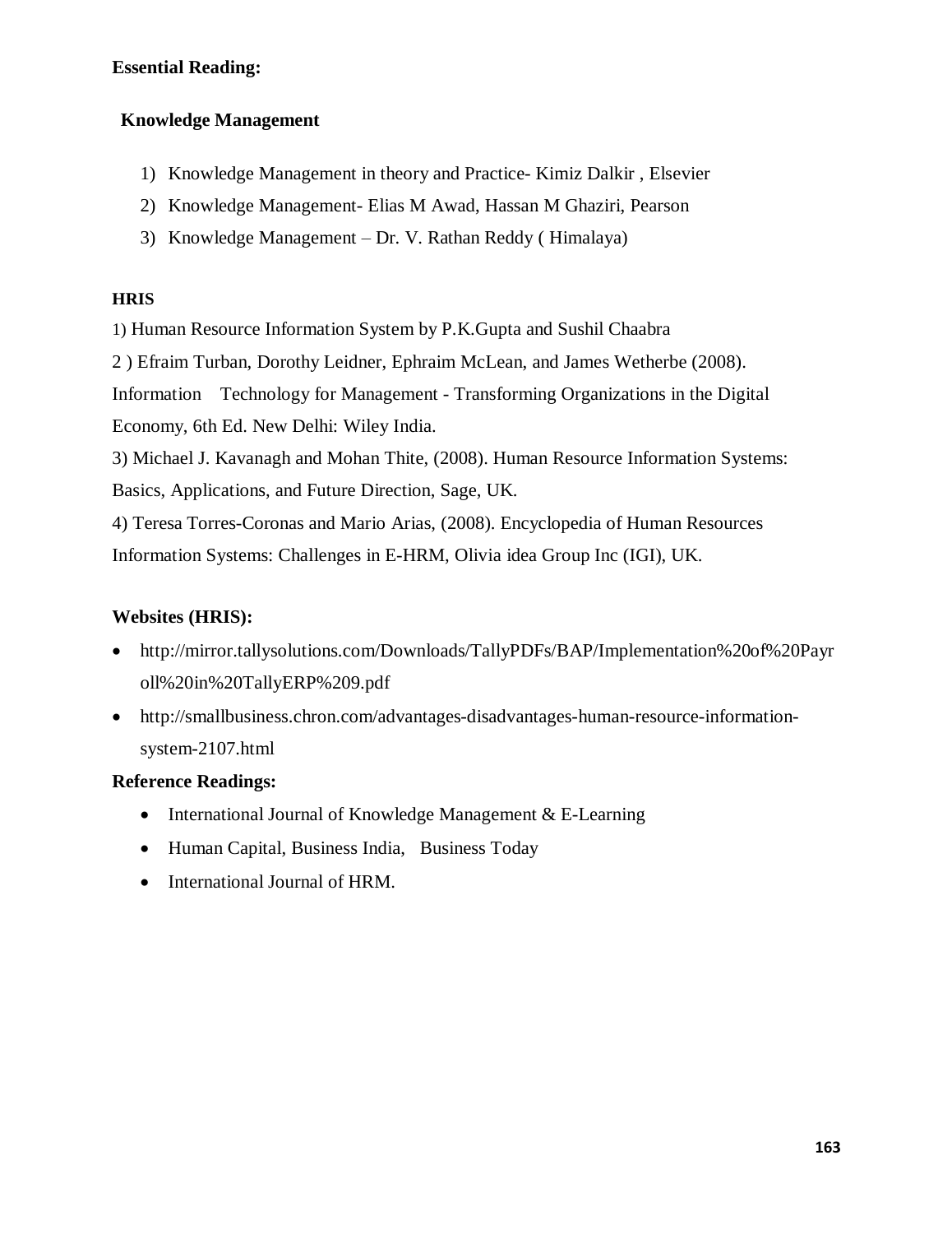**Essential Reading:**

**Knowledge Management**

1) Knowledge Management in theory and Practice- Kimiz Dalkir , Elsevier
2) Knowledge Management- Elias M Awad, Hassan M Ghaziri, Pearson
3) Knowledge Management – Dr. V. Rathan Reddy ( Himalaya)

**HRIS**

1) Human Resource Information System by P.K.Gupta and Sushil Chaabra

2 ) Efraim Turban, Dorothy Leidner, Ephraim McLean, and James Wetherbe (2008). Information Technology for Management - Transforming Organizations in the Digital Economy, 6th Ed. New Delhi: Wiley India.

3) Michael J. Kavanagh and Mohan Thite, (2008). Human Resource Information Systems: Basics, Applications, and Future Direction, Sage, UK.

4) Teresa Torres-Coronas and Mario Arias, (2008). Encyclopedia of Human Resources Information Systems: Challenges in E-HRM, Olivia idea Group Inc (IGI), UK.

**Websites (HRIS):**

- http://mirror.tallysolutions.com/Downloads/TallyPDFs/BAP/Implementation%20of%20Payroll%20in%20TallyERP%209.pdf
- http://smallbusiness.chron.com/advantages-disadvantages-human-resource-information-system-2107.html

**Reference Readings:**

- International Journal of Knowledge Management & E-Learning
- Human Capital, Business India, Business Today
- International Journal of HRM.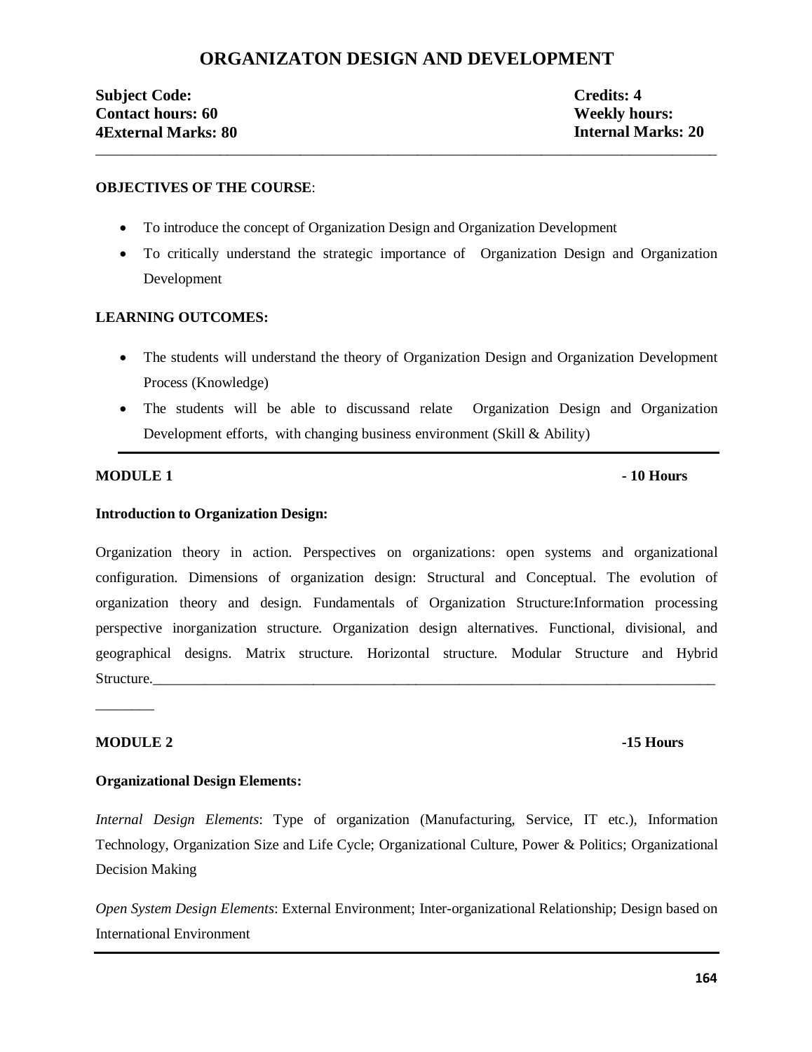# ORGANIZATON DESIGN AND DEVELOPMENT

**Subject Code:** **Credits: 4**
**Contact hours: 60** **Weekly hours:**
**4External Marks: 80** **Internal Marks: 20**

---

**OBJECTIVES OF THE COURSE**:

- To introduce the concept of Organization Design and Organization Development
- To critically understand the strategic importance of Organization Design and Organization Development

**LEARNING OUTCOMES:**

- The students will understand the theory of Organization Design and Organization Development Process (Knowledge)
- The students will be able to discussand relate Organization Design and Organization Development efforts, with changing business environment (Skill & Ability)

---

**MODULE 1** **- 10 Hours**

**Introduction to Organization Design:**

Organization theory in action. Perspectives on organizations: open systems and organizational configuration. Dimensions of organization design: Structural and Conceptual. The evolution of organization theory and design. Fundamentals of Organization Structure:Information processing perspective inorganization structure. Organization design alternatives. Functional, divisional, and geographical designs. Matrix structure. Horizontal structure. Modular Structure and Hybrid Structure.

---

**MODULE 2** **-15 Hours**

**Organizational Design Elements:**

*Internal Design Elements*: Type of organization (Manufacturing, Service, IT etc.), Information Technology, Organization Size and Life Cycle; Organizational Culture, Power & Politics; Organizational Decision Making

*Open System Design Elements*: External Environment; Inter-organizational Relationship; Design based on International Environment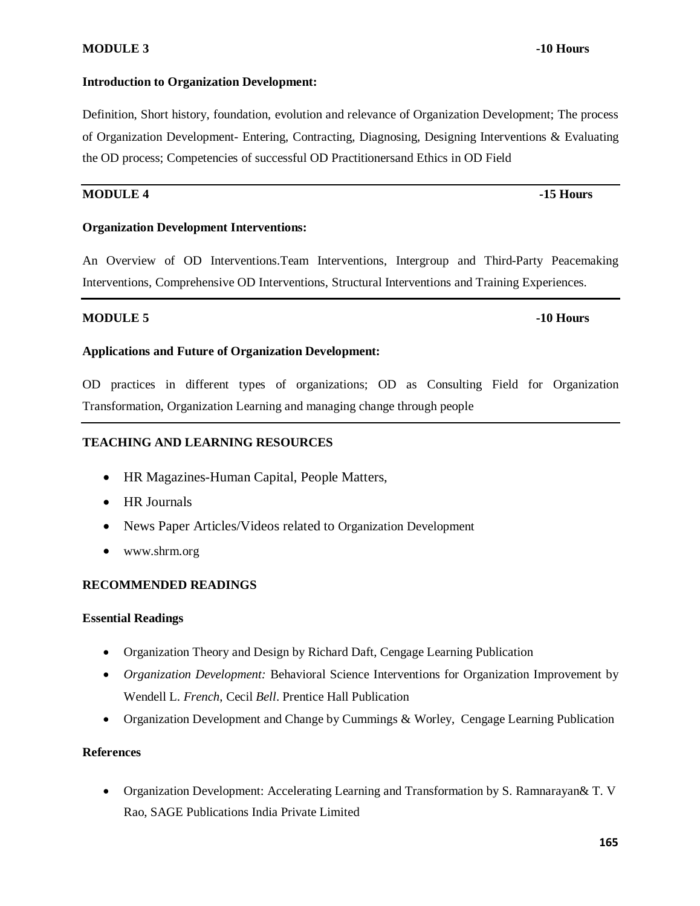**MODULE 3** **-10 Hours**

**Introduction to Organization Development:**

Definition, Short history, foundation, evolution and relevance of Organization Development; The process of Organization Development- Entering, Contracting, Diagnosing, Designing Interventions & Evaluating the OD process; Competencies of successful OD Practitionersand Ethics in OD Field

---

**MODULE 4** **-15 Hours**

**Organization Development Interventions:**

An Overview of OD Interventions.Team Interventions, Intergroup and Third-Party Peacemaking Interventions, Comprehensive OD Interventions, Structural Interventions and Training Experiences.

---

**MODULE 5** **-10 Hours**

**Applications and Future of Organization Development:**

OD practices in different types of organizations; OD as Consulting Field for Organization Transformation, Organization Learning and managing change through people

---

**TEACHING AND LEARNING RESOURCES**

- HR Magazines-Human Capital, People Matters,
- HR Journals
- News Paper Articles/Videos related to Organization Development
- www.shrm.org

**RECOMMENDED READINGS**

**Essential Readings**

- Organization Theory and Design by Richard Daft, Cengage Learning Publication
- *Organization Development:* Behavioral Science Interventions for Organization Improvement by Wendell L. *French*, Cecil *Bell*. Prentice Hall Publication
- Organization Development and Change by Cummings & Worley, Cengage Learning Publication

**References**

- Organization Development: Accelerating Learning and Transformation by S. Ramnarayan& T. V Rao, SAGE Publications India Private Limited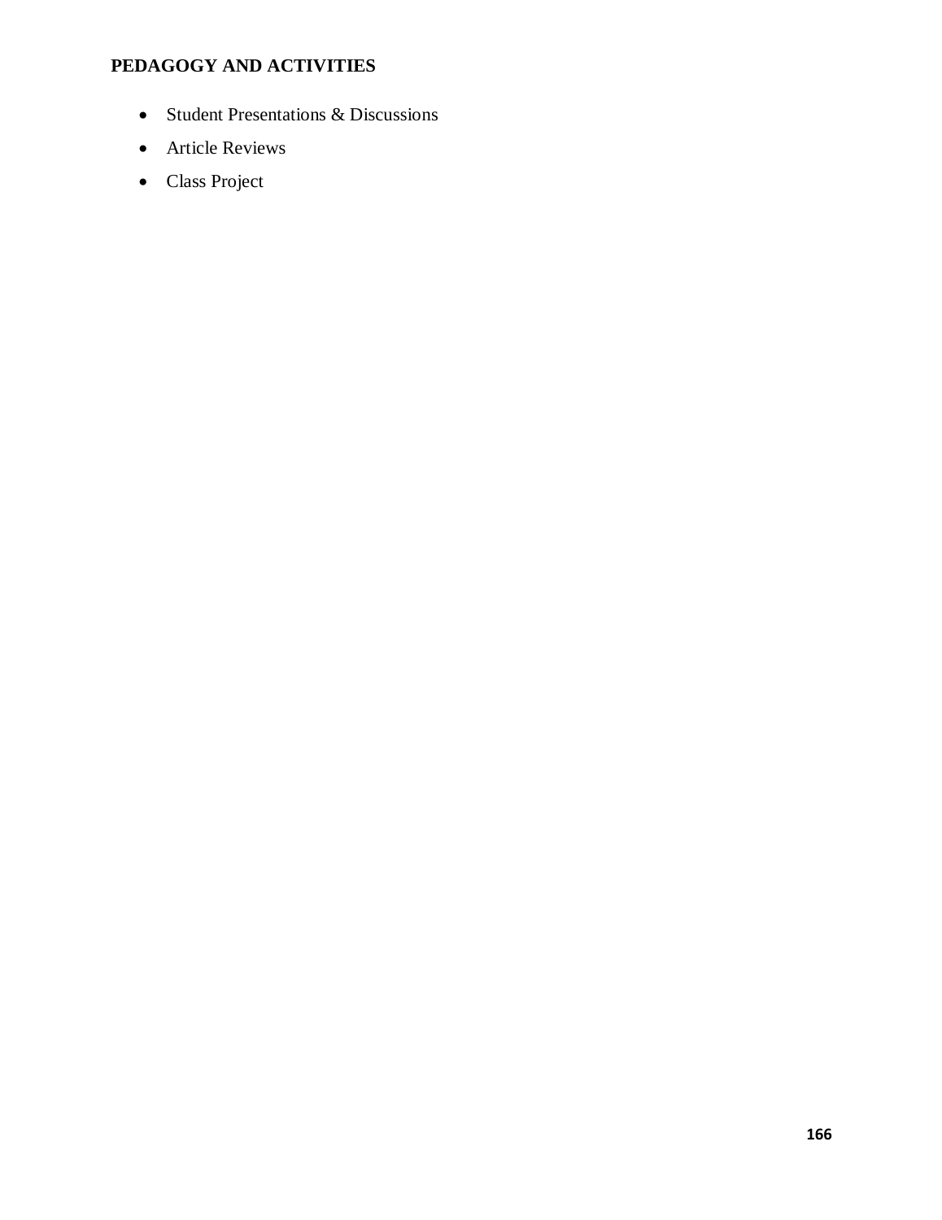**PEDAGOGY AND ACTIVITIES**

- Student Presentations & Discussions
- Article Reviews
- Class Project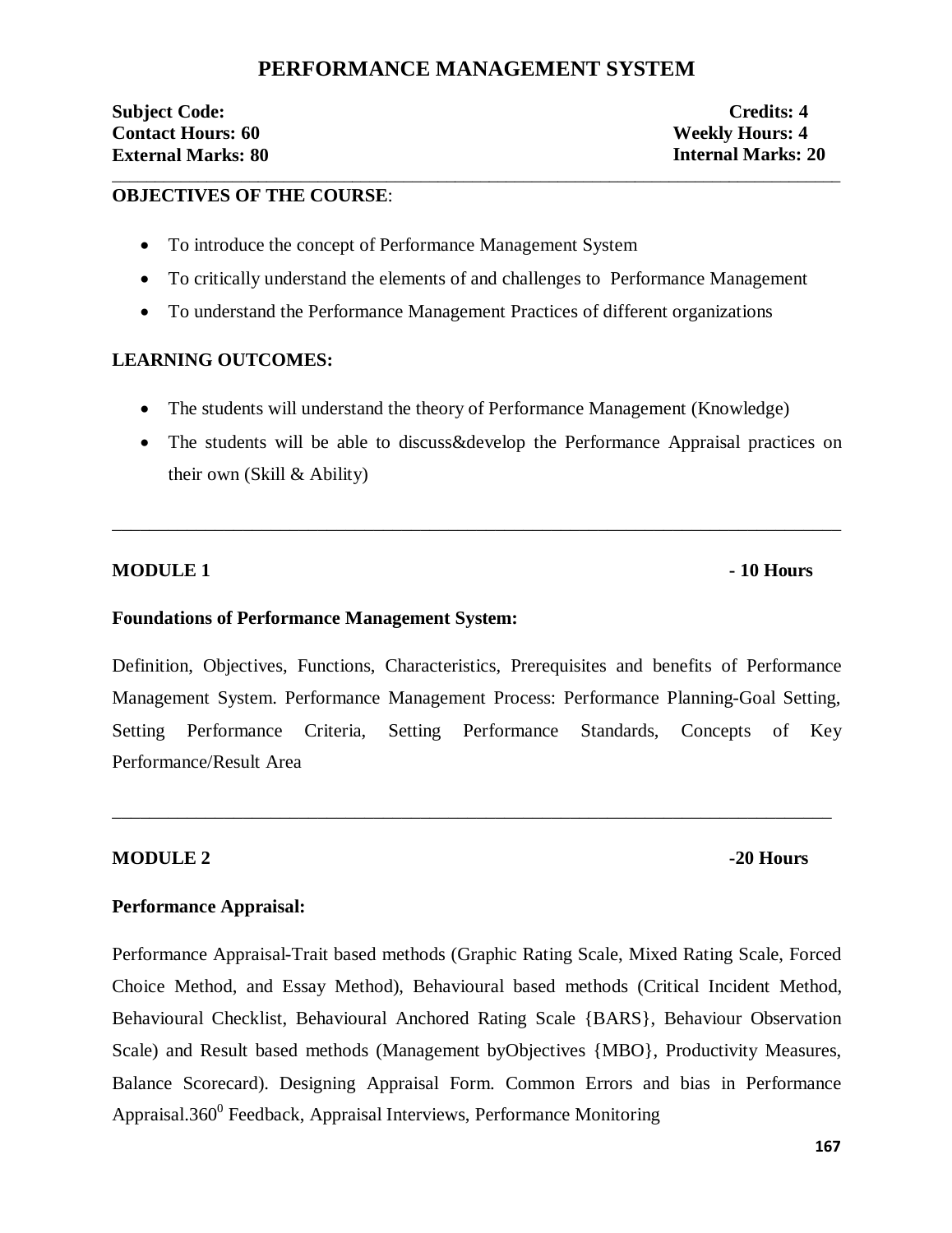# PERFORMANCE MANAGEMENT SYSTEM

**Subject Code:** **Credits: 4**
**Contact Hours: 60** **Weekly Hours: 4**
**External Marks: 80** **Internal Marks: 20**

---

**OBJECTIVES OF THE COURSE**:

- To introduce the concept of Performance Management System
- To critically understand the elements of and challenges to Performance Management
- To understand the Performance Management Practices of different organizations

**LEARNING OUTCOMES:**

- The students will understand the theory of Performance Management (Knowledge)
- The students will be able to discuss&develop the Performance Appraisal practices on their own (Skill & Ability)

---

**MODULE 1** **- 10 Hours**

**Foundations of Performance Management System:**

Definition, Objectives, Functions, Characteristics, Prerequisites and benefits of Performance Management System. Performance Management Process: Performance Planning-Goal Setting, Setting Performance Criteria, Setting Performance Standards, Concepts of Key Performance/Result Area

---

**MODULE 2** **-20 Hours**

**Performance Appraisal:**

Performance Appraisal-Trait based methods (Graphic Rating Scale, Mixed Rating Scale, Forced Choice Method, and Essay Method), Behavioural based methods (Critical Incident Method, Behavioural Checklist, Behavioural Anchored Rating Scale {BARS}, Behaviour Observation Scale) and Result based methods (Management byObjectives {MBO}, Productivity Measures, Balance Scorecard). Designing Appraisal Form. Common Errors and bias in Performance Appraisal.360$^0$ Feedback, Appraisal Interviews, Performance Monitoring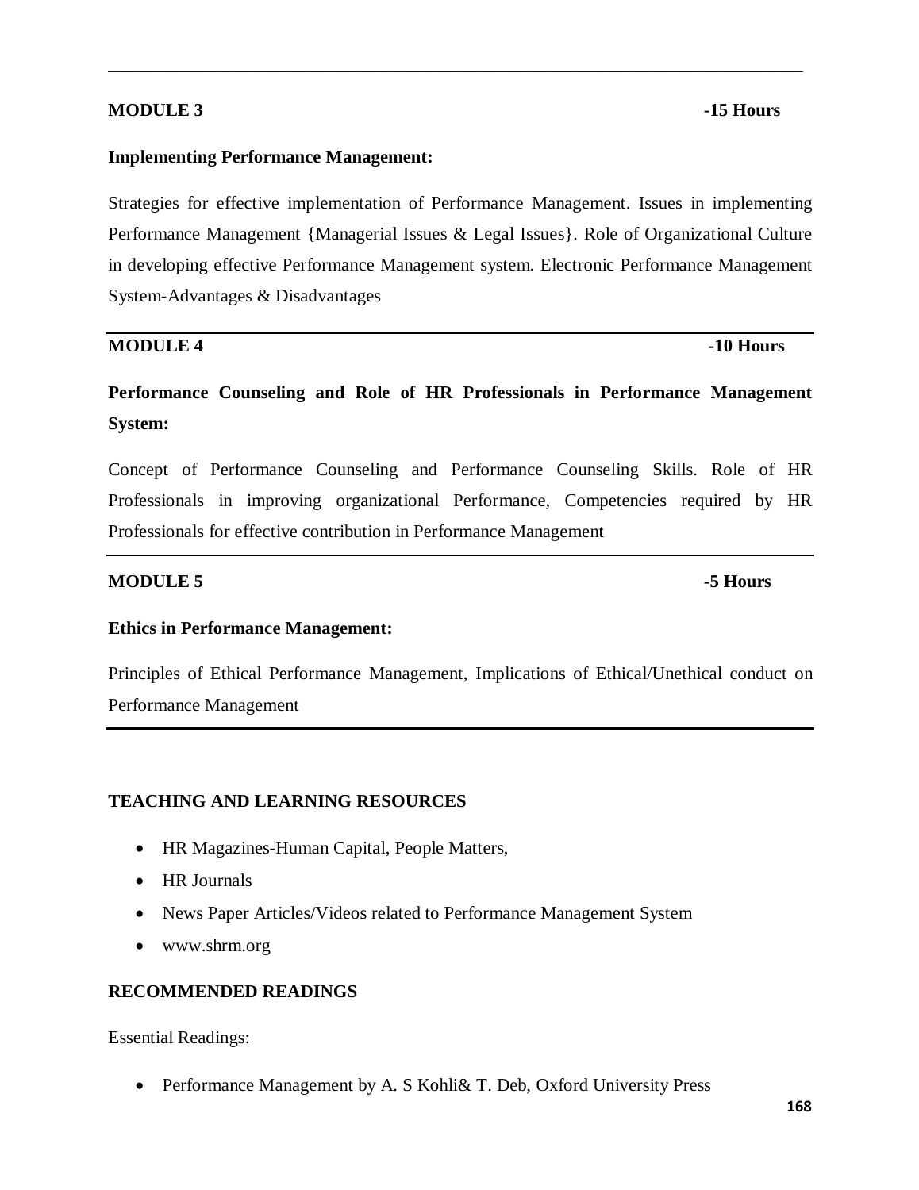**MODULE 3** **-15 Hours**

**Implementing Performance Management:**

Strategies for effective implementation of Performance Management. Issues in implementing Performance Management {Managerial Issues & Legal Issues}. Role of Organizational Culture in developing effective Performance Management system. Electronic Performance Management System-Advantages & Disadvantages

**MODULE 4** **-10 Hours**

**Performance Counseling and Role of HR Professionals in Performance Management System:**

Concept of Performance Counseling and Performance Counseling Skills. Role of HR Professionals in improving organizational Performance, Competencies required by HR Professionals for effective contribution in Performance Management

**MODULE 5** **-5 Hours**

**Ethics in Performance Management:**

Principles of Ethical Performance Management, Implications of Ethical/Unethical conduct on Performance Management

## TEACHING AND LEARNING RESOURCES

- HR Magazines-Human Capital, People Matters,
- HR Journals
- News Paper Articles/Videos related to Performance Management System
- www.shrm.org

## RECOMMENDED READINGS

Essential Readings:

- Performance Management by A. S Kohli& T. Deb, Oxford University Press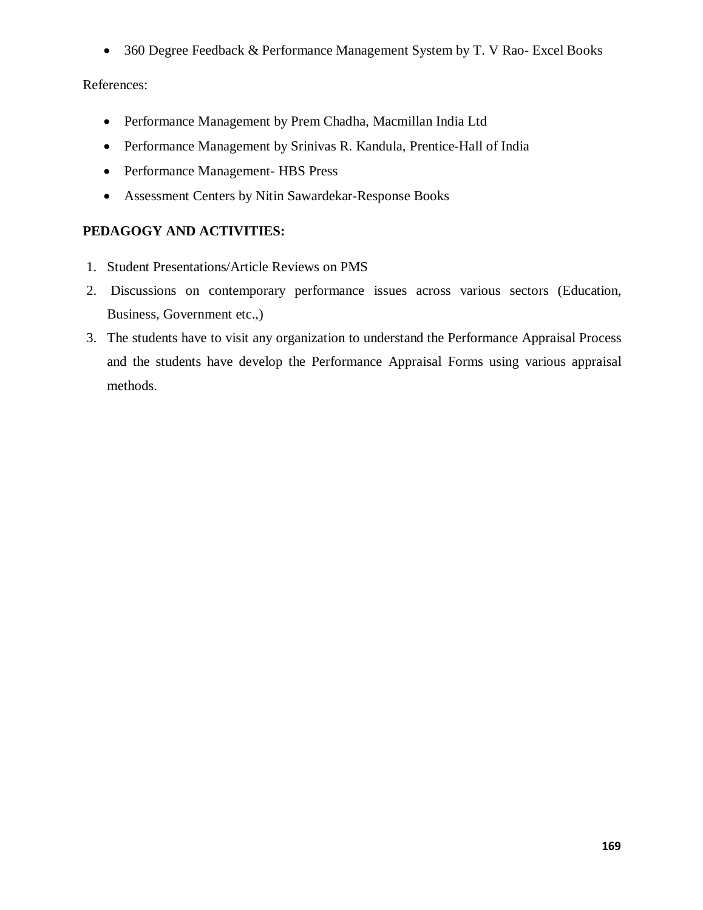- 360 Degree Feedback & Performance Management System by T. V Rao- Excel Books

References:

- Performance Management by Prem Chadha, Macmillan India Ltd
- Performance Management by Srinivas R. Kandula, Prentice-Hall of India
- Performance Management- HBS Press
- Assessment Centers by Nitin Sawardekar-Response Books

**PEDAGOGY AND ACTIVITIES:**

1. Student Presentations/Article Reviews on PMS
2. Discussions on contemporary performance issues across various sectors (Education, Business, Government etc.,)
3. The students have to visit any organization to understand the Performance Appraisal Process and the students have develop the Performance Appraisal Forms using various appraisal methods.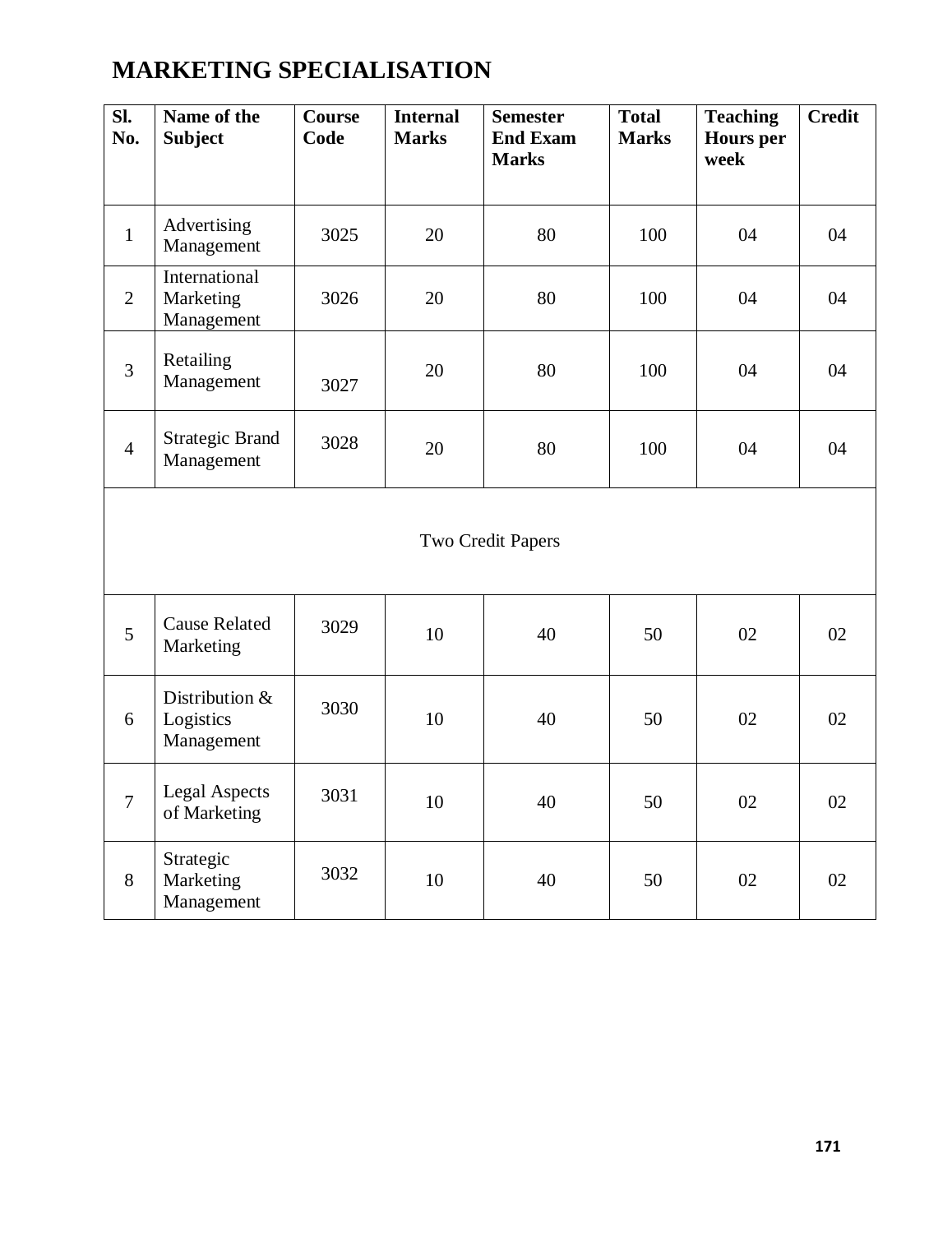# MARKETING SPECIALISATION

| Sl. No. | Name of the Subject | Course Code | Internal Marks | Semester End Exam Marks | Total Marks | Teaching Hours per week | Credit |
|---|---|---|---|---|---|---|---|
| 1 | Advertising Management | 3025 | 20 | 80 | 100 | 04 | 04 |
| 2 | International Marketing Management | 3026 | 20 | 80 | 100 | 04 | 04 |
| 3 | Retailing Management | 3027 | 20 | 80 | 100 | 04 | 04 |
| 4 | Strategic Brand Management | 3028 | 20 | 80 | 100 | 04 | 04 |
| Two Credit Papers | | | | | | | |
| 5 | Cause Related Marketing | 3029 | 10 | 40 | 50 | 02 | 02 |
| 6 | Distribution & Logistics Management | 3030 | 10 | 40 | 50 | 02 | 02 |
| 7 | Legal Aspects of Marketing | 3031 | 10 | 40 | 50 | 02 | 02 |
| 8 | Strategic Marketing Management | 3032 | 10 | 40 | 50 | 02 | 02 |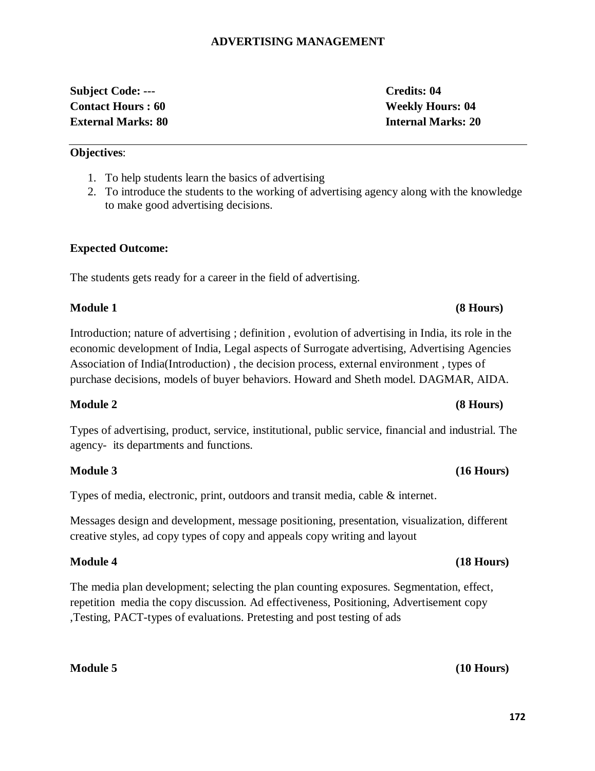# ADVERTISING MANAGEMENT

**Subject Code: ---** **Credits: 04**
**Contact Hours : 60** **Weekly Hours: 04**
**External Marks: 80** **Internal Marks: 20**

---

**Objectives**:

1. To help students learn the basics of advertising
2. To introduce the students to the working of advertising agency along with the knowledge to make good advertising decisions.

**Expected Outcome:**

The students gets ready for a career in the field of advertising.

**Module 1** **(8 Hours)**

Introduction; nature of advertising ; definition , evolution of advertising in India, its role in the economic development of India, Legal aspects of Surrogate advertising, Advertising Agencies Association of India(Introduction) , the decision process, external environment , types of purchase decisions, models of buyer behaviors. Howard and Sheth model. DAGMAR, AIDA.

**Module 2** **(8 Hours)**

Types of advertising, product, service, institutional, public service, financial and industrial. The agency- its departments and functions.

**Module 3** **(16 Hours)**

Types of media, electronic, print, outdoors and transit media, cable & internet.

Messages design and development, message positioning, presentation, visualization, different creative styles, ad copy types of copy and appeals copy writing and layout

**Module 4** **(18 Hours)**

The media plan development; selecting the plan counting exposures. Segmentation, effect, repetition media the copy discussion. Ad effectiveness, Positioning, Advertisement copy ,Testing, PACT-types of evaluations. Pretesting and post testing of ads

**Module 5** **(10 Hours)**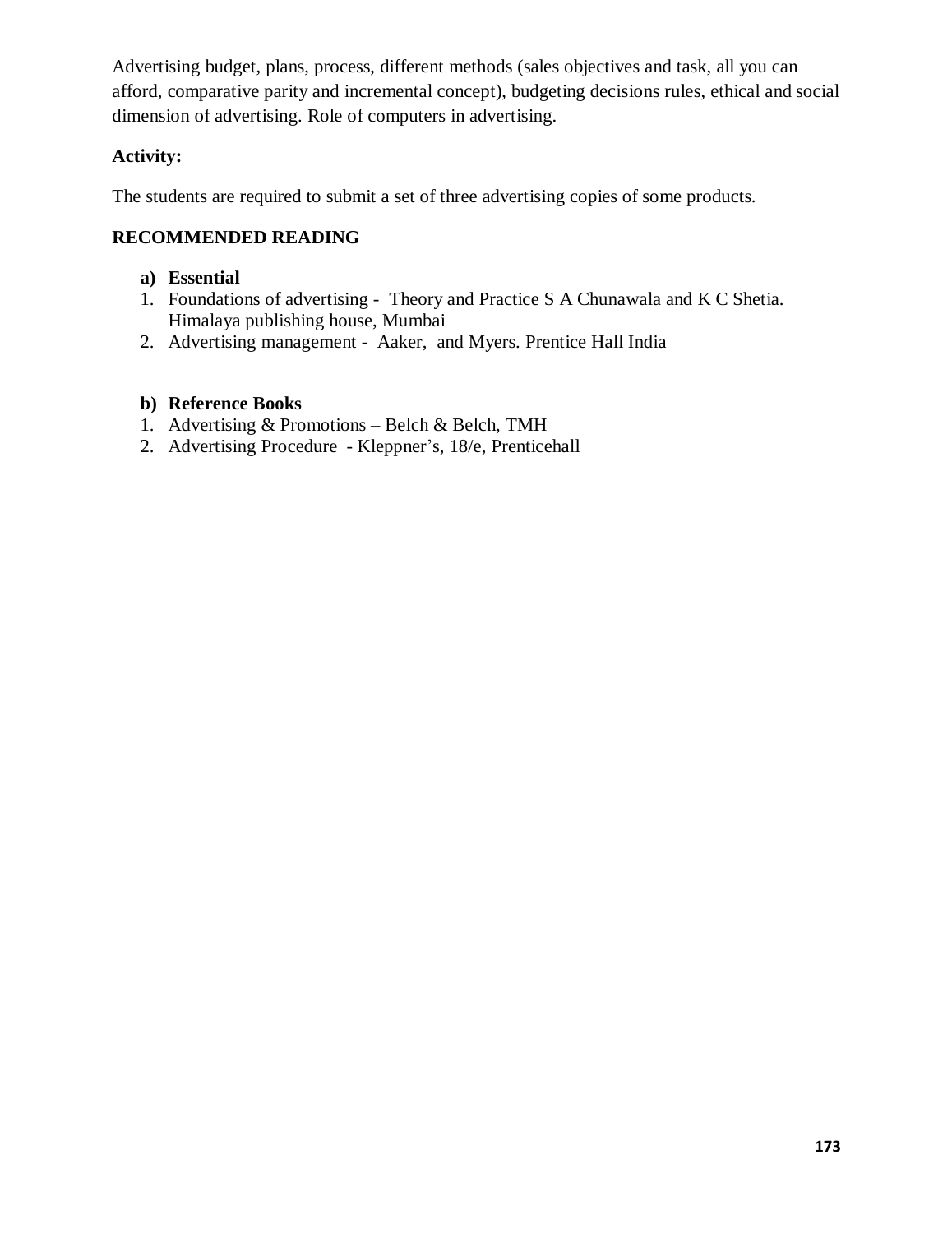Advertising budget, plans, process, different methods (sales objectives and task, all you can afford, comparative parity and incremental concept), budgeting decisions rules, ethical and social dimension of advertising. Role of computers in advertising.

**Activity:**

The students are required to submit a set of three advertising copies of some products.

**RECOMMENDED READING**

**a) Essential**

1. Foundations of advertising - Theory and Practice S A Chunawala and K C Shetia. Himalaya publishing house, Mumbai
2. Advertising management - Aaker, and Myers. Prentice Hall India

**b) Reference Books**

1. Advertising & Promotions – Belch & Belch, TMH
2. Advertising Procedure - Kleppner's, 18/e, Prenticehall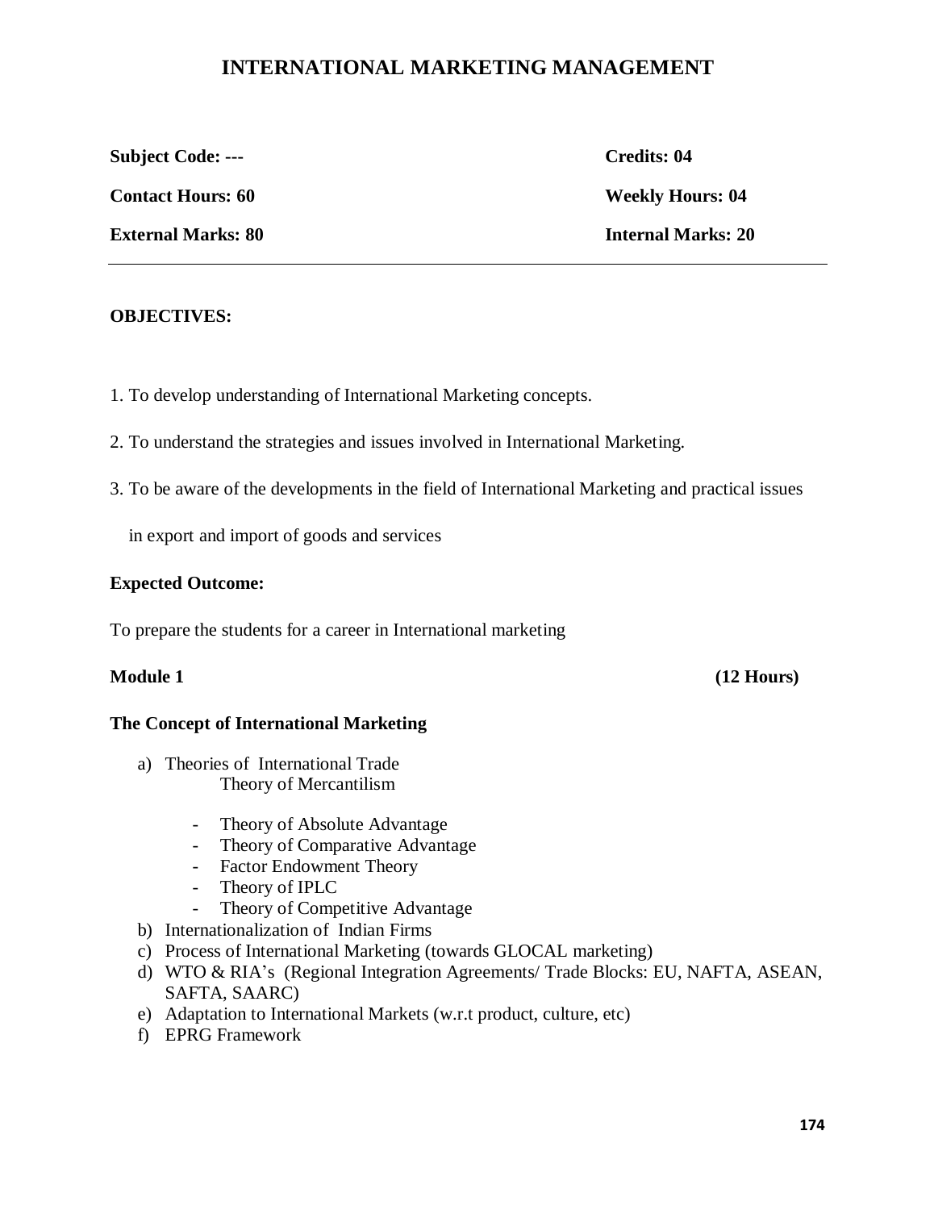# INTERNATIONAL MARKETING MANAGEMENT

| | |
|---|---|
| **Subject Code: ---** | **Credits: 04** |
| **Contact Hours: 60** | **Weekly Hours: 04** |
| **External Marks: 80** | **Internal Marks: 20** |

**OBJECTIVES:**

1. To develop understanding of International Marketing concepts.
2. To understand the strategies and issues involved in International Marketing.
3. To be aware of the developments in the field of International Marketing and practical issues in export and import of goods and services

**Expected Outcome:**

To prepare the students for a career in International marketing

**Module 1** **(12 Hours)**

**The Concept of International Marketing**

a) Theories of International Trade
   Theory of Mercantilism
   - Theory of Absolute Advantage
   - Theory of Comparative Advantage
   - Factor Endowment Theory
   - Theory of IPLC
   - Theory of Competitive Advantage
b) Internationalization of Indian Firms
c) Process of International Marketing (towards GLOCAL marketing)
d) WTO & RIA's (Regional Integration Agreements/ Trade Blocks: EU, NAFTA, ASEAN, SAFTA, SAARC)
e) Adaptation to International Markets (w.r.t product, culture, etc)
f) EPRG Framework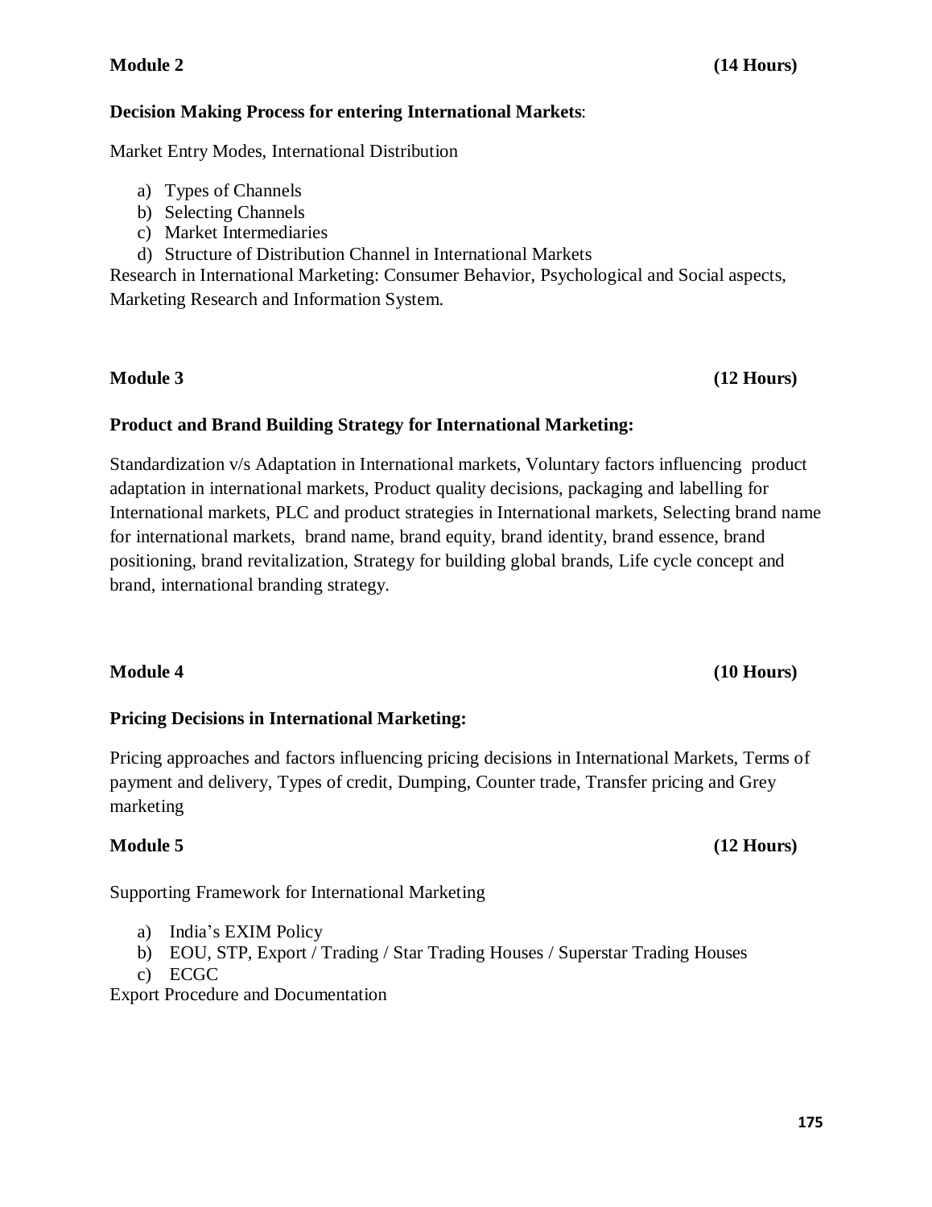**Module 2** **(14 Hours)**

**Decision Making Process for entering International Markets**:

Market Entry Modes, International Distribution

a) Types of Channels
b) Selecting Channels
c) Market Intermediaries
d) Structure of Distribution Channel in International Markets

Research in International Marketing: Consumer Behavior, Psychological and Social aspects, Marketing Research and Information System.

**Module 3** **(12 Hours)**

**Product and Brand Building Strategy for International Marketing:**

Standardization v/s Adaptation in International markets, Voluntary factors influencing product adaptation in international markets, Product quality decisions, packaging and labelling for International markets, PLC and product strategies in International markets, Selecting brand name for international markets, brand name, brand equity, brand identity, brand essence, brand positioning, brand revitalization, Strategy for building global brands, Life cycle concept and brand, international branding strategy.

**Module 4** **(10 Hours)**

**Pricing Decisions in International Marketing:**

Pricing approaches and factors influencing pricing decisions in International Markets, Terms of payment and delivery, Types of credit, Dumping, Counter trade, Transfer pricing and Grey marketing

**Module 5** **(12 Hours)**

Supporting Framework for International Marketing

a) India's EXIM Policy
b) EOU, STP, Export / Trading / Star Trading Houses / Superstar Trading Houses
c) ECGC

Export Procedure and Documentation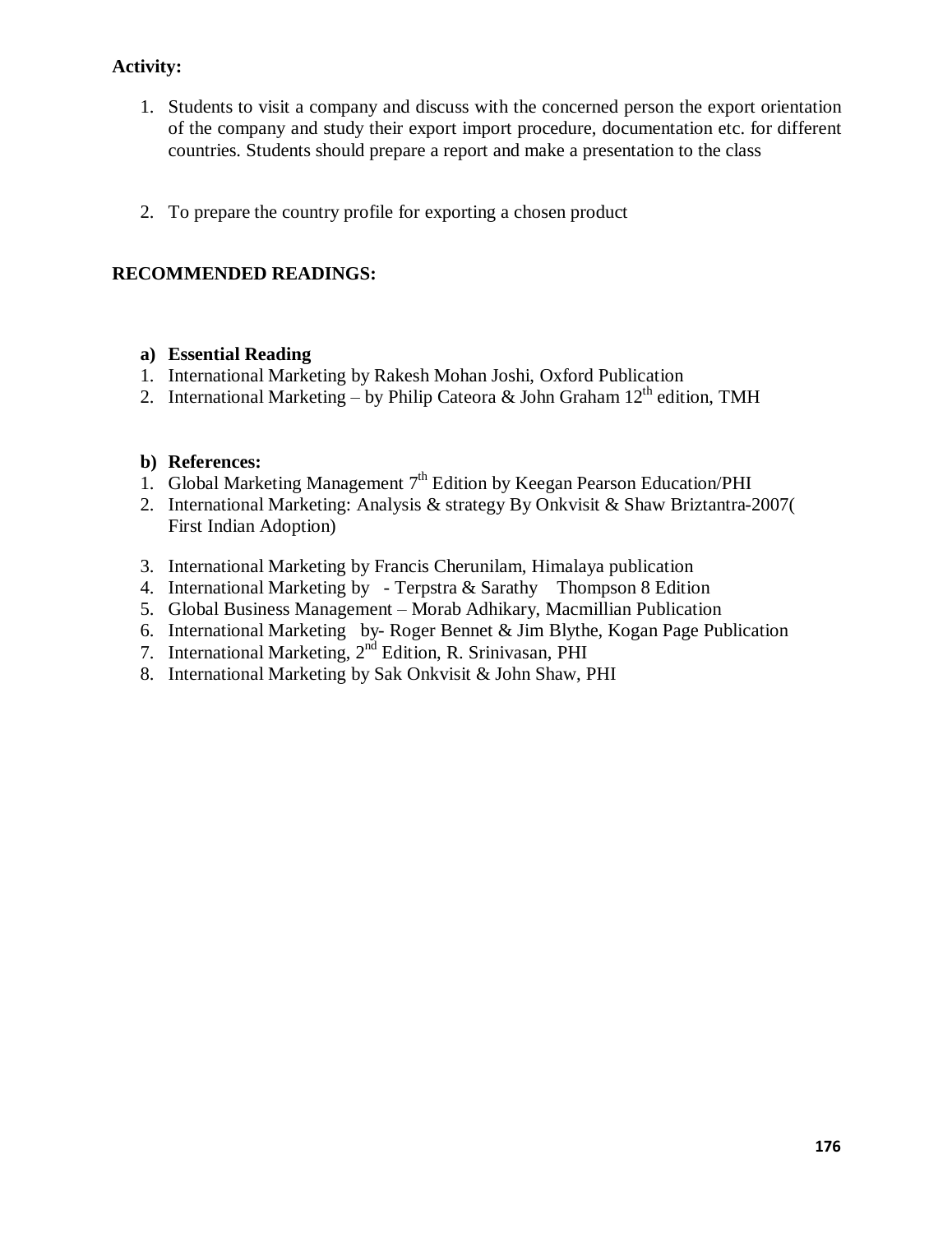**Activity:**

1. Students to visit a company and discuss with the concerned person the export orientation of the company and study their export import procedure, documentation etc. for different countries. Students should prepare a report and make a presentation to the class

2. To prepare the country profile for exporting a chosen product

**RECOMMENDED READINGS:**

**a) Essential Reading**

1. International Marketing by Rakesh Mohan Joshi, Oxford Publication
2. International Marketing – by Philip Cateora & John Graham 12th edition, TMH

**b) References:**

1. Global Marketing Management 7th Edition by Keegan Pearson Education/PHI
2. International Marketing: Analysis & strategy By Onkvisit & Shaw Briztantra-2007( First Indian Adoption)
3. International Marketing by Francis Cherunilam, Himalaya publication
4. International Marketing by - Terpstra & Sarathy Thompson 8 Edition
5. Global Business Management – Morab Adhikary, Macmillian Publication
6. International Marketing by- Roger Bennet & Jim Blythe, Kogan Page Publication
7. International Marketing, 2nd Edition, R. Srinivasan, PHI
8. International Marketing by Sak Onkvisit & John Shaw, PHI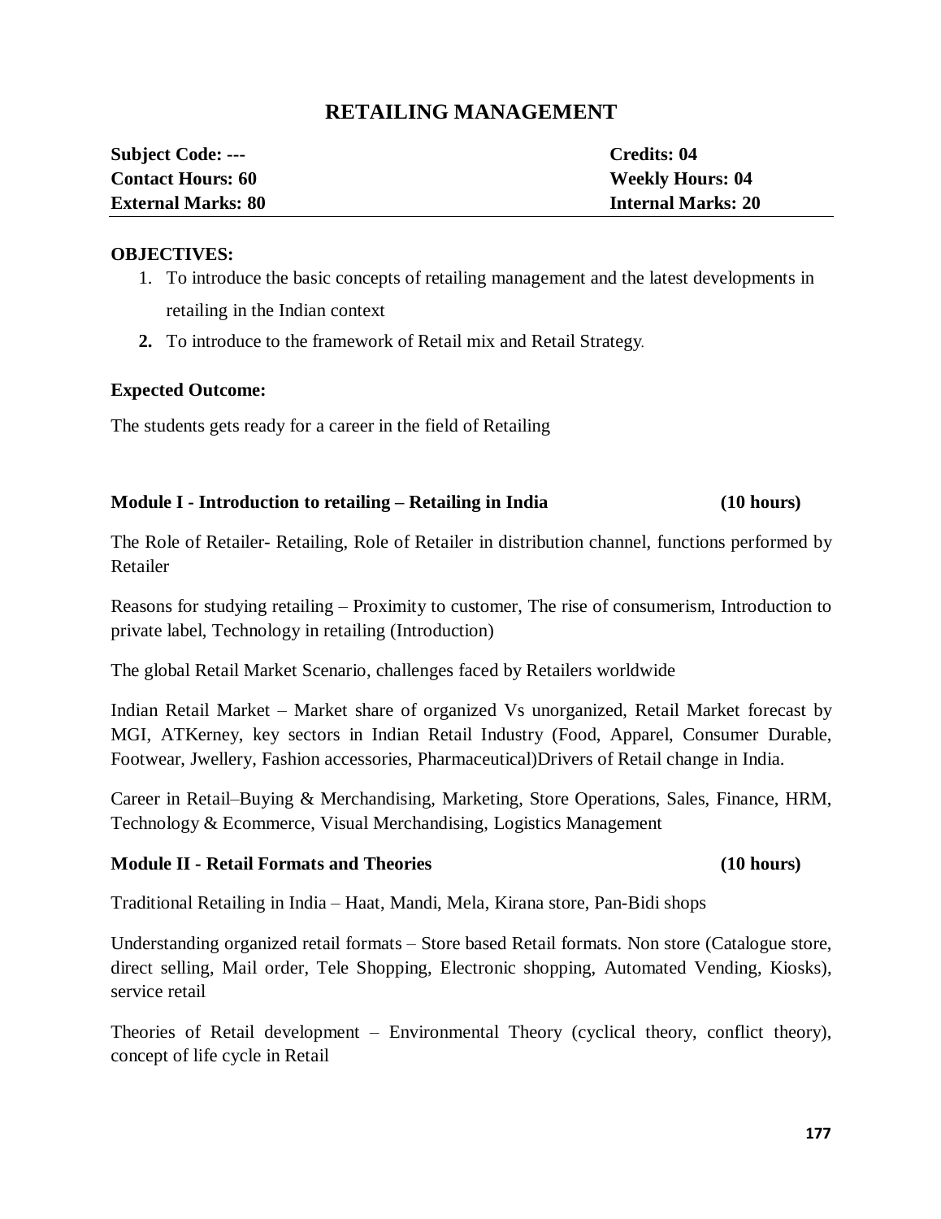# RETAILING MANAGEMENT

| | |
|---|---|
| **Subject Code: ---** | **Credits: 04** |
| **Contact Hours: 60** | **Weekly Hours: 04** |
| **External Marks: 80** | **Internal Marks: 20** |

**OBJECTIVES:**

1. To introduce the basic concepts of retailing management and the latest developments in retailing in the Indian context
2. To introduce to the framework of Retail mix and Retail Strategy.

**Expected Outcome:**

The students gets ready for a career in the field of Retailing

**Module I - Introduction to retailing – Retailing in India (10 hours)**

The Role of Retailer- Retailing, Role of Retailer in distribution channel, functions performed by Retailer

Reasons for studying retailing – Proximity to customer, The rise of consumerism, Introduction to private label, Technology in retailing (Introduction)

The global Retail Market Scenario, challenges faced by Retailers worldwide

Indian Retail Market – Market share of organized Vs unorganized, Retail Market forecast by MGI, ATKerney, key sectors in Indian Retail Industry (Food, Apparel, Consumer Durable, Footwear, Jwellery, Fashion accessories, Pharmaceutical)Drivers of Retail change in India.

Career in Retail–Buying & Merchandising, Marketing, Store Operations, Sales, Finance, HRM, Technology & Ecommerce, Visual Merchandising, Logistics Management

**Module II - Retail Formats and Theories (10 hours)**

Traditional Retailing in India – Haat, Mandi, Mela, Kirana store, Pan-Bidi shops

Understanding organized retail formats – Store based Retail formats. Non store (Catalogue store, direct selling, Mail order, Tele Shopping, Electronic shopping, Automated Vending, Kiosks), service retail

Theories of Retail development – Environmental Theory (cyclical theory, conflict theory), concept of life cycle in Retail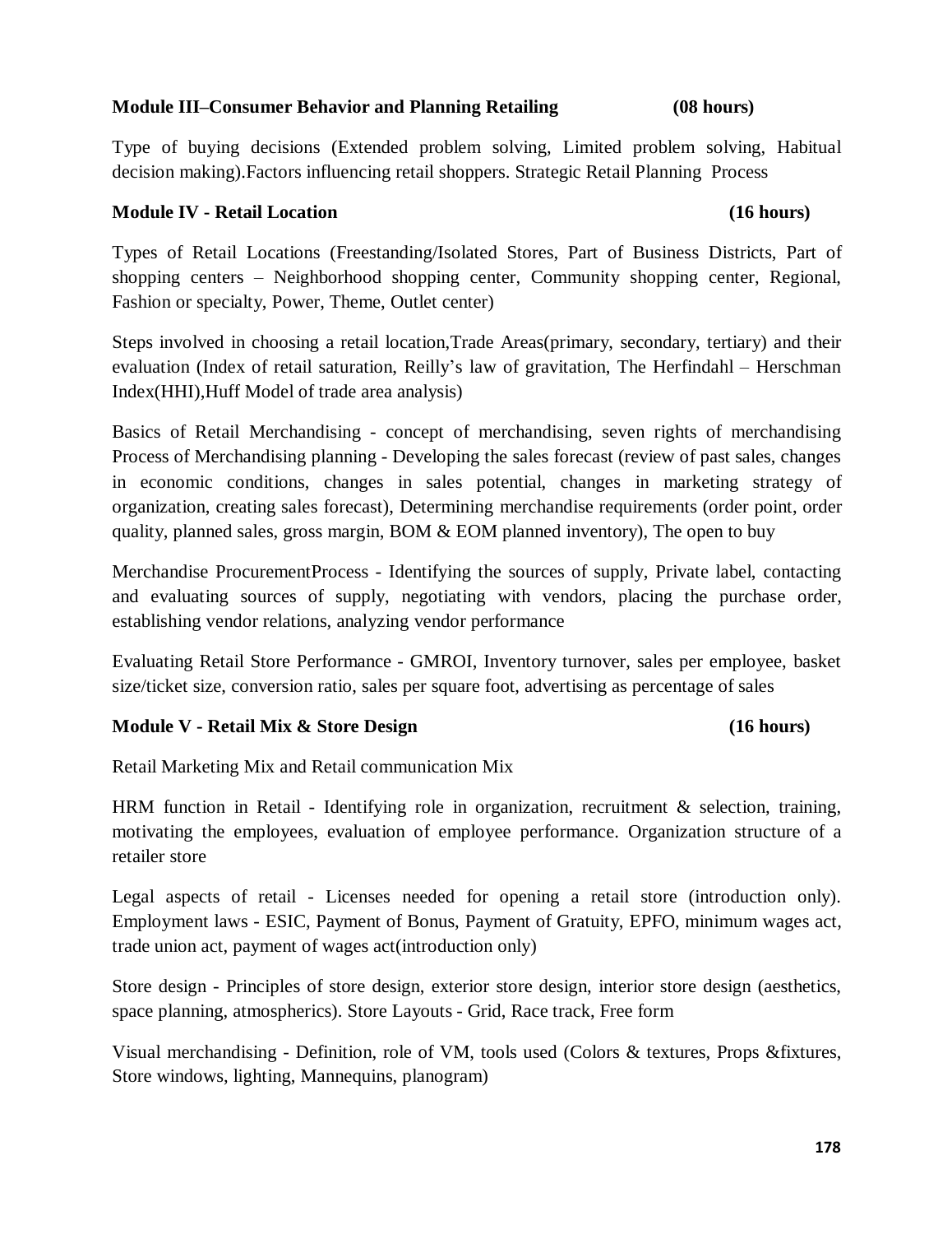**Module III–Consumer Behavior and Planning Retailing (08 hours)**

Type of buying decisions (Extended problem solving, Limited problem solving, Habitual decision making).Factors influencing retail shoppers. Strategic Retail Planning Process

**Module IV - Retail Location (16 hours)**

Types of Retail Locations (Freestanding/Isolated Stores, Part of Business Districts, Part of shopping centers – Neighborhood shopping center, Community shopping center, Regional, Fashion or specialty, Power, Theme, Outlet center)

Steps involved in choosing a retail location,Trade Areas(primary, secondary, tertiary) and their evaluation (Index of retail saturation, Reilly's law of gravitation, The Herfindahl – Herschman Index(HHI),Huff Model of trade area analysis)

Basics of Retail Merchandising - concept of merchandising, seven rights of merchandising Process of Merchandising planning - Developing the sales forecast (review of past sales, changes in economic conditions, changes in sales potential, changes in marketing strategy of organization, creating sales forecast), Determining merchandise requirements (order point, order quality, planned sales, gross margin, BOM & EOM planned inventory), The open to buy

Merchandise ProcurementProcess - Identifying the sources of supply, Private label, contacting and evaluating sources of supply, negotiating with vendors, placing the purchase order, establishing vendor relations, analyzing vendor performance

Evaluating Retail Store Performance - GMROI, Inventory turnover, sales per employee, basket size/ticket size, conversion ratio, sales per square foot, advertising as percentage of sales

**Module V - Retail Mix & Store Design (16 hours)**

Retail Marketing Mix and Retail communication Mix

HRM function in Retail - Identifying role in organization, recruitment & selection, training, motivating the employees, evaluation of employee performance. Organization structure of a retailer store

Legal aspects of retail - Licenses needed for opening a retail store (introduction only). Employment laws - ESIC, Payment of Bonus, Payment of Gratuity, EPFO, minimum wages act, trade union act, payment of wages act(introduction only)

Store design - Principles of store design, exterior store design, interior store design (aesthetics, space planning, atmospherics). Store Layouts - Grid, Race track, Free form

Visual merchandising - Definition, role of VM, tools used (Colors & textures, Props &fixtures, Store windows, lighting, Mannequins, planogram)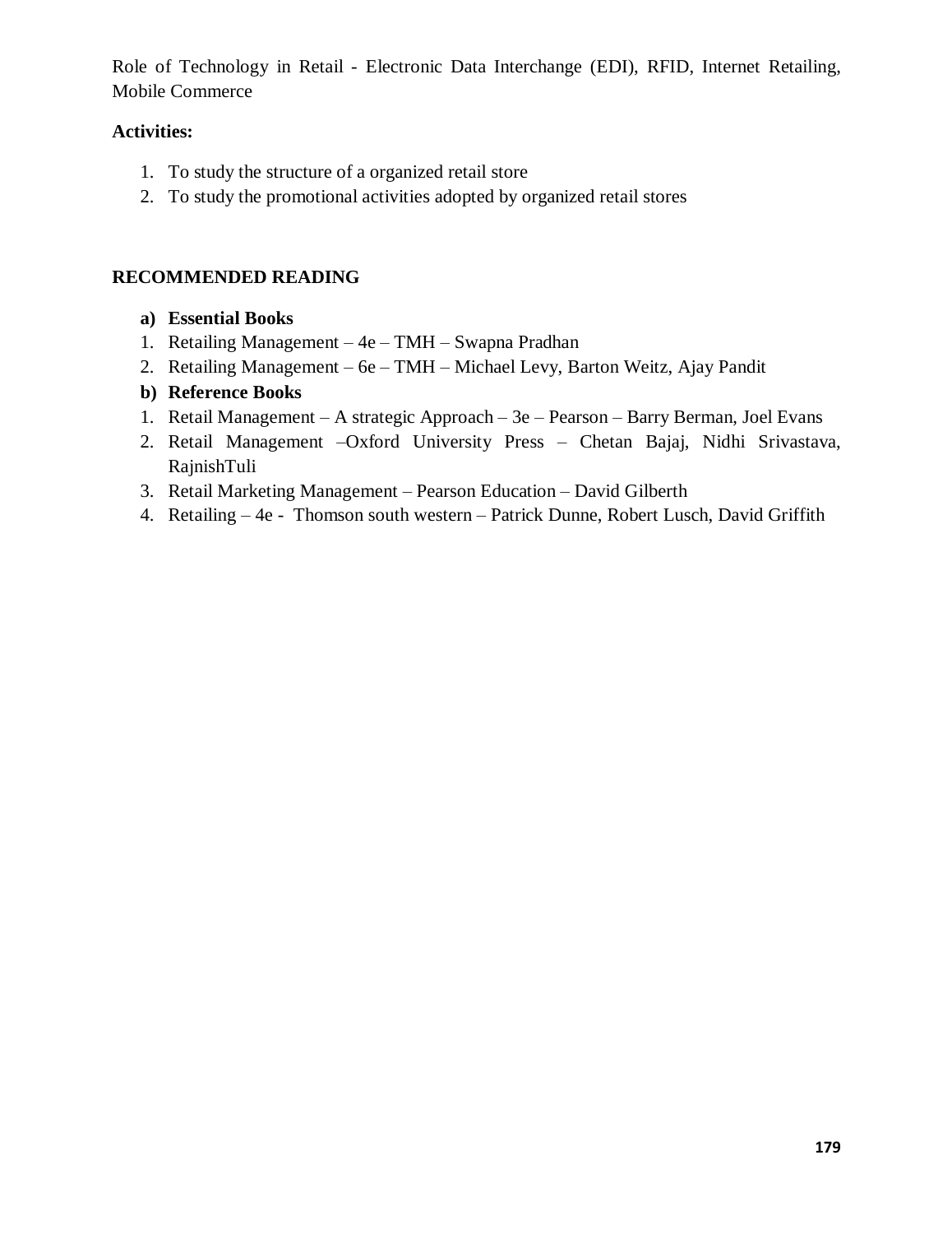Role of Technology in Retail - Electronic Data Interchange (EDI), RFID, Internet Retailing, Mobile Commerce

**Activities:**

1. To study the structure of a organized retail store
2. To study the promotional activities adopted by organized retail stores

**RECOMMENDED READING**

**a) Essential Books**

1. Retailing Management – 4e – TMH – Swapna Pradhan
2. Retailing Management – 6e – TMH – Michael Levy, Barton Weitz, Ajay Pandit

**b) Reference Books**

1. Retail Management – A strategic Approach – 3e – Pearson – Barry Berman, Joel Evans
2. Retail Management –Oxford University Press – Chetan Bajaj, Nidhi Srivastava, RajnishTuli
3. Retail Marketing Management – Pearson Education – David Gilberth
4. Retailing – 4e - Thomson south western – Patrick Dunne, Robert Lusch, David Griffith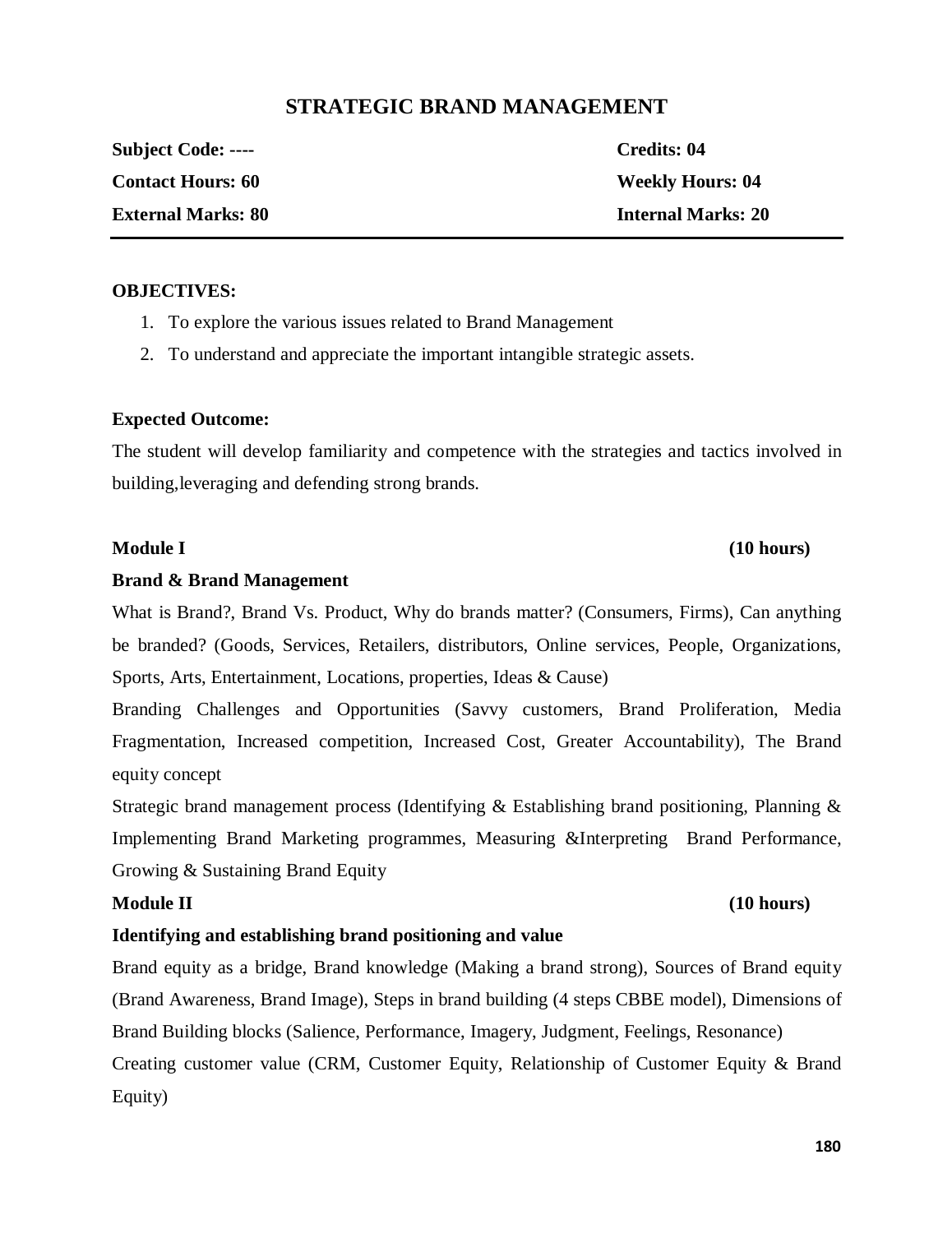# STRATEGIC BRAND MANAGEMENT

| | |
|---|---|
| **Subject Code: ----** | **Credits: 04** |
| **Contact Hours: 60** | **Weekly Hours: 04** |
| **External Marks: 80** | **Internal Marks: 20** |

**OBJECTIVES:**

1. To explore the various issues related to Brand Management
2. To understand and appreciate the important intangible strategic assets.

**Expected Outcome:**

The student will develop familiarity and competence with the strategies and tactics involved in building,leveraging and defending strong brands.

**Module I** **(10 hours)**

**Brand & Brand Management**

What is Brand?, Brand Vs. Product, Why do brands matter? (Consumers, Firms), Can anything be branded? (Goods, Services, Retailers, distributors, Online services, People, Organizations, Sports, Arts, Entertainment, Locations, properties, Ideas & Cause)

Branding Challenges and Opportunities (Savvy customers, Brand Proliferation, Media Fragmentation, Increased competition, Increased Cost, Greater Accountability), The Brand equity concept

Strategic brand management process (Identifying & Establishing brand positioning, Planning & Implementing Brand Marketing programmes, Measuring &Interpreting Brand Performance, Growing & Sustaining Brand Equity

**Module II** **(10 hours)**

**Identifying and establishing brand positioning and value**

Brand equity as a bridge, Brand knowledge (Making a brand strong), Sources of Brand equity (Brand Awareness, Brand Image), Steps in brand building (4 steps CBBE model), Dimensions of Brand Building blocks (Salience, Performance, Imagery, Judgment, Feelings, Resonance)

Creating customer value (CRM, Customer Equity, Relationship of Customer Equity & Brand Equity)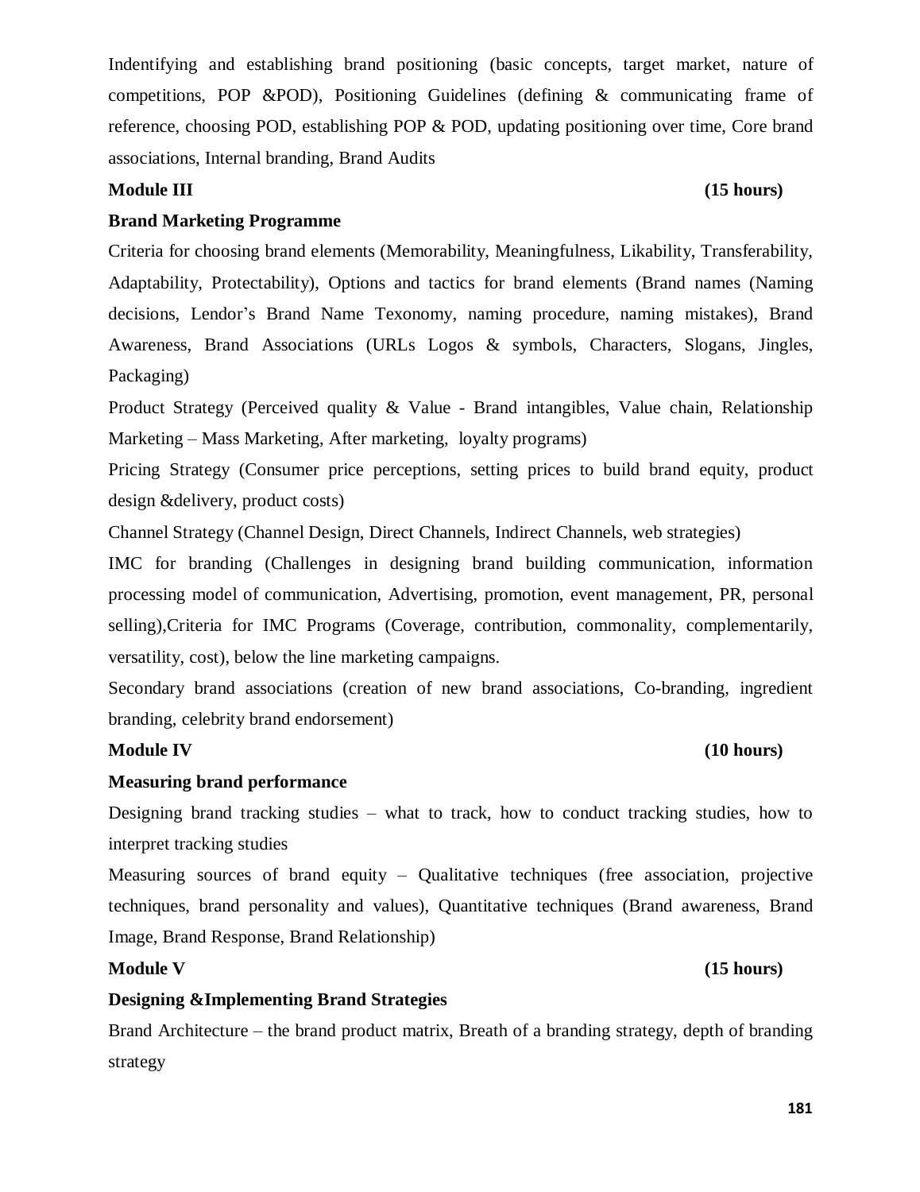Indentifying and establishing brand positioning (basic concepts, target market, nature of competitions, POP &POD), Positioning Guidelines (defining & communicating frame of reference, choosing POD, establishing POP & POD, updating positioning over time, Core brand associations, Internal branding, Brand Audits

**Module III** **(15 hours)**

**Brand Marketing Programme**

Criteria for choosing brand elements (Memorability, Meaningfulness, Likability, Transferability, Adaptability, Protectability), Options and tactics for brand elements (Brand names (Naming decisions, Lendor's Brand Name Texonomy, naming procedure, naming mistakes), Brand Awareness, Brand Associations (URLs Logos & symbols, Characters, Slogans, Jingles, Packaging)

Product Strategy (Perceived quality & Value - Brand intangibles, Value chain, Relationship Marketing – Mass Marketing, After marketing, loyalty programs)

Pricing Strategy (Consumer price perceptions, setting prices to build brand equity, product design &delivery, product costs)

Channel Strategy (Channel Design, Direct Channels, Indirect Channels, web strategies)

IMC for branding (Challenges in designing brand building communication, information processing model of communication, Advertising, promotion, event management, PR, personal selling),Criteria for IMC Programs (Coverage, contribution, commonality, complementarily, versatility, cost), below the line marketing campaigns.

Secondary brand associations (creation of new brand associations, Co-branding, ingredient branding, celebrity brand endorsement)

**Module IV** **(10 hours)**

**Measuring brand performance**

Designing brand tracking studies – what to track, how to conduct tracking studies, how to interpret tracking studies

Measuring sources of brand equity – Qualitative techniques (free association, projective techniques, brand personality and values), Quantitative techniques (Brand awareness, Brand Image, Brand Response, Brand Relationship)

**Module V** **(15 hours)**

**Designing &Implementing Brand Strategies**

Brand Architecture – the brand product matrix, Breath of a branding strategy, depth of branding strategy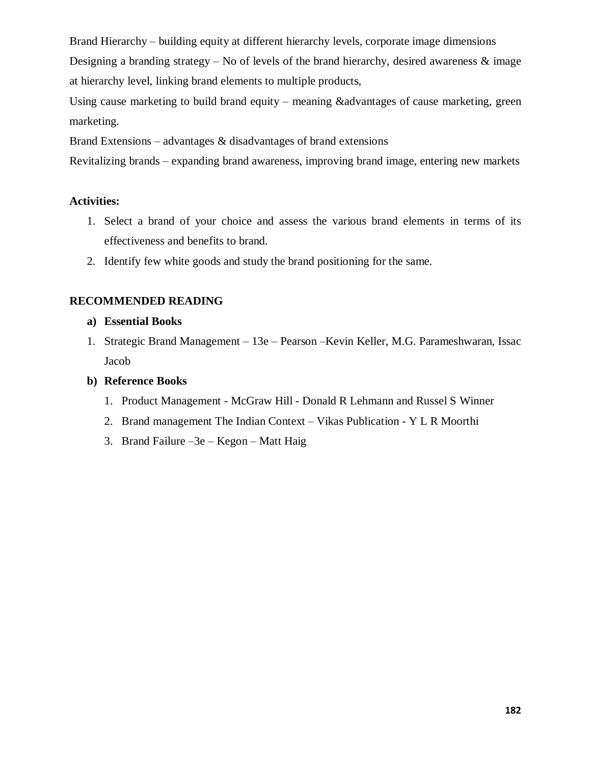Brand Hierarchy – building equity at different hierarchy levels, corporate image dimensions
Designing a branding strategy – No of levels of the brand hierarchy, desired awareness & image at hierarchy level, linking brand elements to multiple products,
Using cause marketing to build brand equity – meaning &advantages of cause marketing, green marketing.
Brand Extensions – advantages & disadvantages of brand extensions
Revitalizing brands – expanding brand awareness, improving brand image, entering new markets

**Activities:**

1. Select a brand of your choice and assess the various brand elements in terms of its effectiveness and benefits to brand.
2. Identify few white goods and study the brand positioning for the same.

**RECOMMENDED READING**

**a) Essential Books**

1. Strategic Brand Management – 13e – Pearson –Kevin Keller, M.G. Parameshwaran, Issac Jacob

**b) Reference Books**

1. Product Management - McGraw Hill - Donald R Lehmann and Russel S Winner
2. Brand management The Indian Context – Vikas Publication - Y L R Moorthi
3. Brand Failure –3e – Kegon – Matt Haig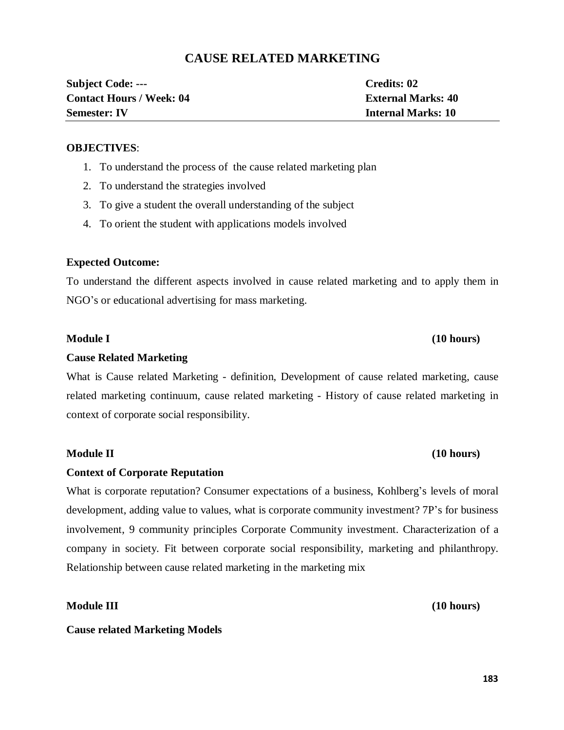# CAUSE RELATED MARKETING

| **Subject Code: ---** | **Credits: 02** |
|---|---|
| **Contact Hours / Week: 04** | **External Marks: 40** |
| **Semester: IV** | **Internal Marks: 10** |

**OBJECTIVES**:

1. To understand the process of the cause related marketing plan
2. To understand the strategies involved
3. To give a student the overall understanding of the subject
4. To orient the student with applications models involved

**Expected Outcome:**

To understand the different aspects involved in cause related marketing and to apply them in NGO's or educational advertising for mass marketing.

**Module I** **(10 hours)**

**Cause Related Marketing**

What is Cause related Marketing - definition, Development of cause related marketing, cause related marketing continuum, cause related marketing - History of cause related marketing in context of corporate social responsibility.

**Module II** **(10 hours)**

**Context of Corporate Reputation**

What is corporate reputation? Consumer expectations of a business, Kohlberg's levels of moral development, adding value to values, what is corporate community investment? 7P's for business involvement, 9 community principles Corporate Community investment. Characterization of a company in society. Fit between corporate social responsibility, marketing and philanthropy. Relationship between cause related marketing in the marketing mix

**Module III** **(10 hours)**

**Cause related Marketing Models**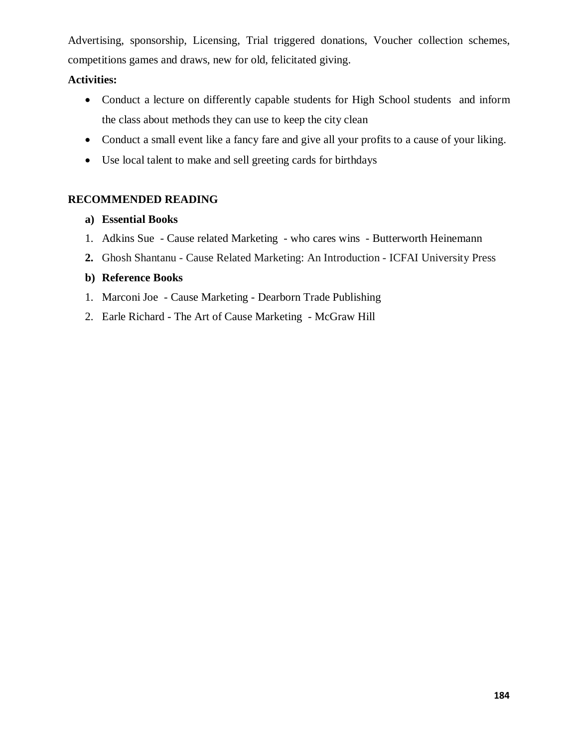Advertising, sponsorship, Licensing, Trial triggered donations, Voucher collection schemes, competitions games and draws, new for old, felicitated giving.

**Activities:**

- Conduct a lecture on differently capable students for High School students and inform the class about methods they can use to keep the city clean
- Conduct a small event like a fancy fare and give all your profits to a cause of your liking.
- Use local talent to make and sell greeting cards for birthdays

**RECOMMENDED READING**

**a) Essential Books**

1. Adkins Sue - Cause related Marketing - who cares wins - Butterworth Heinemann
2. Ghosh Shantanu - Cause Related Marketing: An Introduction - ICFAI University Press

**b) Reference Books**

1. Marconi Joe - Cause Marketing - Dearborn Trade Publishing
2. Earle Richard - The Art of Cause Marketing - McGraw Hill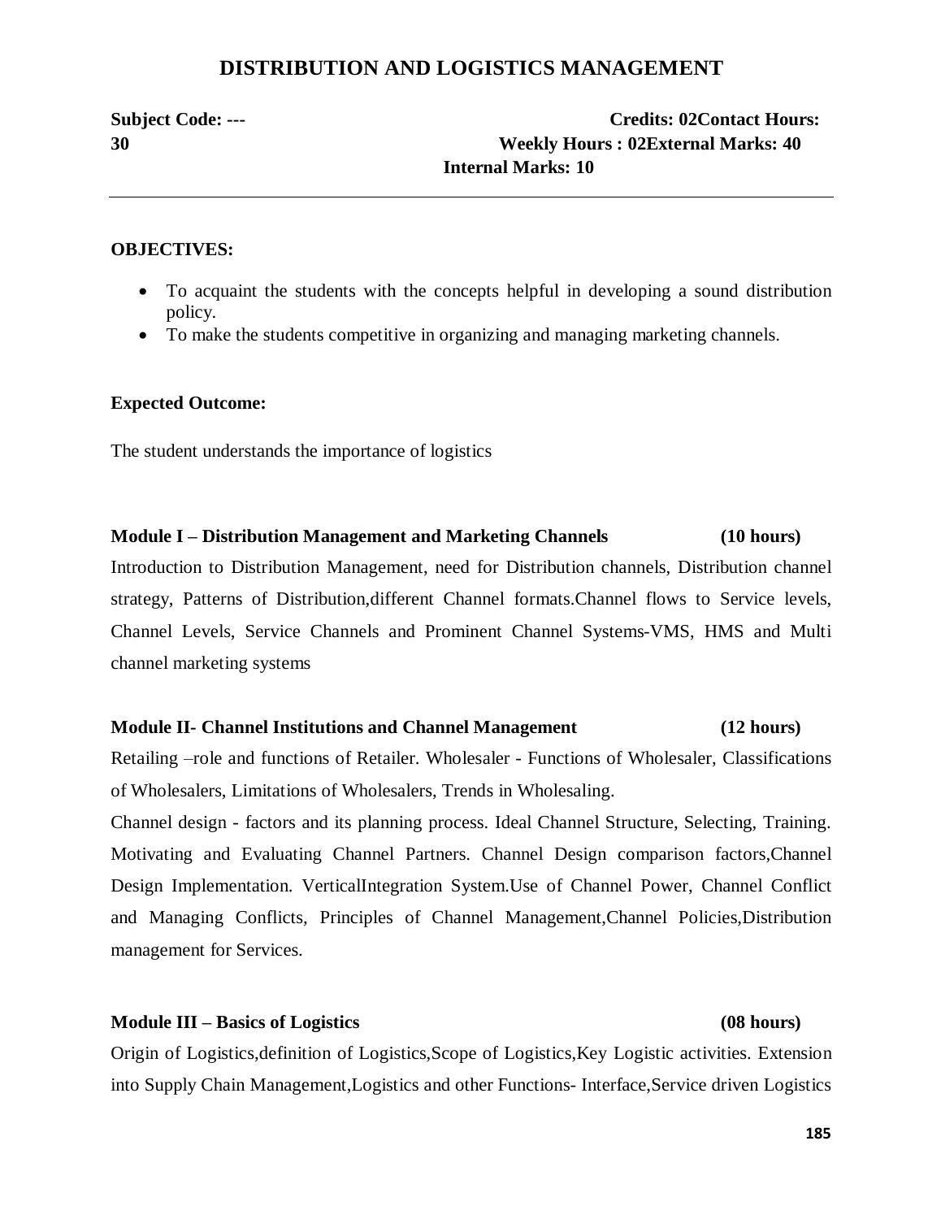# DISTRIBUTION AND LOGISTICS MANAGEMENT

**Subject Code: ---** **Credits: 02Contact Hours: 30** **Weekly Hours : 02External Marks: 40** **Internal Marks: 10**

---

**OBJECTIVES:**

- To acquaint the students with the concepts helpful in developing a sound distribution policy.
- To make the students competitive in organizing and managing marketing channels.

**Expected Outcome:**

The student understands the importance of logistics

**Module I – Distribution Management and Marketing Channels (10 hours)**

Introduction to Distribution Management, need for Distribution channels, Distribution channel strategy, Patterns of Distribution,different Channel formats.Channel flows to Service levels, Channel Levels, Service Channels and Prominent Channel Systems-VMS, HMS and Multi channel marketing systems

**Module II- Channel Institutions and Channel Management (12 hours)**

Retailing –role and functions of Retailer. Wholesaler - Functions of Wholesaler, Classifications of Wholesalers, Limitations of Wholesalers, Trends in Wholesaling.

Channel design - factors and its planning process. Ideal Channel Structure, Selecting, Training. Motivating and Evaluating Channel Partners. Channel Design comparison factors,Channel Design Implementation. VerticalIntegration System.Use of Channel Power, Channel Conflict and Managing Conflicts, Principles of Channel Management,Channel Policies,Distribution management for Services.

**Module III – Basics of Logistics (08 hours)**

Origin of Logistics,definition of Logistics,Scope of Logistics,Key Logistic activities. Extension into Supply Chain Management,Logistics and other Functions- Interface,Service driven Logistics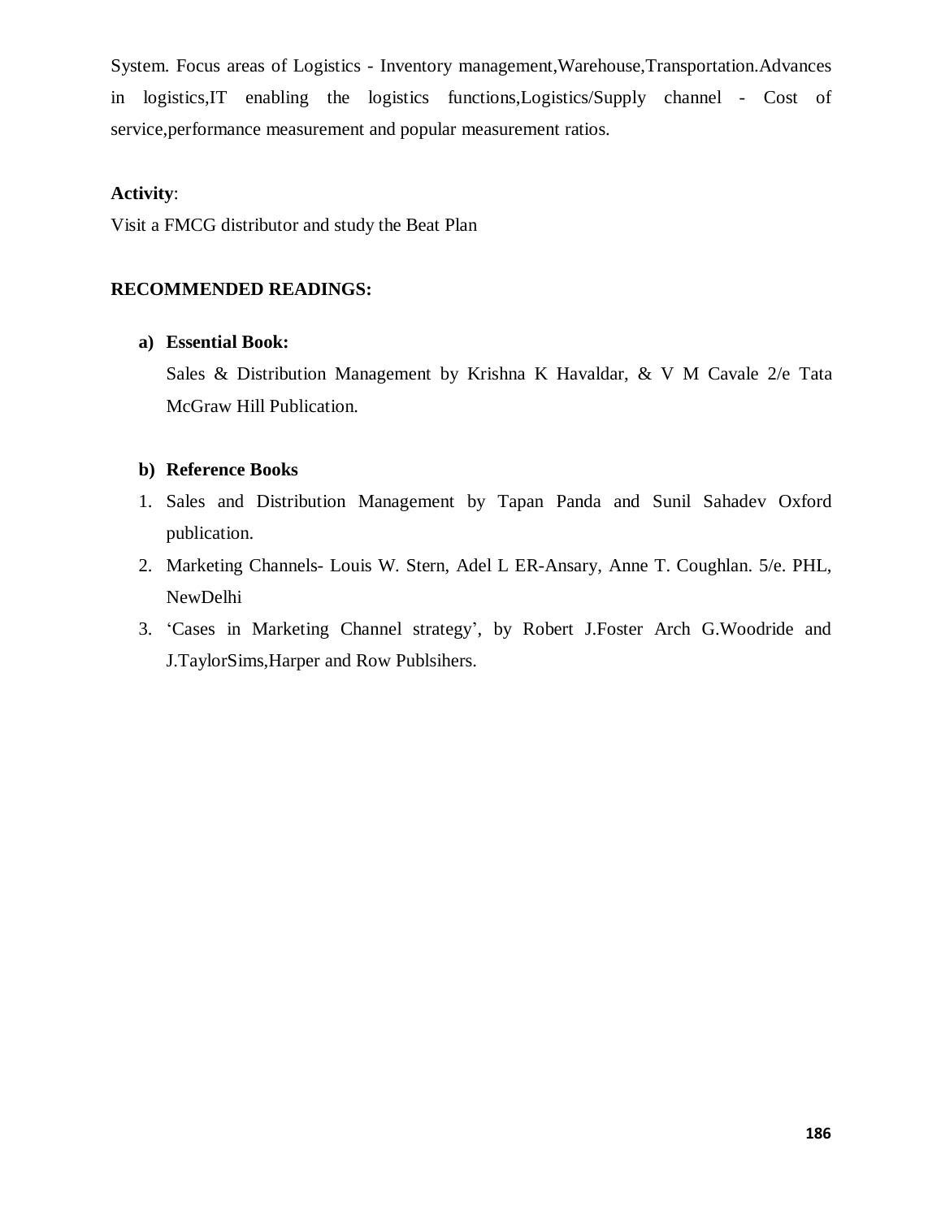System. Focus areas of Logistics - Inventory management,Warehouse,Transportation.Advances in logistics,IT enabling the logistics functions,Logistics/Supply channel - Cost of service,performance measurement and popular measurement ratios.

**Activity**:

Visit a FMCG distributor and study the Beat Plan

**RECOMMENDED READINGS:**

**a) Essential Book:**

Sales & Distribution Management by Krishna K Havaldar, & V M Cavale 2/e Tata McGraw Hill Publication.

**b) Reference Books**

1. Sales and Distribution Management by Tapan Panda and Sunil Sahadev Oxford publication.
2. Marketing Channels- Louis W. Stern, Adel L ER-Ansary, Anne T. Coughlan. 5/e. PHL, NewDelhi
3. 'Cases in Marketing Channel strategy', by Robert J.Foster Arch G.Woodride and J.TaylorSims,Harper and Row Publsihers.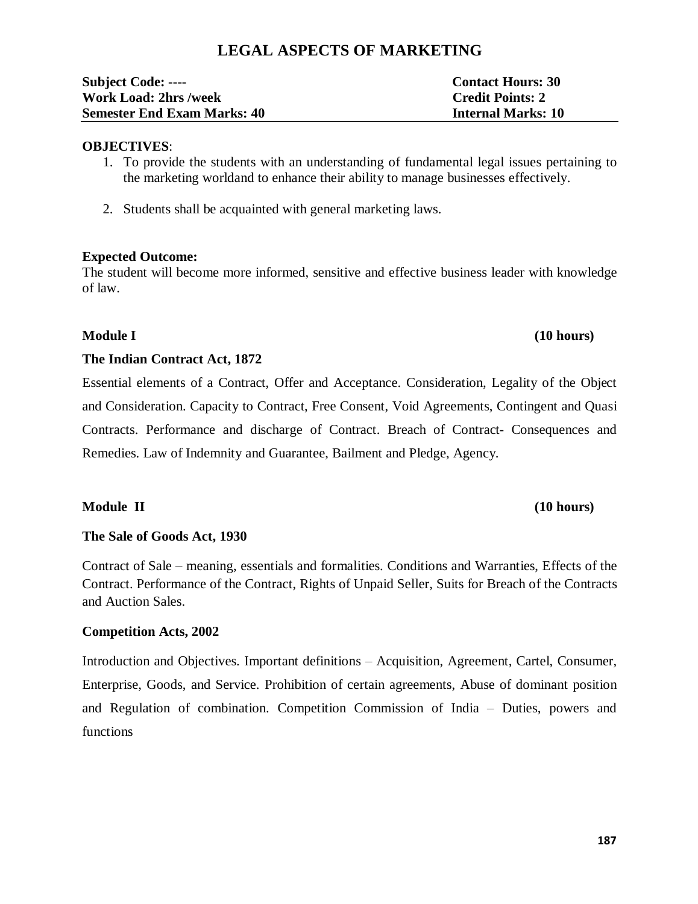# LEGAL ASPECTS OF MARKETING

| | |
|---|---|
| **Subject Code: ----** | **Contact Hours: 30** |
| **Work Load: 2hrs /week** | **Credit Points: 2** |
| **Semester End Exam Marks: 40** | **Internal Marks: 10** |

**OBJECTIVES**:

1. To provide the students with an understanding of fundamental legal issues pertaining to the marketing worldand to enhance their ability to manage businesses effectively.

2. Students shall be acquainted with general marketing laws.

**Expected Outcome:**
The student will become more informed, sensitive and effective business leader with knowledge of law.

**Module I** **(10 hours)**

**The Indian Contract Act, 1872**

Essential elements of a Contract, Offer and Acceptance. Consideration, Legality of the Object and Consideration. Capacity to Contract, Free Consent, Void Agreements, Contingent and Quasi Contracts. Performance and discharge of Contract. Breach of Contract- Consequences and Remedies. Law of Indemnity and Guarantee, Bailment and Pledge, Agency.

**Module II** **(10 hours)**

**The Sale of Goods Act, 1930**

Contract of Sale – meaning, essentials and formalities. Conditions and Warranties, Effects of the Contract. Performance of the Contract, Rights of Unpaid Seller, Suits for Breach of the Contracts and Auction Sales.

**Competition Acts, 2002**

Introduction and Objectives. Important definitions – Acquisition, Agreement, Cartel, Consumer, Enterprise, Goods, and Service. Prohibition of certain agreements, Abuse of dominant position and Regulation of combination. Competition Commission of India – Duties, powers and functions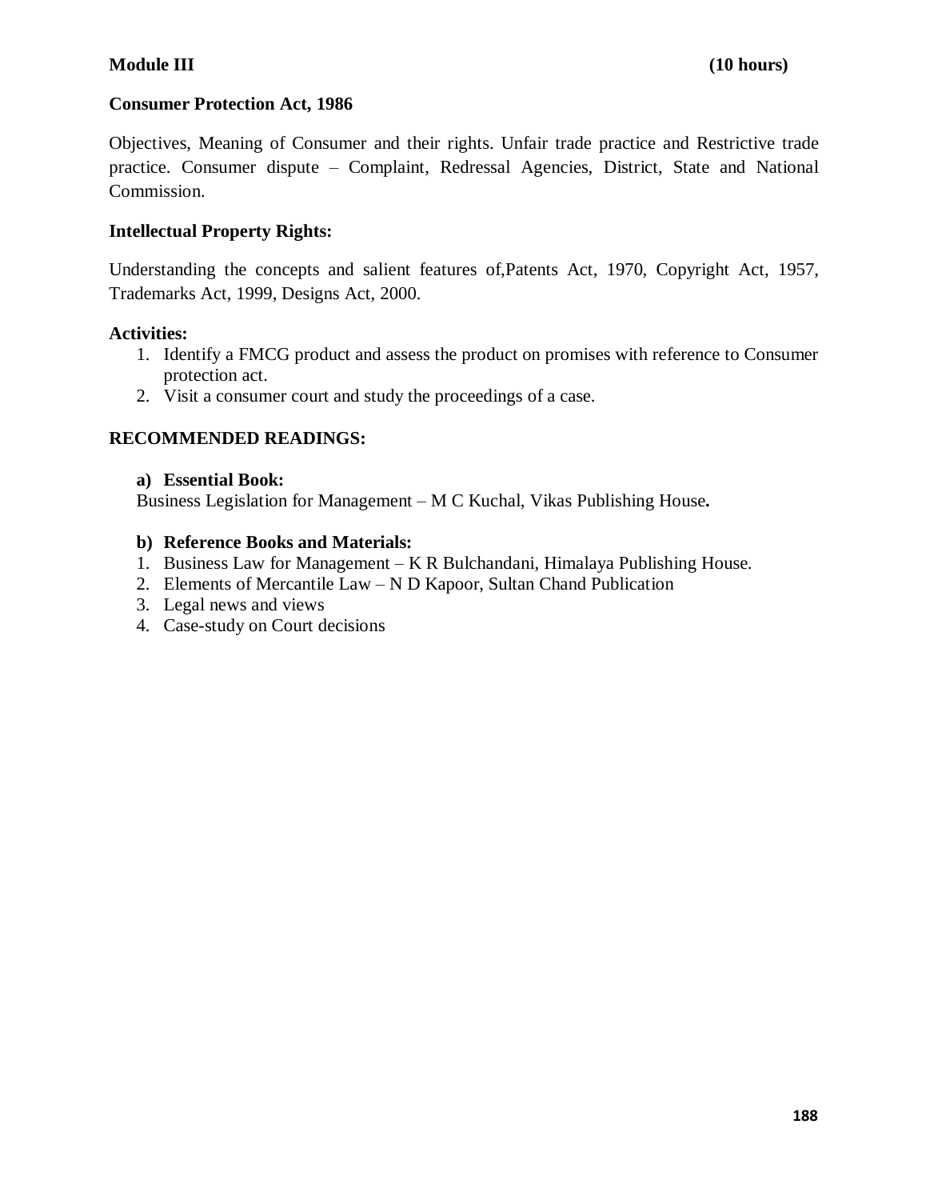**Module III** **(10 hours)**

**Consumer Protection Act, 1986**

Objectives, Meaning of Consumer and their rights. Unfair trade practice and Restrictive trade practice. Consumer dispute – Complaint, Redressal Agencies, District, State and National Commission.

**Intellectual Property Rights:**

Understanding the concepts and salient features of,Patents Act, 1970, Copyright Act, 1957, Trademarks Act, 1999, Designs Act, 2000.

**Activities:**

1. Identify a FMCG product and assess the product on promises with reference to Consumer protection act.
2. Visit a consumer court and study the proceedings of a case.

**RECOMMENDED READINGS:**

**a) Essential Book:**

Business Legislation for Management – M C Kuchal, Vikas Publishing House**.**

**b) Reference Books and Materials:**

1. Business Law for Management – K R Bulchandani, Himalaya Publishing House.
2. Elements of Mercantile Law – N D Kapoor, Sultan Chand Publication
3. Legal news and views
4. Case-study on Court decisions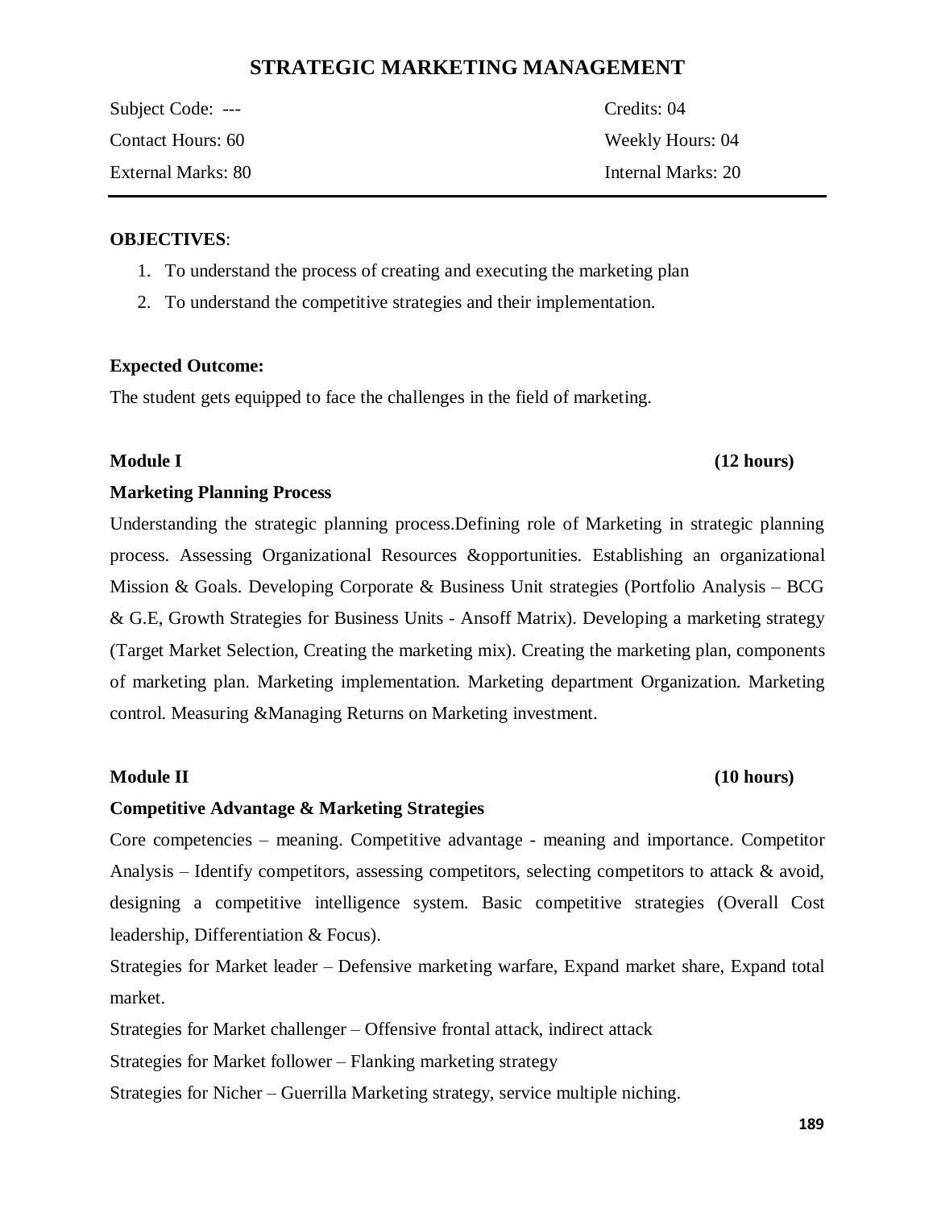# STRATEGIC MARKETING MANAGEMENT

| | |
|---|---|
| Subject Code: --- | Credits: 04 |
| Contact Hours: 60 | Weekly Hours: 04 |
| External Marks: 80 | Internal Marks: 20 |

**OBJECTIVES**:

1. To understand the process of creating and executing the marketing plan
2. To understand the competitive strategies and their implementation.

**Expected Outcome:**

The student gets equipped to face the challenges in the field of marketing.

**Module I** **(12 hours)**

**Marketing Planning Process**

Understanding the strategic planning process.Defining role of Marketing in strategic planning process. Assessing Organizational Resources &opportunities. Establishing an organizational Mission & Goals. Developing Corporate & Business Unit strategies (Portfolio Analysis – BCG & G.E, Growth Strategies for Business Units - Ansoff Matrix). Developing a marketing strategy (Target Market Selection, Creating the marketing mix). Creating the marketing plan, components of marketing plan. Marketing implementation. Marketing department Organization. Marketing control. Measuring &Managing Returns on Marketing investment.

**Module II** **(10 hours)**

**Competitive Advantage & Marketing Strategies**

Core competencies – meaning. Competitive advantage - meaning and importance. Competitor Analysis – Identify competitors, assessing competitors, selecting competitors to attack & avoid, designing a competitive intelligence system. Basic competitive strategies (Overall Cost leadership, Differentiation & Focus).

Strategies for Market leader – Defensive marketing warfare, Expand market share, Expand total market.

Strategies for Market challenger – Offensive frontal attack, indirect attack

Strategies for Market follower – Flanking marketing strategy

Strategies for Nicher – Guerrilla Marketing strategy, service multiple niching.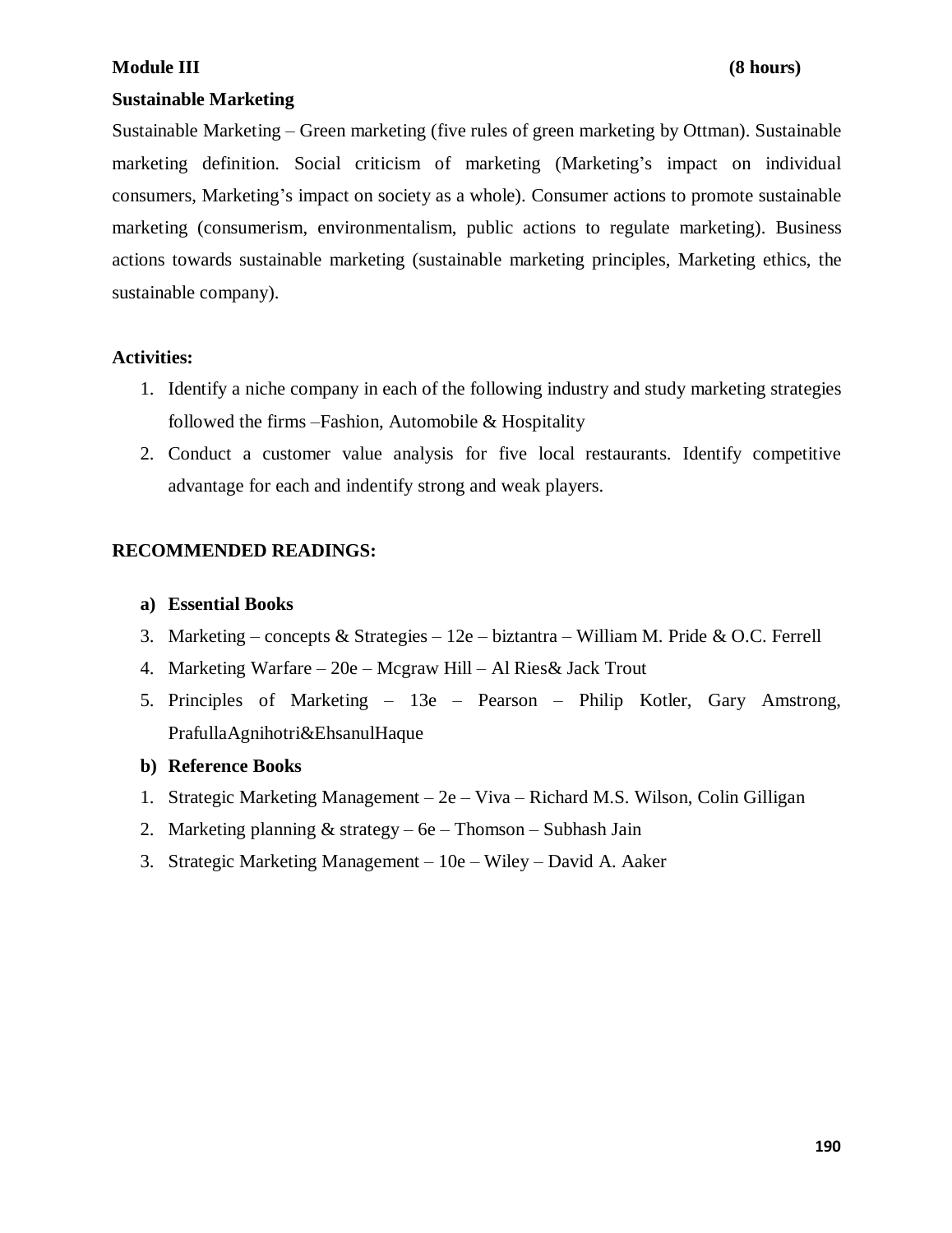**Module III** **(8 hours)**

**Sustainable Marketing**

Sustainable Marketing – Green marketing (five rules of green marketing by Ottman). Sustainable marketing definition. Social criticism of marketing (Marketing's impact on individual consumers, Marketing's impact on society as a whole). Consumer actions to promote sustainable marketing (consumerism, environmentalism, public actions to regulate marketing). Business actions towards sustainable marketing (sustainable marketing principles, Marketing ethics, the sustainable company).

**Activities:**

1. Identify a niche company in each of the following industry and study marketing strategies followed the firms –Fashion, Automobile & Hospitality
2. Conduct a customer value analysis for five local restaurants. Identify competitive advantage for each and indentify strong and weak players.

**RECOMMENDED READINGS:**

**a) Essential Books**

3. Marketing – concepts & Strategies – 12e – biztantra – William M. Pride & O.C. Ferrell
4. Marketing Warfare – 20e – Mcgraw Hill – Al Ries& Jack Trout
5. Principles of Marketing – 13e – Pearson – Philip Kotler, Gary Amstrong, PrafullaAgnihotri&EhsanulHaque

**b) Reference Books**

1. Strategic Marketing Management – 2e – Viva – Richard M.S. Wilson, Colin Gilligan
2. Marketing planning & strategy – 6e – Thomson – Subhash Jain
3. Strategic Marketing Management – 10e – Wiley – David A. Aaker